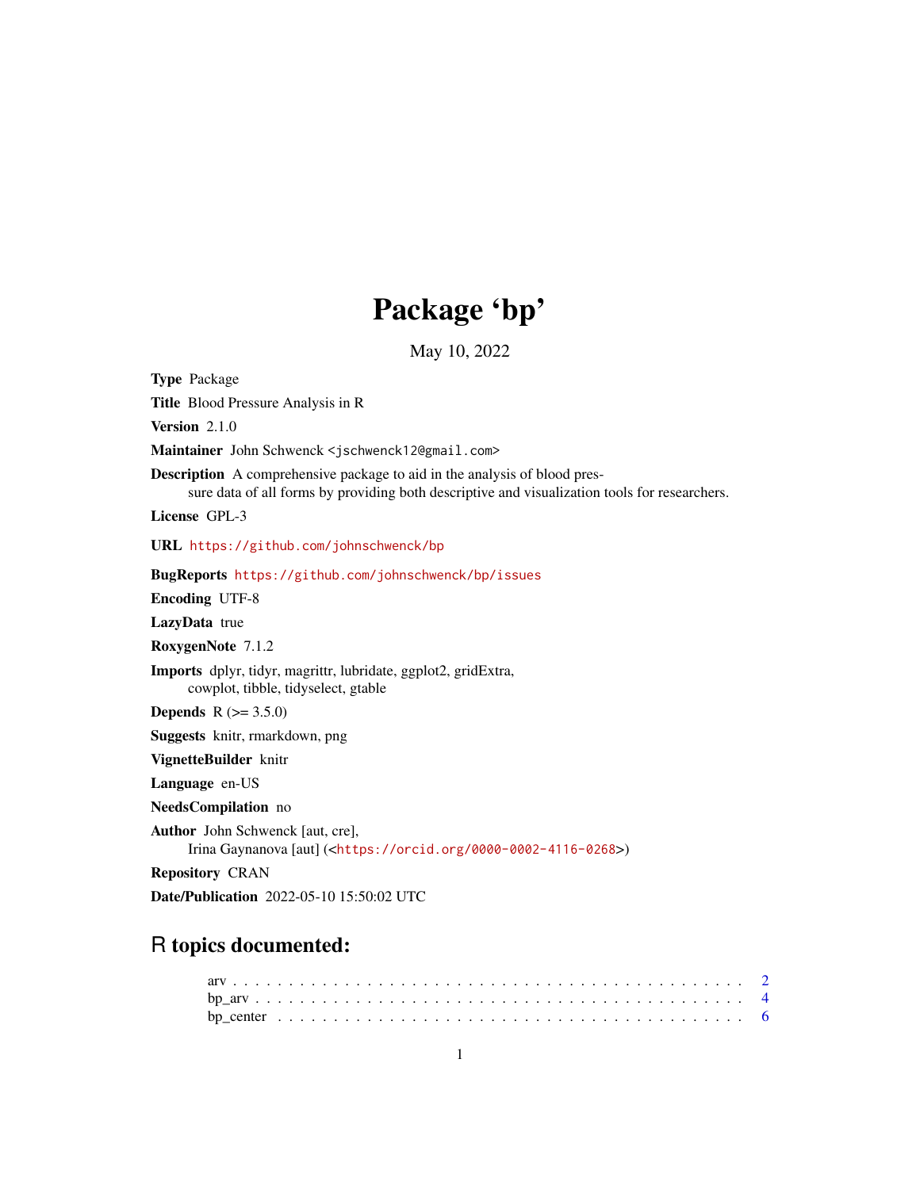# Package 'bp'

May 10, 2022

**Type** Package

**Title** Blood Pressure Analysis in R

**Version** 2.1.0

**Maintainer** John Schwenck <jschwenck12@gmail.com>

**Description** A comprehensive package to aid in the analysis of blood pressure data of all forms by providing both descriptive and visualization tools for researchers.

**License** GPL-3

**URL** https://github.com/johnschwenck/bp

**BugReports** https://github.com/johnschwenck/bp/issues

**Encoding** UTF-8

**LazyData** true

**RoxygenNote** 7.1.2

**Imports** dplyr, tidyr, magrittr, lubridate, ggplot2, gridExtra, cowplot, tibble, tidyselect, gtable

**Depends** R (>= 3.5.0)

**Suggests** knitr, rmarkdown, png

**VignetteBuilder** knitr

**Language** en-US

**NeedsCompilation** no

**Author** John Schwenck [aut, cre], Irina Gaynanova [aut] (<https://orcid.org/0000-0002-4116-0268>)

**Repository** CRAN

**Date/Publication** 2022-05-10 15:50:02 UTC

## R topics documented:

arv . . . . . . . . . . . . . . . . . . . . . . . . . . . . . . . . . . . . . . . . . . . 2
bp_arv . . . . . . . . . . . . . . . . . . . . . . . . . . . . . . . . . . . . . . . . . 4
bp_center . . . . . . . . . . . . . . . . . . . . . . . . . . . . . . . . . . . . . . . 6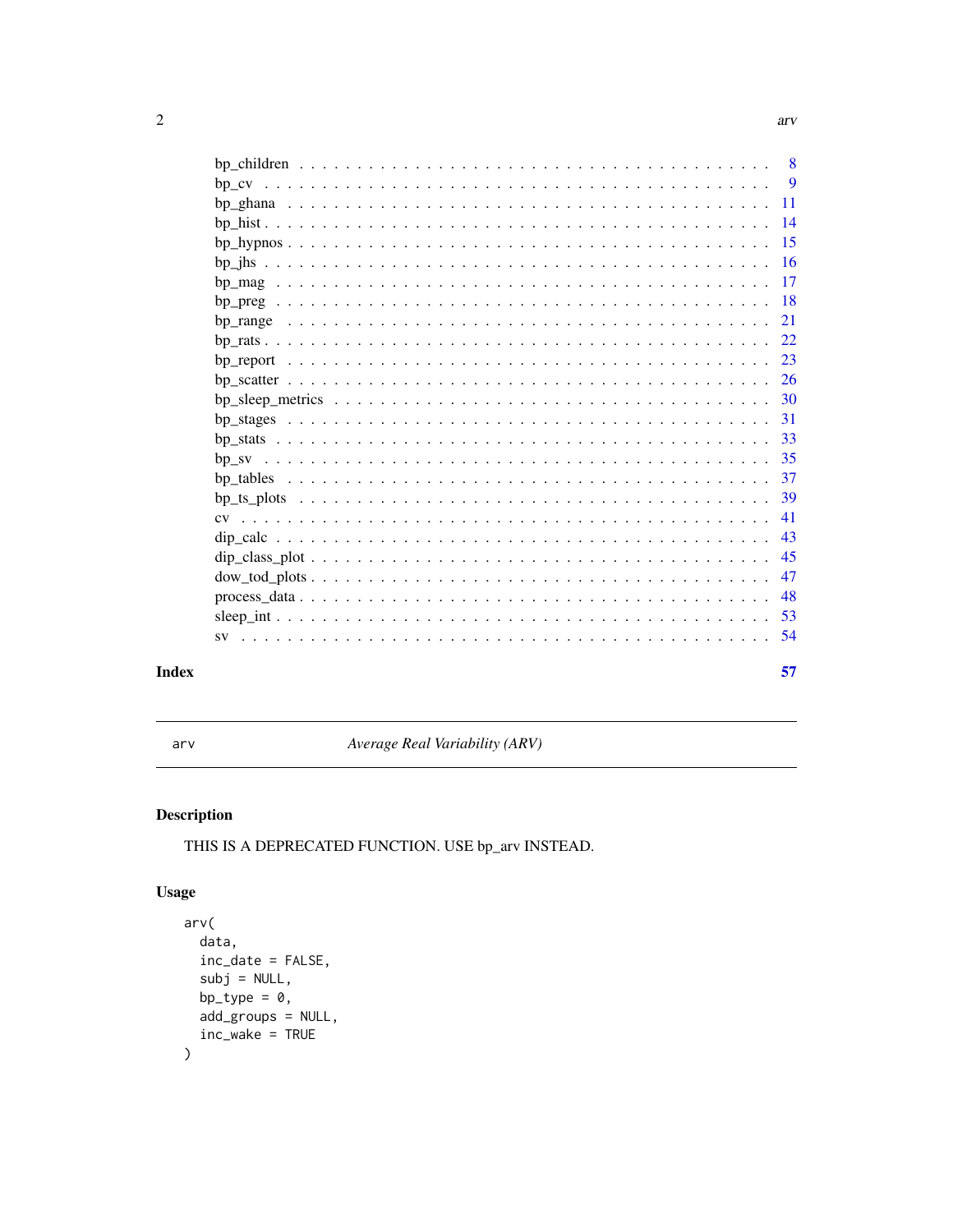bp_children . . . . . . . . . . . . . . . . . . . . . . . . . . . . . . . . . . . . . . 8
bp_cv . . . . . . . . . . . . . . . . . . . . . . . . . . . . . . . . . . . . . . . . . 9
bp_ghana . . . . . . . . . . . . . . . . . . . . . . . . . . . . . . . . . . . . . . . 11
bp_hist . . . . . . . . . . . . . . . . . . . . . . . . . . . . . . . . . . . . . . . . 14
bp_hypnos . . . . . . . . . . . . . . . . . . . . . . . . . . . . . . . . . . . . . . 15
bp_jhs . . . . . . . . . . . . . . . . . . . . . . . . . . . . . . . . . . . . . . . . 16
bp_mag . . . . . . . . . . . . . . . . . . . . . . . . . . . . . . . . . . . . . . . . 17
bp_preg . . . . . . . . . . . . . . . . . . . . . . . . . . . . . . . . . . . . . . . 18
bp_range . . . . . . . . . . . . . . . . . . . . . . . . . . . . . . . . . . . . . . . 21
bp_rats . . . . . . . . . . . . . . . . . . . . . . . . . . . . . . . . . . . . . . . . 22
bp_report . . . . . . . . . . . . . . . . . . . . . . . . . . . . . . . . . . . . . . 23
bp_scatter . . . . . . . . . . . . . . . . . . . . . . . . . . . . . . . . . . . . . . 26
bp_sleep_metrics . . . . . . . . . . . . . . . . . . . . . . . . . . . . . . . . . . 30
bp_stages . . . . . . . . . . . . . . . . . . . . . . . . . . . . . . . . . . . . . . 31
bp_stats . . . . . . . . . . . . . . . . . . . . . . . . . . . . . . . . . . . . . . . 33
bp_sv . . . . . . . . . . . . . . . . . . . . . . . . . . . . . . . . . . . . . . . . 35
bp_tables . . . . . . . . . . . . . . . . . . . . . . . . . . . . . . . . . . . . . . 37
bp_ts_plots . . . . . . . . . . . . . . . . . . . . . . . . . . . . . . . . . . . . . 39
cv . . . . . . . . . . . . . . . . . . . . . . . . . . . . . . . . . . . . . . . . . . 41
dip_calc . . . . . . . . . . . . . . . . . . . . . . . . . . . . . . . . . . . . . . . 43
dip_class_plot . . . . . . . . . . . . . . . . . . . . . . . . . . . . . . . . . . . . 45
dow_tod_plots . . . . . . . . . . . . . . . . . . . . . . . . . . . . . . . . . . . . 47
process_data . . . . . . . . . . . . . . . . . . . . . . . . . . . . . . . . . . . . . 48
sleep_int . . . . . . . . . . . . . . . . . . . . . . . . . . . . . . . . . . . . . . . 53
sv . . . . . . . . . . . . . . . . . . . . . . . . . . . . . . . . . . . . . . . . . . 54

**Index** **57**

---

arv *Average Real Variability (ARV)*

---

## Description

THIS IS A DEPRECATED FUNCTION. USE bp_arv INSTEAD.

## Usage

```
arv(
  data,
  inc_date = FALSE,
  subj = NULL,
  bp_type = 0,
  add_groups = NULL,
  inc_wake = TRUE
)
```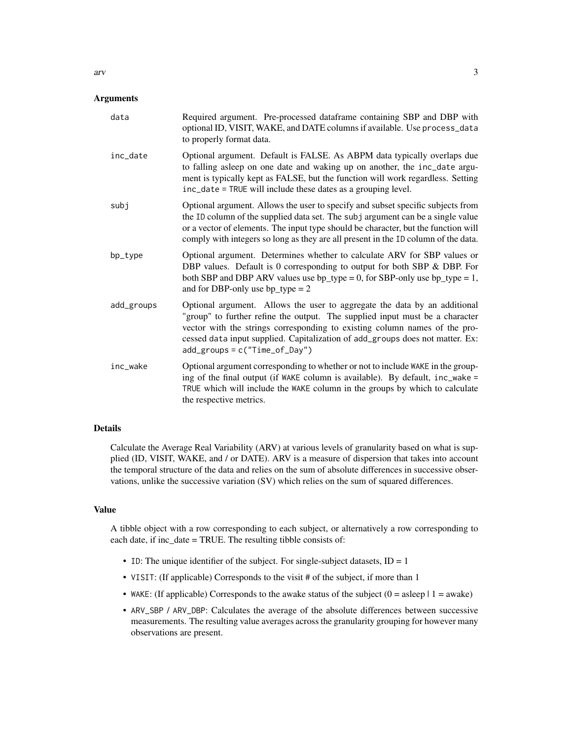## Arguments

| | |
|---|---|
| data | Required argument. Pre-processed dataframe containing SBP and DBP with optional ID, VISIT, WAKE, and DATE columns if available. Use `process_data` to properly format data. |
| inc_date | Optional argument. Default is FALSE. As ABPM data typically overlaps due to falling asleep on one date and waking up on another, the `inc_date` argument is typically kept as FALSE, but the function will work regardless. Setting `inc_date = TRUE` will include these dates as a grouping level. |
| subj | Optional argument. Allows the user to specify and subset specific subjects from the `ID` column of the supplied data set. The `subj` argument can be a single value or a vector of elements. The input type should be character, but the function will comply with integers so long as they are all present in the `ID` column of the data. |
| bp_type | Optional argument. Determines whether to calculate ARV for SBP values or DBP values. Default is 0 corresponding to output for both SBP & DBP. For both SBP and DBP ARV values use bp_type = 0, for SBP-only use bp_type = 1, and for DBP-only use bp_type = 2 |
| add_groups | Optional argument. Allows the user to aggregate the data by an additional "group" to further refine the output. The supplied input must be a character vector with the strings corresponding to existing column names of the processed `data` input supplied. Capitalization of `add_groups` does not matter. Ex: `add_groups = c("Time_of_Day")` |
| inc_wake | Optional argument corresponding to whether or not to include `WAKE` in the grouping of the final output (if `WAKE` column is available). By default, `inc_wake = TRUE` which will include the `WAKE` column in the groups by which to calculate the respective metrics. |

## Details

Calculate the Average Real Variability (ARV) at various levels of granularity based on what is supplied (ID, VISIT, WAKE, and / or DATE). ARV is a measure of dispersion that takes into account the temporal structure of the data and relies on the sum of absolute differences in successive observations, unlike the successive variation (SV) which relies on the sum of squared differences.

## Value

A tibble object with a row corresponding to each subject, or alternatively a row corresponding to each date, if inc_date = TRUE. The resulting tibble consists of:

- `ID`: The unique identifier of the subject. For single-subject datasets, ID = 1
- `VISIT`: (If applicable) Corresponds to the visit # of the subject, if more than 1
- `WAKE`: (If applicable) Corresponds to the awake status of the subject (0 = asleep | 1 = awake)
- `ARV_SBP` / `ARV_DBP`: Calculates the average of the absolute differences between successive measurements. The resulting value averages across the granularity grouping for however many observations are present.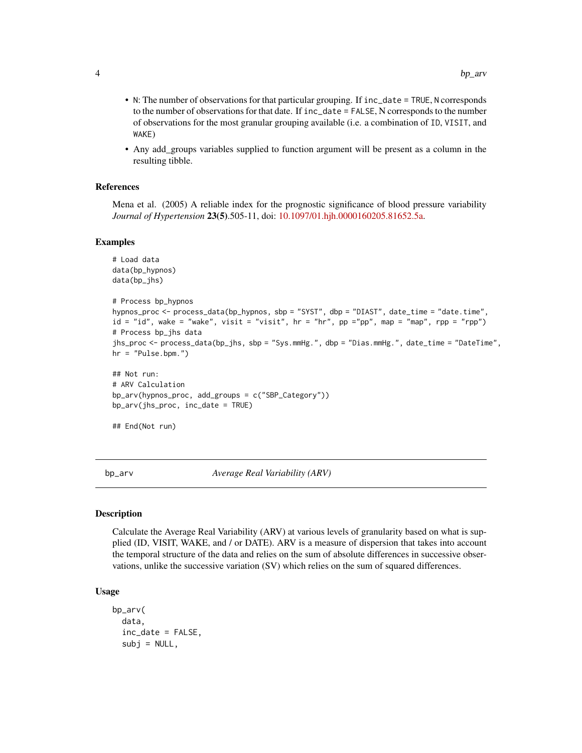- N: The number of observations for that particular grouping. If `inc_date = TRUE`, N corresponds to the number of observations for that date. If `inc_date = FALSE`, N corresponds to the number of observations for the most granular grouping available (i.e. a combination of ID, VISIT, and WAKE)
- Any add_groups variables supplied to function argument will be present as a column in the resulting tibble.

### References

Mena et al. (2005) A reliable index for the prognostic significance of blood pressure variability *Journal of Hypertension* **23(5)**.505-11, doi: 10.1097/01.hjh.0000160205.81652.5a.

### Examples

```
# Load data
data(bp_hypnos)
data(bp_jhs)

# Process bp_hypnos
hypnos_proc <- process_data(bp_hypnos, sbp = "SYST", dbp = "DIAST", date_time = "date.time",
id = "id", wake = "wake", visit = "visit", hr = "hr", pp ="pp", map = "map", rpp = "rpp")
# Process bp_jhs data
jhs_proc <- process_data(bp_jhs, sbp = "Sys.mmHg.", dbp = "Dias.mmHg.", date_time = "DateTime",
hr = "Pulse.bpm.")

## Not run:
# ARV Calculation
bp_arv(hypnos_proc, add_groups = c("SBP_Category"))
bp_arv(jhs_proc, inc_date = TRUE)

## End(Not run)
```

---

## bp_arv — *Average Real Variability (ARV)*

### Description

Calculate the Average Real Variability (ARV) at various levels of granularity based on what is supplied (ID, VISIT, WAKE, and / or DATE). ARV is a measure of dispersion that takes into account the temporal structure of the data and relies on the sum of absolute differences in successive observations, unlike the successive variation (SV) which relies on the sum of squared differences.

### Usage

```
bp_arv(
  data,
  inc_date = FALSE,
  subj = NULL,
```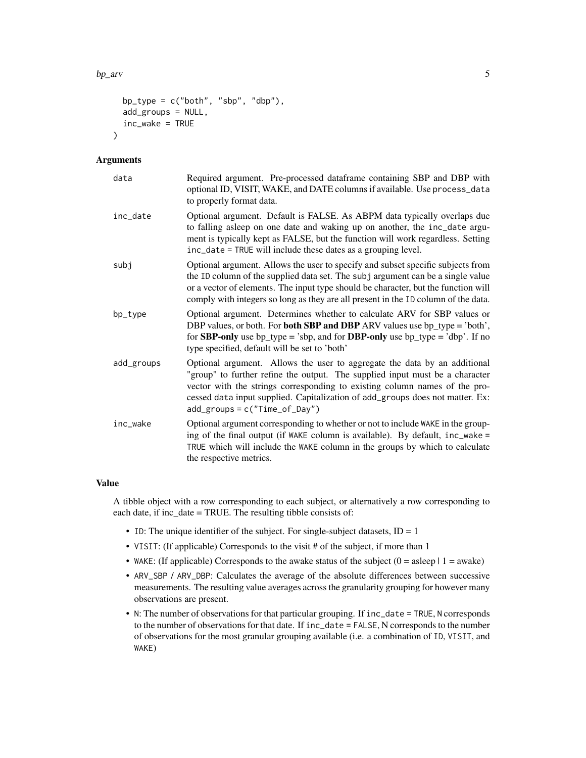```
  bp_type = c("both", "sbp", "dbp"),
  add_groups = NULL,
  inc_wake = TRUE
)
```

## Arguments

| | |
|---|---|
| data | Required argument. Pre-processed dataframe containing SBP and DBP with optional ID, VISIT, WAKE, and DATE columns if available. Use `process_data` to properly format data. |
| inc_date | Optional argument. Default is FALSE. As ABPM data typically overlaps due to falling asleep on one date and waking up on another, the `inc_date` argument is typically kept as FALSE, but the function will work regardless. Setting `inc_date = TRUE` will include these dates as a grouping level. |
| subj | Optional argument. Allows the user to specify and subset specific subjects from the `ID` column of the supplied data set. The `subj` argument can be a single value or a vector of elements. The input type should be character, but the function will comply with integers so long as they are all present in the `ID` column of the data. |
| bp_type | Optional argument. Determines whether to calculate ARV for SBP values or DBP values, or both. For **both SBP and DBP** ARV values use bp_type = 'both', for **SBP-only** use bp_type = 'sbp, and for **DBP-only** use bp_type = 'dbp'. If no type specified, default will be set to 'both' |
| add_groups | Optional argument. Allows the user to aggregate the data by an additional "group" to further refine the output. The supplied input must be a character vector with the strings corresponding to existing column names of the processed `data` input supplied. Capitalization of `add_groups` does not matter. Ex: `add_groups = c("Time_of_Day")` |
| inc_wake | Optional argument corresponding to whether or not to include `WAKE` in the grouping of the final output (if `WAKE` column is available). By default, `inc_wake = TRUE` which will include the `WAKE` column in the groups by which to calculate the respective metrics. |

## Value

A tibble object with a row corresponding to each subject, or alternatively a row corresponding to each date, if inc_date = TRUE. The resulting tibble consists of:

- `ID`: The unique identifier of the subject. For single-subject datasets, ID = 1
- `VISIT`: (If applicable) Corresponds to the visit # of the subject, if more than 1
- `WAKE`: (If applicable) Corresponds to the awake status of the subject (0 = asleep | 1 = awake)
- `ARV_SBP` / `ARV_DBP`: Calculates the average of the absolute differences between successive measurements. The resulting value averages across the granularity grouping for however many observations are present.
- `N`: The number of observations for that particular grouping. If `inc_date = TRUE`, `N` corresponds to the number of observations for that date. If `inc_date = FALSE`, N corresponds to the number of observations for the most granular grouping available (i.e. a combination of `ID`, `VISIT`, and `WAKE`)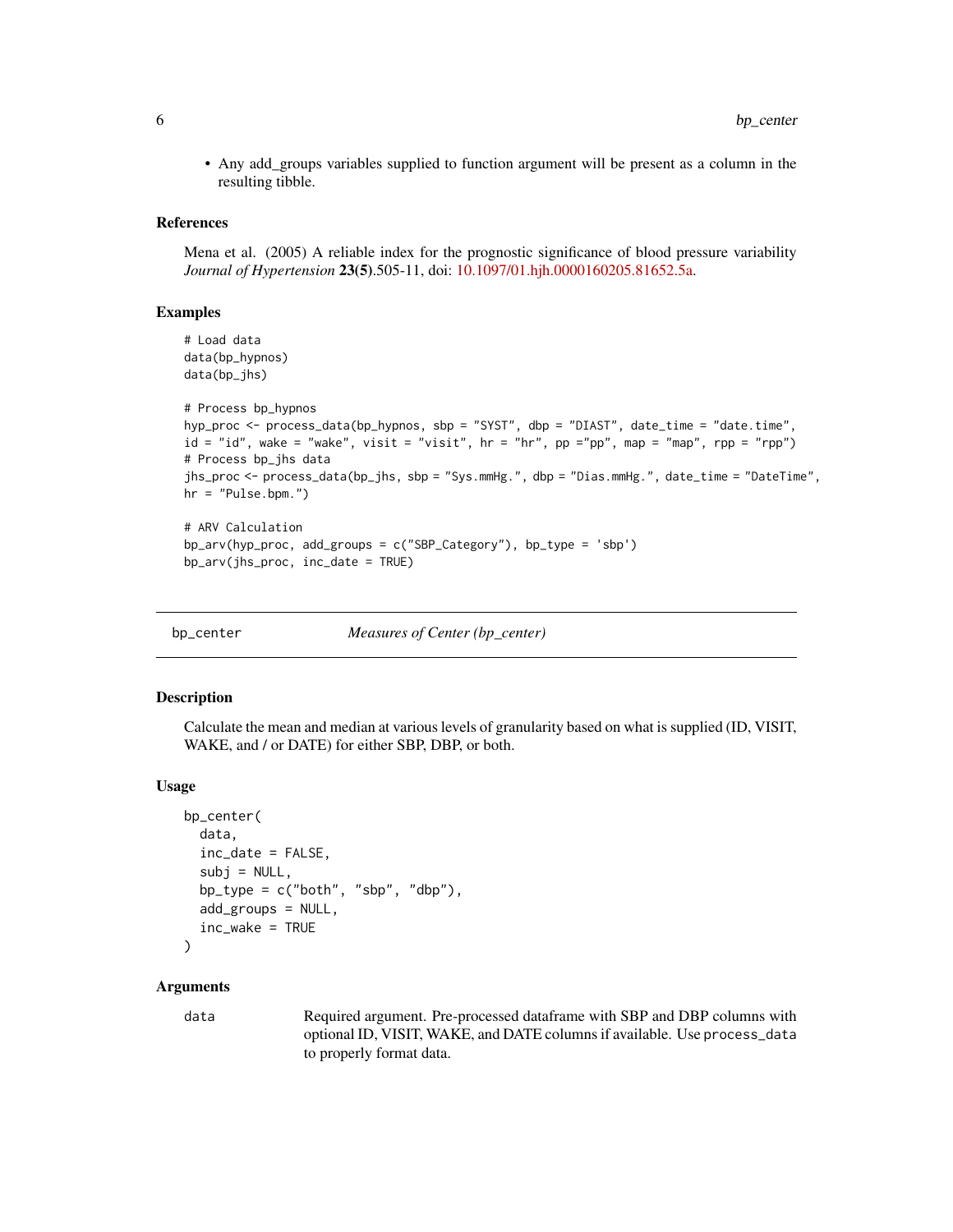- Any add_groups variables supplied to function argument will be present as a column in the resulting tibble.

### References

Mena et al. (2005) A reliable index for the prognostic significance of blood pressure variability *Journal of Hypertension* **23(5)**.505-11, doi: 10.1097/01.hjh.0000160205.81652.5a.

### Examples

```
# Load data
data(bp_hypnos)
data(bp_jhs)

# Process bp_hypnos
hyp_proc <- process_data(bp_hypnos, sbp = "SYST", dbp = "DIAST", date_time = "date.time",
id = "id", wake = "wake", visit = "visit", hr = "hr", pp ="pp", map = "map", rpp = "rpp")
# Process bp_jhs data
jhs_proc <- process_data(bp_jhs, sbp = "Sys.mmHg.", dbp = "Dias.mmHg.", date_time = "DateTime",
hr = "Pulse.bpm.")

# ARV Calculation
bp_arv(hyp_proc, add_groups = c("SBP_Category"), bp_type = 'sbp')
bp_arv(jhs_proc, inc_date = TRUE)
```

---

## bp_center *Measures of Center (bp_center)*

### Description

Calculate the mean and median at various levels of granularity based on what is supplied (ID, VISIT, WAKE, and / or DATE) for either SBP, DBP, or both.

### Usage

```
bp_center(
  data,
  inc_date = FALSE,
  subj = NULL,
  bp_type = c("both", "sbp", "dbp"),
  add_groups = NULL,
  inc_wake = TRUE
)
```

### Arguments

| | |
|---|---|
| `data` | Required argument. Pre-processed dataframe with SBP and DBP columns with optional ID, VISIT, WAKE, and DATE columns if available. Use `process_data` to properly format data. |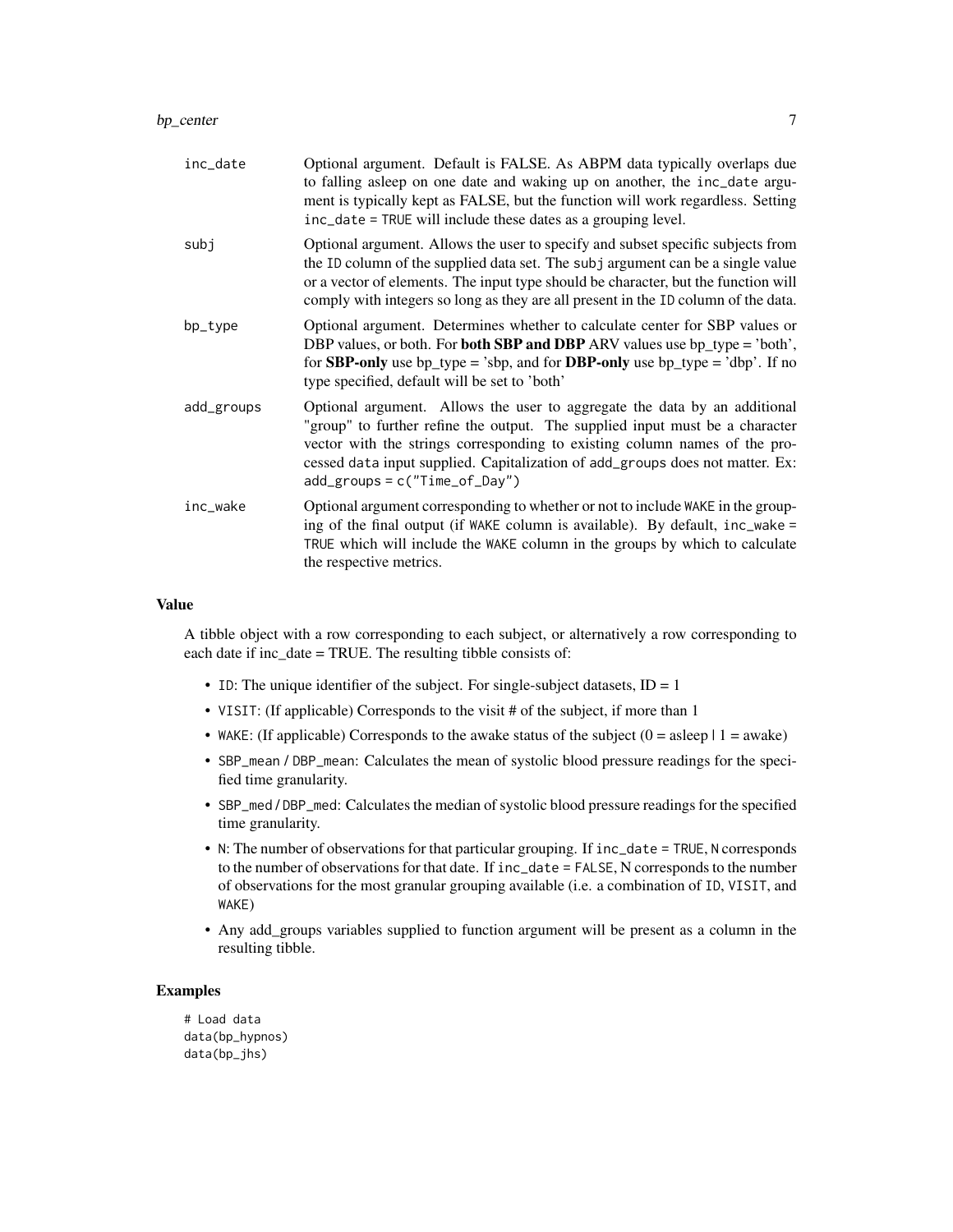| | |
|---|---|
| inc_date | Optional argument. Default is FALSE. As ABPM data typically overlaps due to falling asleep on one date and waking up on another, the inc_date argument is typically kept as FALSE, but the function will work regardless. Setting inc_date = TRUE will include these dates as a grouping level. |
| subj | Optional argument. Allows the user to specify and subset specific subjects from the ID column of the supplied data set. The subj argument can be a single value or a vector of elements. The input type should be character, but the function will comply with integers so long as they are all present in the ID column of the data. |
| bp_type | Optional argument. Determines whether to calculate center for SBP values or DBP values, or both. For **both SBP and DBP** ARV values use bp_type = 'both', for **SBP-only** use bp_type = 'sbp, and for **DBP-only** use bp_type = 'dbp'. If no type specified, default will be set to 'both' |
| add_groups | Optional argument. Allows the user to aggregate the data by an additional "group" to further refine the output. The supplied input must be a character vector with the strings corresponding to existing column names of the processed data input supplied. Capitalization of add_groups does not matter. Ex: add_groups = c("Time_of_Day") |
| inc_wake | Optional argument corresponding to whether or not to include WAKE in the grouping of the final output (if WAKE column is available). By default, inc_wake = TRUE which will include the WAKE column in the groups by which to calculate the respective metrics. |

## Value

A tibble object with a row corresponding to each subject, or alternatively a row corresponding to each date if inc_date = TRUE. The resulting tibble consists of:

- ID: The unique identifier of the subject. For single-subject datasets, ID = 1
- VISIT: (If applicable) Corresponds to the visit # of the subject, if more than 1
- WAKE: (If applicable) Corresponds to the awake status of the subject (0 = asleep | 1 = awake)
- SBP_mean / DBP_mean: Calculates the mean of systolic blood pressure readings for the specified time granularity.
- SBP_med / DBP_med: Calculates the median of systolic blood pressure readings for the specified time granularity.
- N: The number of observations for that particular grouping. If inc_date = TRUE, N corresponds to the number of observations for that date. If inc_date = FALSE, N corresponds to the number of observations for the most granular grouping available (i.e. a combination of ID, VISIT, and WAKE)
- Any add_groups variables supplied to function argument will be present as a column in the resulting tibble.

## Examples

```
# Load data
data(bp_hypnos)
data(bp_jhs)
```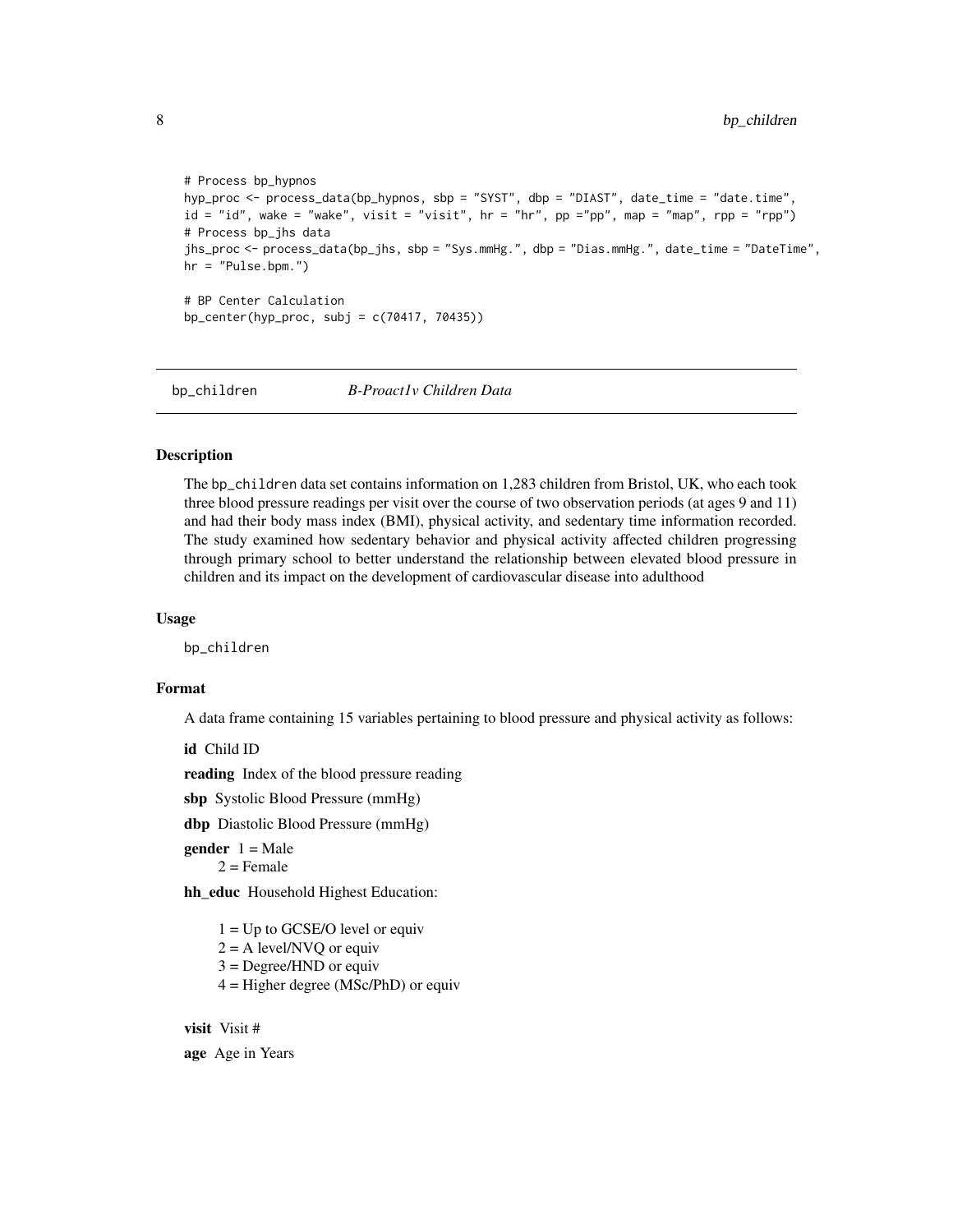```
# Process bp_hypnos
hyp_proc <- process_data(bp_hypnos, sbp = "SYST", dbp = "DIAST", date_time = "date.time",
id = "id", wake = "wake", visit = "visit", hr = "hr", pp ="pp", map = "map", rpp = "rpp")
# Process bp_jhs data
jhs_proc <- process_data(bp_jhs, sbp = "Sys.mmHg.", dbp = "Dias.mmHg.", date_time = "DateTime",
hr = "Pulse.bpm.")

# BP Center Calculation
bp_center(hyp_proc, subj = c(70417, 70435))
```

## bp_children — *B-Proact1v Children Data*

### Description

The bp_children data set contains information on 1,283 children from Bristol, UK, who each took three blood pressure readings per visit over the course of two observation periods (at ages 9 and 11) and had their body mass index (BMI), physical activity, and sedentary time information recorded. The study examined how sedentary behavior and physical activity affected children progressing through primary school to better understand the relationship between elevated blood pressure in children and its impact on the development of cardiovascular disease into adulthood

### Usage

```
bp_children
```

### Format

A data frame containing 15 variables pertaining to blood pressure and physical activity as follows:

**id** Child ID

**reading** Index of the blood pressure reading

**sbp** Systolic Blood Pressure (mmHg)

**dbp** Diastolic Blood Pressure (mmHg)

**gender** 1 = Male  
2 = Female

**hh_educ** Household Highest Education:

1 = Up to GCSE/O level or equiv  
2 = A level/NVQ or equiv  
3 = Degree/HND or equiv  
4 = Higher degree (MSc/PhD) or equiv

**visit** Visit #

**age** Age in Years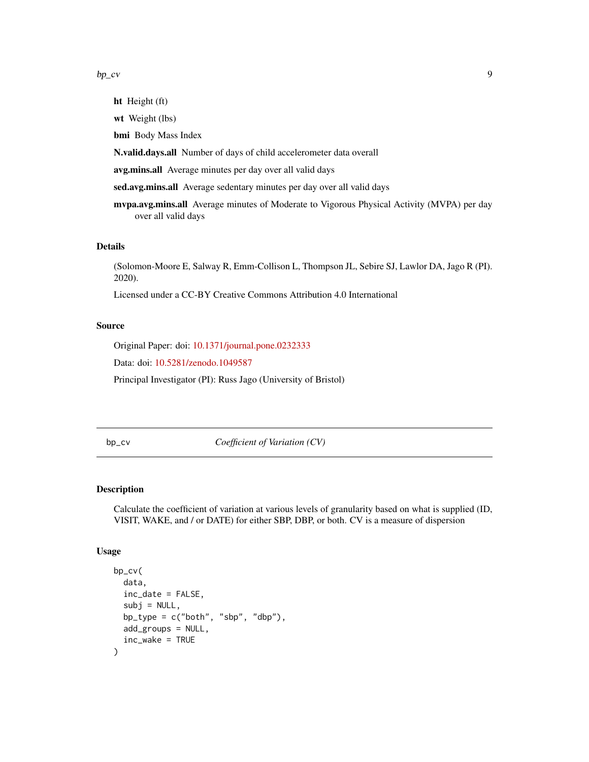**ht** Height (ft)

**wt** Weight (lbs)

**bmi** Body Mass Index

**N.valid.days.all** Number of days of child accelerometer data overall

**avg.mins.all** Average minutes per day over all valid days

**sed.avg.mins.all** Average sedentary minutes per day over all valid days

**mvpa.avg.mins.all** Average minutes of Moderate to Vigorous Physical Activity (MVPA) per day over all valid days

## Details

(Solomon-Moore E, Salway R, Emm-Collison L, Thompson JL, Sebire SJ, Lawlor DA, Jago R (PI). 2020).

Licensed under a CC-BY Creative Commons Attribution 4.0 International

## Source

Original Paper: doi: 10.1371/journal.pone.0232333

Data: doi: 10.5281/zenodo.1049587

Principal Investigator (PI): Russ Jago (University of Bristol)

---

# bp_cv *Coefficient of Variation (CV)*

## Description

Calculate the coefficient of variation at various levels of granularity based on what is supplied (ID, VISIT, WAKE, and / or DATE) for either SBP, DBP, or both. CV is a measure of dispersion

## Usage

```
bp_cv(
  data,
  inc_date = FALSE,
  subj = NULL,
  bp_type = c("both", "sbp", "dbp"),
  add_groups = NULL,
  inc_wake = TRUE
)
```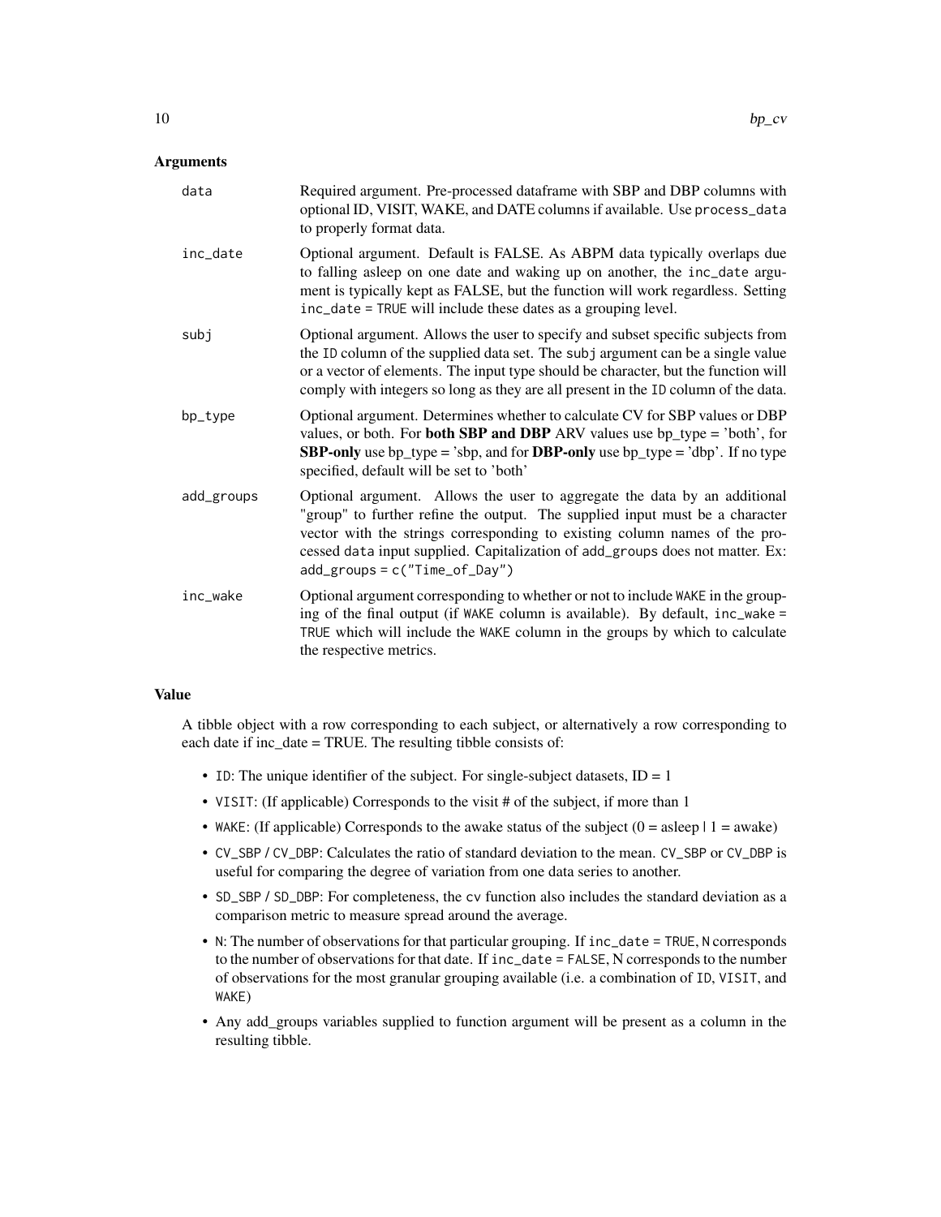## Arguments

| | |
|---|---|
| `data` | Required argument. Pre-processed dataframe with SBP and DBP columns with optional ID, VISIT, WAKE, and DATE columns if available. Use `process_data` to properly format data. |
| `inc_date` | Optional argument. Default is FALSE. As ABPM data typically overlaps due to falling asleep on one date and waking up on another, the `inc_date` argument is typically kept as FALSE, but the function will work regardless. Setting `inc_date = TRUE` will include these dates as a grouping level. |
| `subj` | Optional argument. Allows the user to specify and subset specific subjects from the `ID` column of the supplied data set. The `subj` argument can be a single value or a vector of elements. The input type should be character, but the function will comply with integers so long as they are all present in the `ID` column of the data. |
| `bp_type` | Optional argument. Determines whether to calculate CV for SBP values or DBP values, or both. For **both SBP and DBP** ARV values use bp_type = 'both', for **SBP-only** use bp_type = 'sbp, and for **DBP-only** use bp_type = 'dbp'. If no type specified, default will be set to 'both' |
| `add_groups` | Optional argument. Allows the user to aggregate the data by an additional "group" to further refine the output. The supplied input must be a character vector with the strings corresponding to existing column names of the processed `data` input supplied. Capitalization of `add_groups` does not matter. Ex: `add_groups = c("Time_of_Day")` |
| `inc_wake` | Optional argument corresponding to whether or not to include WAKE in the grouping of the final output (if WAKE column is available). By default, `inc_wake = TRUE` which will include the WAKE column in the groups by which to calculate the respective metrics. |

## Value

A tibble object with a row corresponding to each subject, or alternatively a row corresponding to each date if inc_date = TRUE. The resulting tibble consists of:

- `ID`: The unique identifier of the subject. For single-subject datasets, ID = 1
- `VISIT`: (If applicable) Corresponds to the visit # of the subject, if more than 1
- `WAKE`: (If applicable) Corresponds to the awake status of the subject (0 = asleep | 1 = awake)
- `CV_SBP` / `CV_DBP`: Calculates the ratio of standard deviation to the mean. `CV_SBP` or `CV_DBP` is useful for comparing the degree of variation from one data series to another.
- `SD_SBP` / `SD_DBP`: For completeness, the `cv` function also includes the standard deviation as a comparison metric to measure spread around the average.
- `N`: The number of observations for that particular grouping. If `inc_date = TRUE`, `N` corresponds to the number of observations for that date. If `inc_date = FALSE`, N corresponds to the number of observations for the most granular grouping available (i.e. a combination of `ID`, `VISIT`, and `WAKE`)
- Any add_groups variables supplied to function argument will be present as a column in the resulting tibble.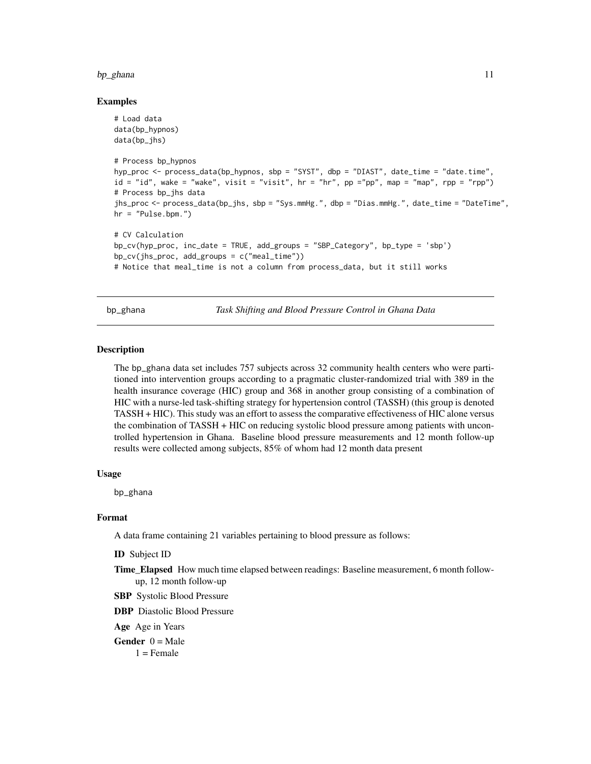## Examples

```
# Load data
data(bp_hypnos)
data(bp_jhs)

# Process bp_hypnos
hyp_proc <- process_data(bp_hypnos, sbp = "SYST", dbp = "DIAST", date_time = "date.time",
id = "id", wake = "wake", visit = "visit", hr = "hr", pp ="pp", map = "map", rpp = "rpp")
# Process bp_jhs data
jhs_proc <- process_data(bp_jhs, sbp = "Sys.mmHg.", dbp = "Dias.mmHg.", date_time = "DateTime",
hr = "Pulse.bpm.")

# CV Calculation
bp_cv(hyp_proc, inc_date = TRUE, add_groups = "SBP_Category", bp_type = 'sbp')
bp_cv(jhs_proc, add_groups = c("meal_time"))
# Notice that meal_time is not a column from process_data, but it still works
```

---

# bp_ghana — *Task Shifting and Blood Pressure Control in Ghana Data*

## Description

The bp_ghana data set includes 757 subjects across 32 community health centers who were partitioned into intervention groups according to a pragmatic cluster-randomized trial with 389 in the health insurance coverage (HIC) group and 368 in another group consisting of a combination of HIC with a nurse-led task-shifting strategy for hypertension control (TASSH) (this group is denoted TASSH + HIC). This study was an effort to assess the comparative effectiveness of HIC alone versus the combination of TASSH + HIC on reducing systolic blood pressure among patients with uncontrolled hypertension in Ghana. Baseline blood pressure measurements and 12 month follow-up results were collected among subjects, 85% of whom had 12 month data present

## Usage

```
bp_ghana
```

## Format

A data frame containing 21 variables pertaining to blood pressure as follows:

**ID** Subject ID

**Time_Elapsed** How much time elapsed between readings: Baseline measurement, 6 month follow-up, 12 month follow-up

**SBP** Systolic Blood Pressure

**DBP** Diastolic Blood Pressure

**Age** Age in Years

**Gender** 0 = Male
1 = Female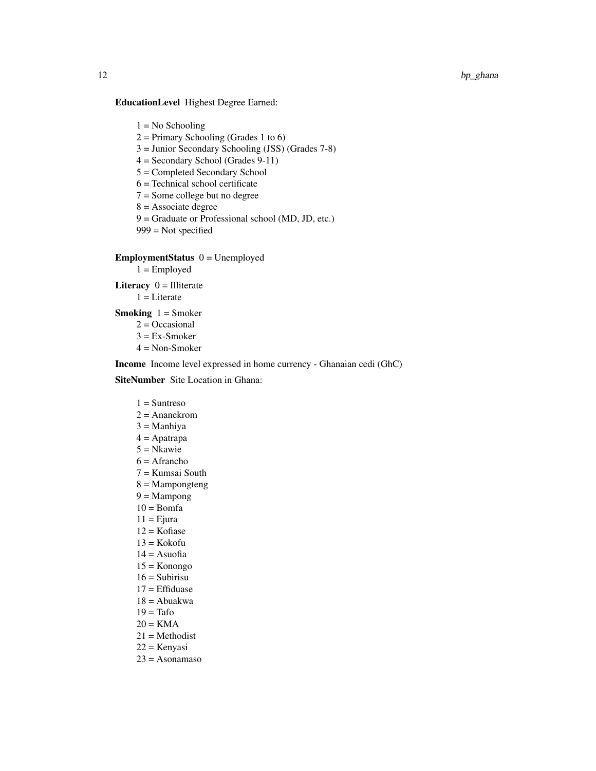**EducationLevel** Highest Degree Earned:

1 = No Schooling
2 = Primary Schooling (Grades 1 to 6)
3 = Junior Secondary Schooling (JSS) (Grades 7-8)
4 = Secondary School (Grades 9-11)
5 = Completed Secondary School
6 = Technical school certificate
7 = Some college but no degree
8 = Associate degree
9 = Graduate or Professional school (MD, JD, etc.)
999 = Not specified

**EmploymentStatus** 0 = Unemployed
1 = Employed

**Literacy** 0 = Illiterate
1 = Literate

**Smoking** 1 = Smoker
2 = Occasional
3 = Ex-Smoker
4 = Non-Smoker

**Income** Income level expressed in home currency - Ghanaian cedi (GhC)

**SiteNumber** Site Location in Ghana:

1 = Suntreso
2 = Ananekrom
3 = Manhiya
4 = Apatrapa
5 = Nkawie
6 = Afrancho
7 = Kumsai South
8 = Mampongteng
9 = Mampong
10 = Bomfa
11 = Ejura
12 = Kofiase
13 = Kokofu
14 = Asuofia
15 = Konongo
16 = Subirisu
17 = Effiduase
18 = Abuakwa
19 = Tafo
20 = KMA
21 = Methodist
22 = Kenyasi
23 = Asonamaso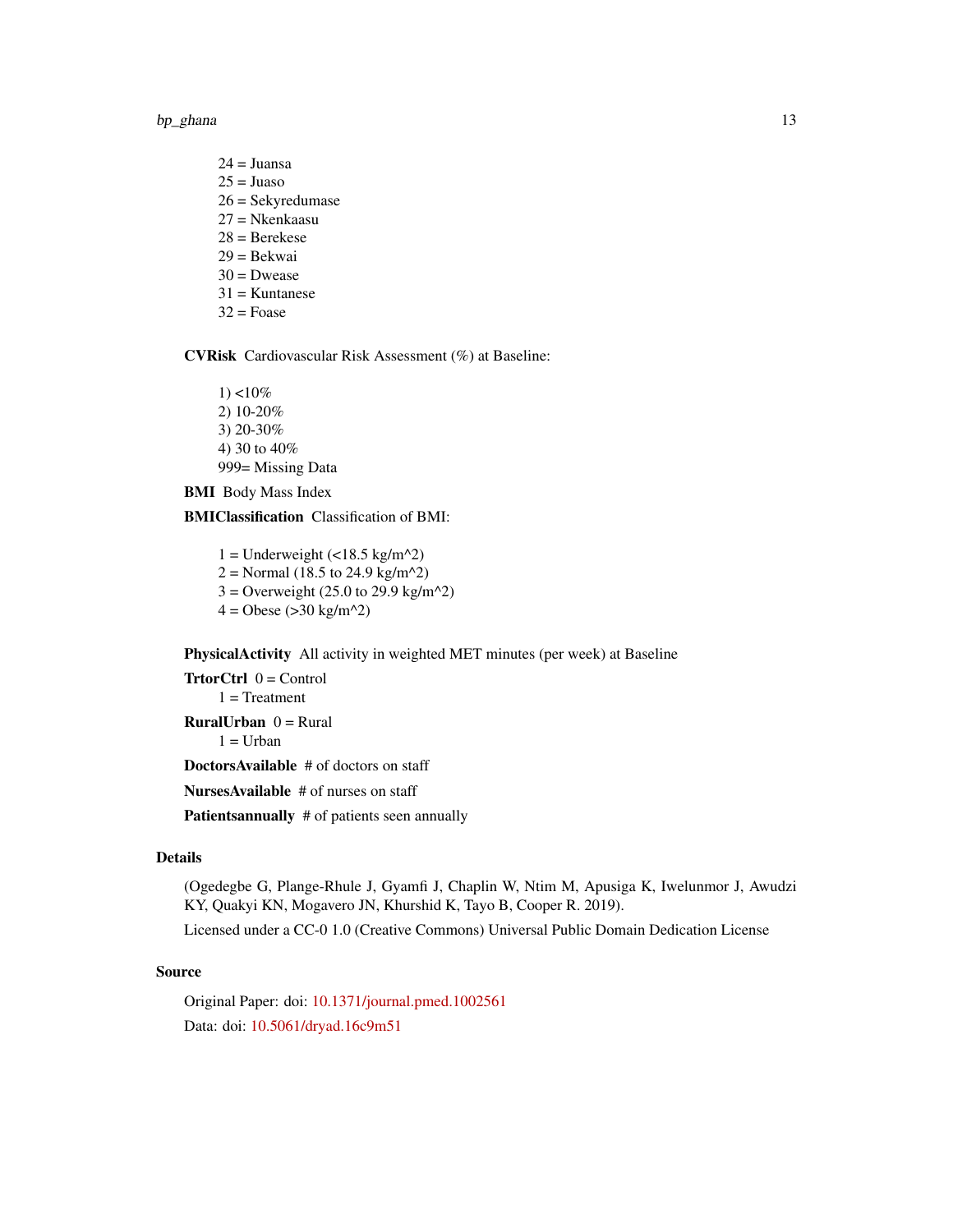24 = Juansa
25 = Juaso
26 = Sekyredumase
27 = Nkenkaasu
28 = Berekese
29 = Bekwai
30 = Dwease
31 = Kuntanese
32 = Foase

**CVRisk** Cardiovascular Risk Assessment (%) at Baseline:

1) <10%
2) 10-20%
3) 20-30%
4) 30 to 40%
999= Missing Data

**BMI** Body Mass Index

**BMIClassification** Classification of BMI:

1 = Underweight (<18.5 kg/m^2)
2 = Normal (18.5 to 24.9 kg/m^2)
3 = Overweight (25.0 to 29.9 kg/m^2)
4 = Obese (>30 kg/m^2)

**PhysicalActivity** All activity in weighted MET minutes (per week) at Baseline

**TrtorCtrl** 0 = Control
1 = Treatment

**RuralUrban** 0 = Rural
1 = Urban

**DoctorsAvailable** # of doctors on staff

**NursesAvailable** # of nurses on staff

**Patientsannually** # of patients seen annually

### Details

(Ogedegbe G, Plange-Rhule J, Gyamfi J, Chaplin W, Ntim M, Apusiga K, Iwelunmor J, Awudzi KY, Quakyi KN, Mogavero JN, Khurshid K, Tayo B, Cooper R. 2019).

Licensed under a CC-0 1.0 (Creative Commons) Universal Public Domain Dedication License

### Source

Original Paper: doi: 10.1371/journal.pmed.1002561

Data: doi: 10.5061/dryad.16c9m51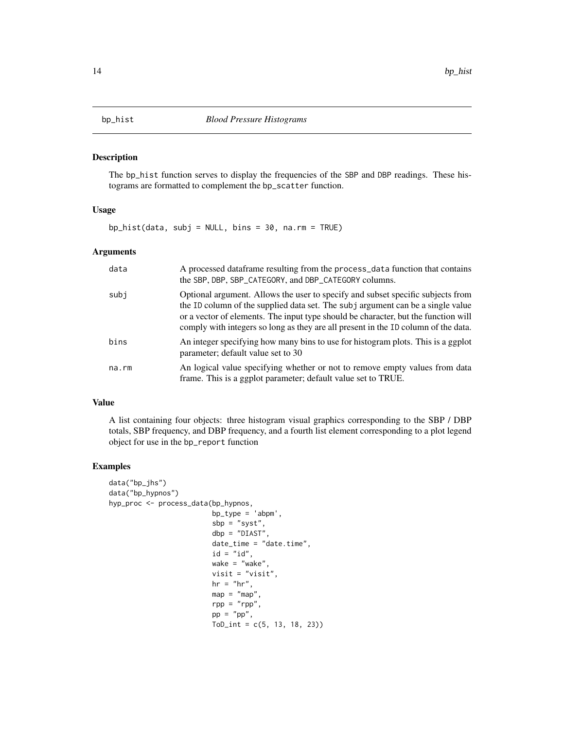# bp_hist — *Blood Pressure Histograms*

## Description

The `bp_hist` function serves to display the frequencies of the `SBP` and `DBP` readings. These histograms are formatted to complement the `bp_scatter` function.

## Usage

```
bp_hist(data, subj = NULL, bins = 30, na.rm = TRUE)
```

## Arguments

| | |
|---|---|
| `data` | A processed dataframe resulting from the `process_data` function that contains the `SBP`, `DBP`, `SBP_CATEGORY`, and `DBP_CATEGORY` columns. |
| `subj` | Optional argument. Allows the user to specify and subset specific subjects from the `ID` column of the supplied data set. The `subj` argument can be a single value or a vector of elements. The input type should be character, but the function will comply with integers so long as they are all present in the `ID` column of the data. |
| `bins` | An integer specifying how many bins to use for histogram plots. This is a ggplot parameter; default value set to 30 |
| `na.rm` | An logical value specifying whether or not to remove empty values from data frame. This is a ggplot parameter; default value set to TRUE. |

## Value

A list containing four objects: three histogram visual graphics corresponding to the SBP / DBP totals, SBP frequency, and DBP frequency, and a fourth list element corresponding to a plot legend object for use in the `bp_report` function

## Examples

```
data("bp_jhs")
data("bp_hypnos")
hyp_proc <- process_data(bp_hypnos,
                         bp_type = 'abpm',
                         sbp = "syst",
                         dbp = "DIAST",
                         date_time = "date.time",
                         id = "id",
                         wake = "wake",
                         visit = "visit",
                         hr = "hr",
                         map = "map",
                         rpp = "rpp",
                         pp = "pp",
                         ToD_int = c(5, 13, 18, 23))
```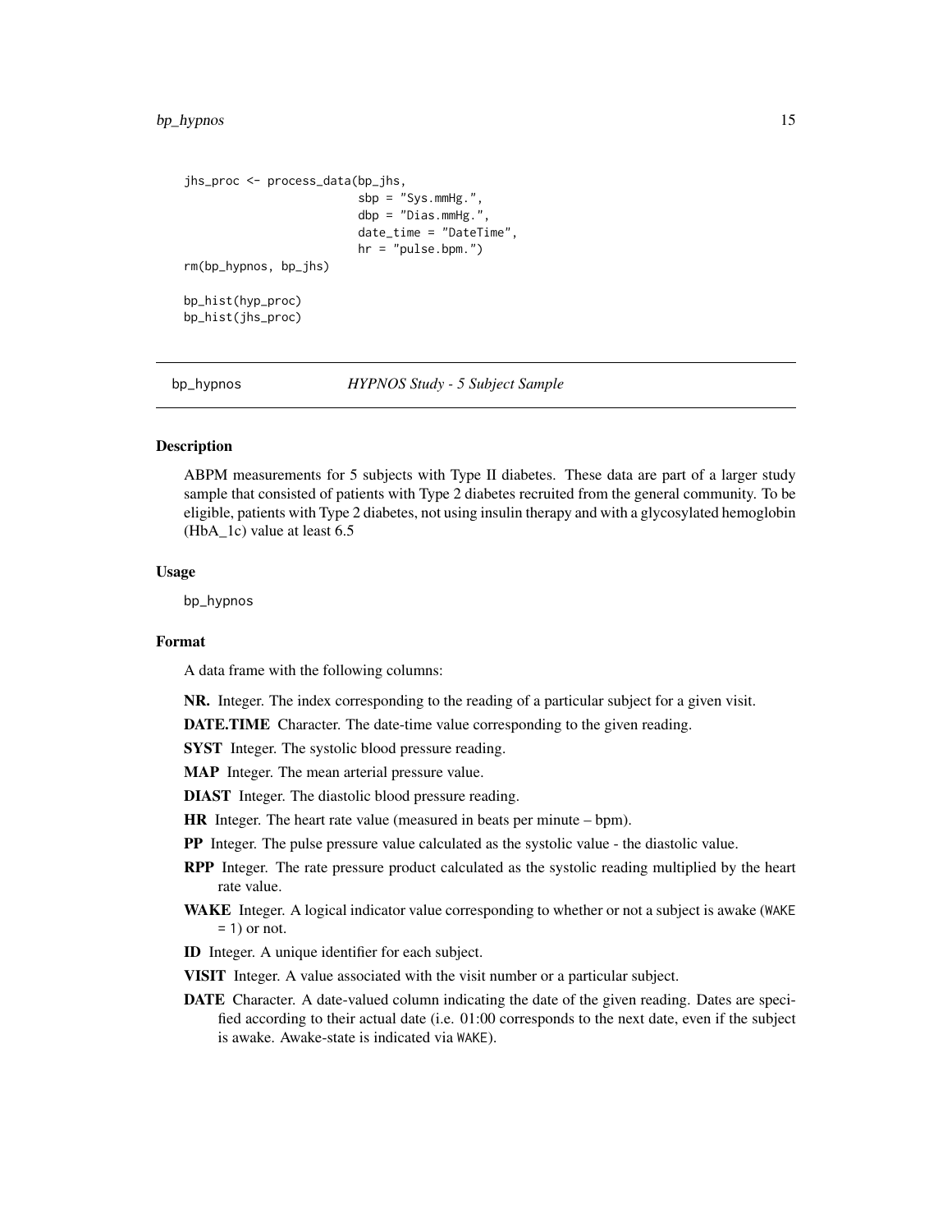```
jhs_proc <- process_data(bp_jhs,
                         sbp = "Sys.mmHg.",
                         dbp = "Dias.mmHg.",
                         date_time = "DateTime",
                         hr = "pulse.bpm.")
rm(bp_hypnos, bp_jhs)

bp_hist(hyp_proc)
bp_hist(jhs_proc)
```

---

## bp_hypnos — *HYPNOS Study - 5 Subject Sample*

---

### Description

ABPM measurements for 5 subjects with Type II diabetes. These data are part of a larger study sample that consisted of patients with Type 2 diabetes recruited from the general community. To be eligible, patients with Type 2 diabetes, not using insulin therapy and with a glycosylated hemoglobin (HbA_1c) value at least 6.5

### Usage

```
bp_hypnos
```

### Format

A data frame with the following columns:

- **NR.** Integer. The index corresponding to the reading of a particular subject for a given visit.
- **DATE.TIME** Character. The date-time value corresponding to the given reading.
- **SYST** Integer. The systolic blood pressure reading.
- **MAP** Integer. The mean arterial pressure value.
- **DIAST** Integer. The diastolic blood pressure reading.
- **HR** Integer. The heart rate value (measured in beats per minute – bpm).
- **PP** Integer. The pulse pressure value calculated as the systolic value - the diastolic value.
- **RPP** Integer. The rate pressure product calculated as the systolic reading multiplied by the heart rate value.
- **WAKE** Integer. A logical indicator value corresponding to whether or not a subject is awake (`WAKE = 1`) or not.
- **ID** Integer. A unique identifier for each subject.
- **VISIT** Integer. A value associated with the visit number or a particular subject.
- **DATE** Character. A date-valued column indicating the date of the given reading. Dates are specified according to their actual date (i.e. 01:00 corresponds to the next date, even if the subject is awake. Awake-state is indicated via `WAKE`).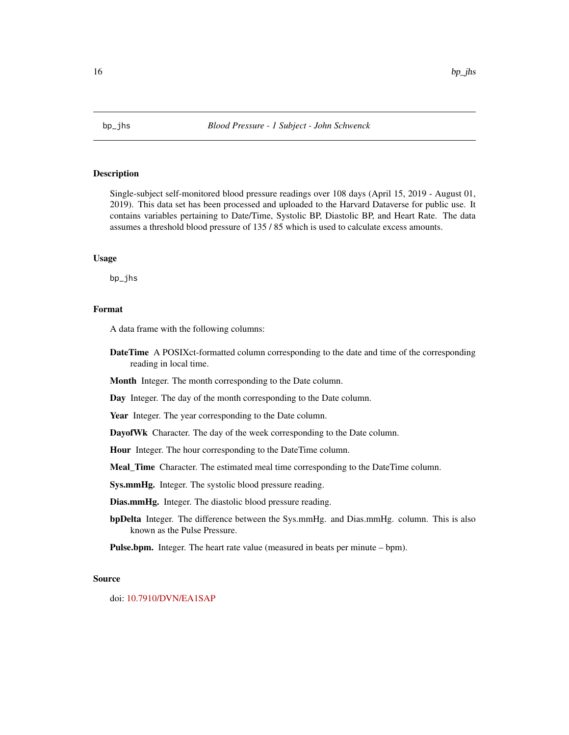bp_jhs *Blood Pressure - 1 Subject - John Schwenck*

## Description

Single-subject self-monitored blood pressure readings over 108 days (April 15, 2019 - August 01, 2019). This data set has been processed and uploaded to the Harvard Dataverse for public use. It contains variables pertaining to Date/Time, Systolic BP, Diastolic BP, and Heart Rate. The data assumes a threshold blood pressure of 135 / 85 which is used to calculate excess amounts.

## Usage

```
bp_jhs
```

## Format

A data frame with the following columns:

**DateTime** A POSIXct-formatted column corresponding to the date and time of the corresponding reading in local time.

**Month** Integer. The month corresponding to the Date column.

**Day** Integer. The day of the month corresponding to the Date column.

**Year** Integer. The year corresponding to the Date column.

**DayofWk** Character. The day of the week corresponding to the Date column.

**Hour** Integer. The hour corresponding to the DateTime column.

**Meal_Time** Character. The estimated meal time corresponding to the DateTime column.

**Sys.mmHg.** Integer. The systolic blood pressure reading.

**Dias.mmHg.** Integer. The diastolic blood pressure reading.

**bpDelta** Integer. The difference between the Sys.mmHg. and Dias.mmHg. column. This is also known as the Pulse Pressure.

**Pulse.bpm.** Integer. The heart rate value (measured in beats per minute – bpm).

## Source

doi: 10.7910/DVN/EA1SAP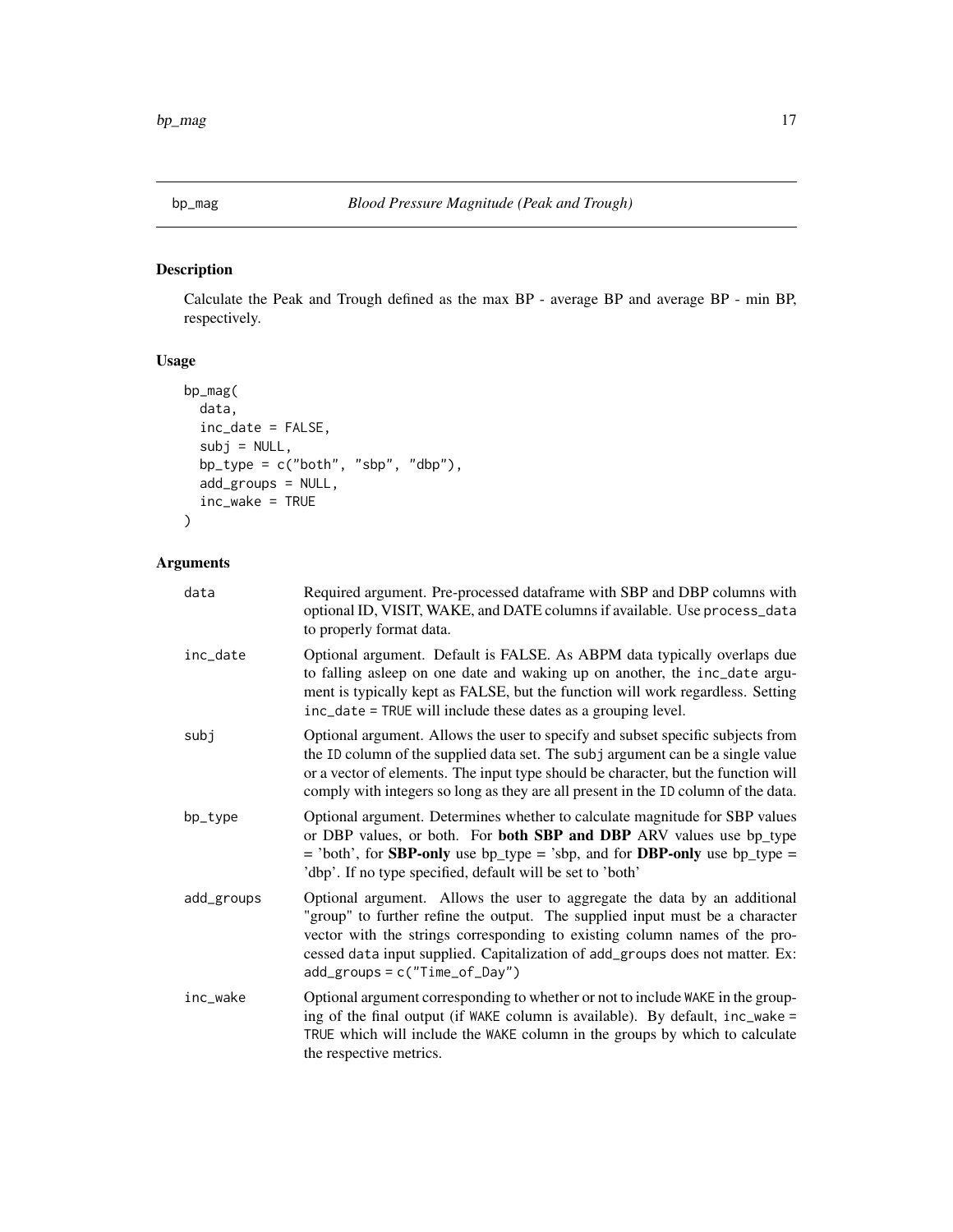# bp_mag

*Blood Pressure Magnitude (Peak and Trough)*

## Description

Calculate the Peak and Trough defined as the max BP - average BP and average BP - min BP, respectively.

## Usage

```
bp_mag(
  data,
  inc_date = FALSE,
  subj = NULL,
  bp_type = c("both", "sbp", "dbp"),
  add_groups = NULL,
  inc_wake = TRUE
)
```

## Arguments

| | |
|---|---|
| `data` | Required argument. Pre-processed dataframe with SBP and DBP columns with optional ID, VISIT, WAKE, and DATE columns if available. Use `process_data` to properly format data. |
| `inc_date` | Optional argument. Default is FALSE. As ABPM data typically overlaps due to falling asleep on one date and waking up on another, the `inc_date` argument is typically kept as FALSE, but the function will work regardless. Setting `inc_date = TRUE` will include these dates as a grouping level. |
| `subj` | Optional argument. Allows the user to specify and subset specific subjects from the `ID` column of the supplied data set. The `subj` argument can be a single value or a vector of elements. The input type should be character, but the function will comply with integers so long as they are all present in the `ID` column of the data. |
| `bp_type` | Optional argument. Determines whether to calculate magnitude for SBP values or DBP values, or both. For **both SBP and DBP** ARV values use bp_type = 'both', for **SBP-only** use bp_type = 'sbp, and for **DBP-only** use bp_type = 'dbp'. If no type specified, default will be set to 'both' |
| `add_groups` | Optional argument. Allows the user to aggregate the data by an additional "group" to further refine the output. The supplied input must be a character vector with the strings corresponding to existing column names of the processed `data` input supplied. Capitalization of `add_groups` does not matter. Ex: `add_groups = c("Time_of_Day")` |
| `inc_wake` | Optional argument corresponding to whether or not to include `WAKE` in the grouping of the final output (if `WAKE` column is available). By default, `inc_wake = TRUE` which will include the `WAKE` column in the groups by which to calculate the respective metrics. |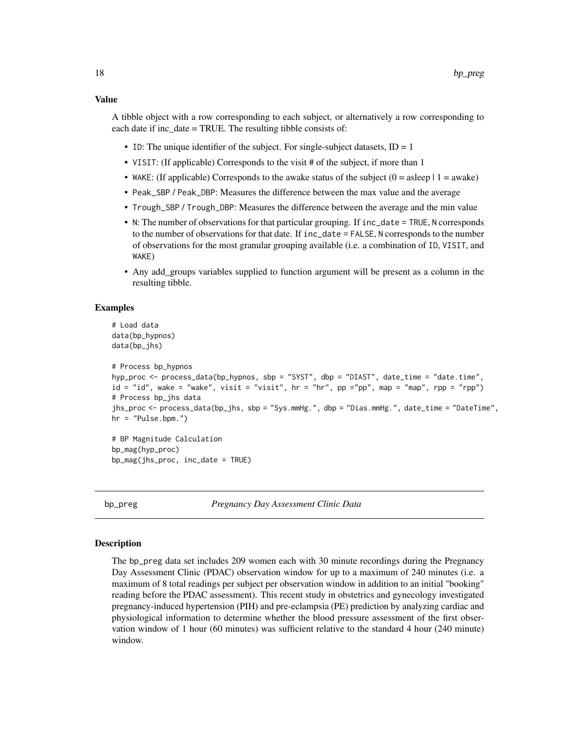## Value

A tibble object with a row corresponding to each subject, or alternatively a row corresponding to each date if inc_date = TRUE. The resulting tibble consists of:

- ID: The unique identifier of the subject. For single-subject datasets, ID = 1
- VISIT: (If applicable) Corresponds to the visit # of the subject, if more than 1
- WAKE: (If applicable) Corresponds to the awake status of the subject (0 = asleep | 1 = awake)
- Peak_SBP / Peak_DBP: Measures the difference between the max value and the average
- Trough_SBP / Trough_DBP: Measures the difference between the average and the min value
- N: The number of observations for that particular grouping. If inc_date = TRUE, N corresponds to the number of observations for that date. If inc_date = FALSE, N corresponds to the number of observations for the most granular grouping available (i.e. a combination of ID, VISIT, and WAKE)
- Any add_groups variables supplied to function argument will be present as a column in the resulting tibble.

## Examples

```
# Load data
data(bp_hypnos)
data(bp_jhs)

# Process bp_hypnos
hyp_proc <- process_data(bp_hypnos, sbp = "SYST", dbp = "DIAST", date_time = "date.time",
id = "id", wake = "wake", visit = "visit", hr = "hr", pp ="pp", map = "map", rpp = "rpp")
# Process bp_jhs data
jhs_proc <- process_data(bp_jhs, sbp = "Sys.mmHg.", dbp = "Dias.mmHg.", date_time = "DateTime",
hr = "Pulse.bpm.")

# BP Magnitude Calculation
bp_mag(hyp_proc)
bp_mag(jhs_proc, inc_date = TRUE)
```

---

# bp_preg — *Pregnancy Day Assessment Clinic Data*

## Description

The bp_preg data set includes 209 women each with 30 minute recordings during the Pregnancy Day Assessment Clinic (PDAC) observation window for up to a maximum of 240 minutes (i.e. a maximum of 8 total readings per subject per observation window in addition to an initial "booking" reading before the PDAC assessment). This recent study in obstetrics and gynecology investigated pregnancy-induced hypertension (PIH) and pre-eclampsia (PE) prediction by analyzing cardiac and physiological information to determine whether the blood pressure assessment of the first observation window of 1 hour (60 minutes) was sufficient relative to the standard 4 hour (240 minute) window.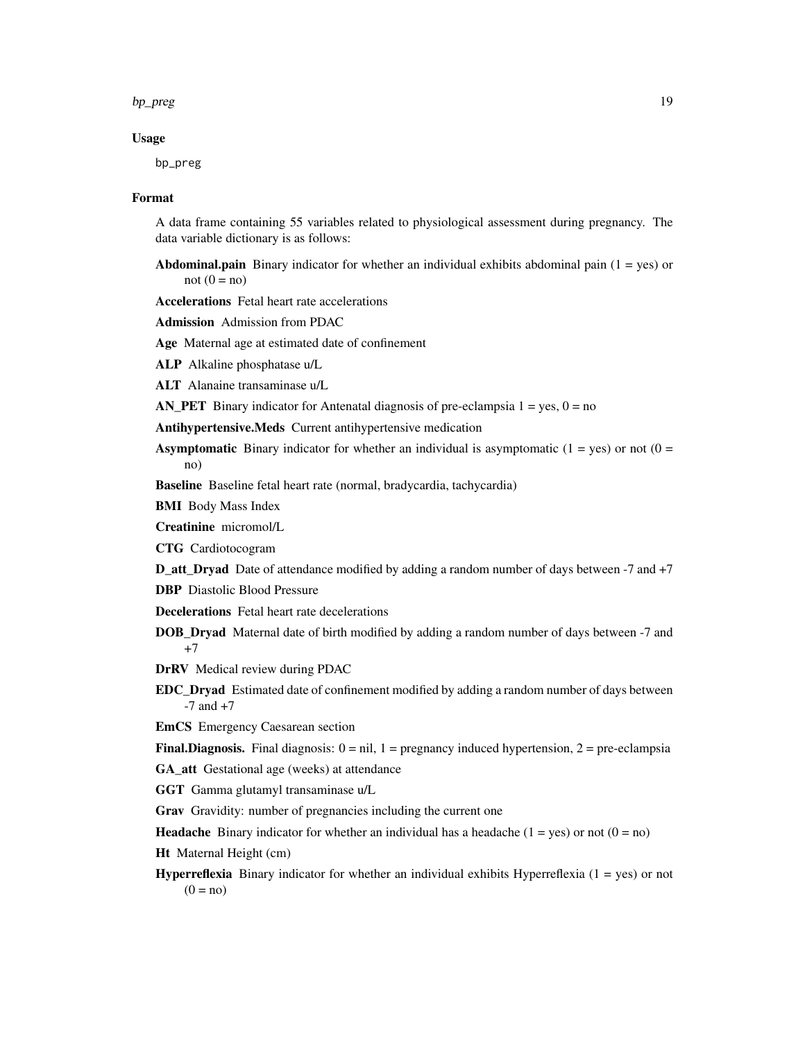### Usage

```
bp_preg
```

### Format

A data frame containing 55 variables related to physiological assessment during pregnancy. The data variable dictionary is as follows:

**Abdominal.pain** Binary indicator for whether an individual exhibits abdominal pain (1 = yes) or not (0 = no)

**Accelerations** Fetal heart rate accelerations

**Admission** Admission from PDAC

**Age** Maternal age at estimated date of confinement

**ALP** Alkaline phosphatase u/L

**ALT** Alanaine transaminase u/L

**AN_PET** Binary indicator for Antenatal diagnosis of pre-eclampsia 1 = yes, 0 = no

**Antihypertensive.Meds** Current antihypertensive medication

**Asymptomatic** Binary indicator for whether an individual is asymptomatic (1 = yes) or not (0 = no)

**Baseline** Baseline fetal heart rate (normal, bradycardia, tachycardia)

**BMI** Body Mass Index

**Creatinine** micromol/L

**CTG** Cardiotocogram

**D_att_Dryad** Date of attendance modified by adding a random number of days between -7 and +7

**DBP** Diastolic Blood Pressure

**Decelerations** Fetal heart rate decelerations

**DOB_Dryad** Maternal date of birth modified by adding a random number of days between -7 and +7

**DrRV** Medical review during PDAC

**EDC_Dryad** Estimated date of confinement modified by adding a random number of days between -7 and +7

**EmCS** Emergency Caesarean section

**Final.Diagnosis.** Final diagnosis: 0 = nil, 1 = pregnancy induced hypertension, 2 = pre-eclampsia

**GA_att** Gestational age (weeks) at attendance

**GGT** Gamma glutamyl transaminase u/L

**Grav** Gravidity: number of pregnancies including the current one

**Headache** Binary indicator for whether an individual has a headache (1 = yes) or not (0 = no)

**Ht** Maternal Height (cm)

**Hyperreflexia** Binary indicator for whether an individual exhibits Hyperreflexia (1 = yes) or not (0 = no)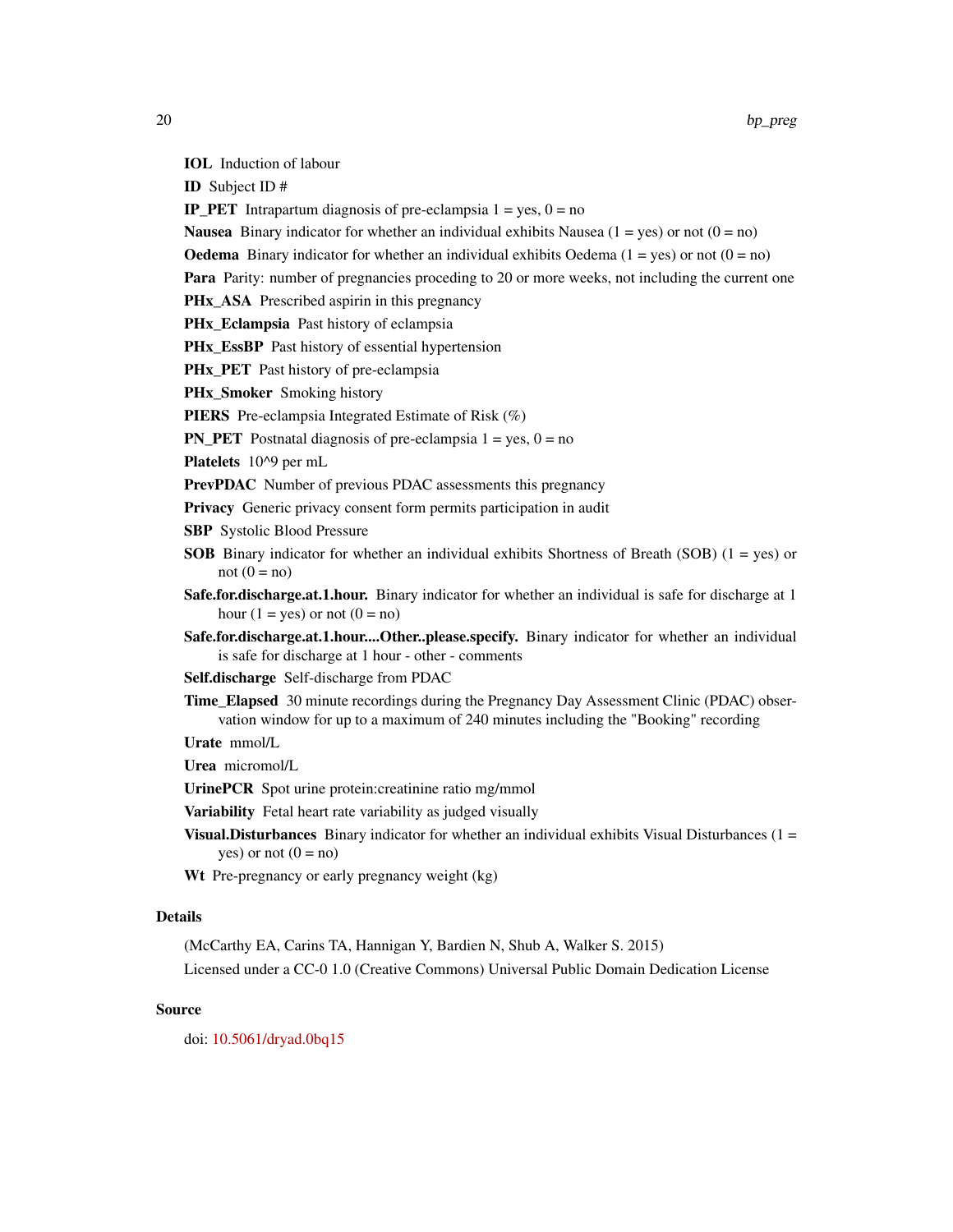**IOL** Induction of labour

**ID** Subject ID #

**IP_PET** Intrapartum diagnosis of pre-eclampsia 1 = yes, 0 = no

**Nausea** Binary indicator for whether an individual exhibits Nausea (1 = yes) or not (0 = no)

**Oedema** Binary indicator for whether an individual exhibits Oedema (1 = yes) or not (0 = no)

**Para** Parity: number of pregnancies proceding to 20 or more weeks, not including the current one

**PHx_ASA** Prescribed aspirin in this pregnancy

**PHx_Eclampsia** Past history of eclampsia

**PHx_EssBP** Past history of essential hypertension

**PHx_PET** Past history of pre-eclampsia

**PHx_Smoker** Smoking history

**PIERS** Pre-eclampsia Integrated Estimate of Risk (%)

**PN_PET** Postnatal diagnosis of pre-eclampsia 1 = yes, 0 = no

**Platelets** 10^9 per mL

**PrevPDAC** Number of previous PDAC assessments this pregnancy

**Privacy** Generic privacy consent form permits participation in audit

**SBP** Systolic Blood Pressure

**SOB** Binary indicator for whether an individual exhibits Shortness of Breath (SOB) (1 = yes) or not (0 = no)

**Safe.for.discharge.at.1.hour.** Binary indicator for whether an individual is safe for discharge at 1 hour (1 = yes) or not (0 = no)

**Safe.for.discharge.at.1.hour....Other..please.specify.** Binary indicator for whether an individual is safe for discharge at 1 hour - other - comments

**Self.discharge** Self-discharge from PDAC

**Time_Elapsed** 30 minute recordings during the Pregnancy Day Assessment Clinic (PDAC) observation window for up to a maximum of 240 minutes including the "Booking" recording

**Urate** mmol/L

**Urea** micromol/L

**UrinePCR** Spot urine protein:creatinine ratio mg/mmol

**Variability** Fetal heart rate variability as judged visually

**Visual.Disturbances** Binary indicator for whether an individual exhibits Visual Disturbances (1 = yes) or not (0 = no)

**Wt** Pre-pregnancy or early pregnancy weight (kg)

## Details

(McCarthy EA, Carins TA, Hannigan Y, Bardien N, Shub A, Walker S. 2015)

Licensed under a CC-0 1.0 (Creative Commons) Universal Public Domain Dedication License

## Source

doi: 10.5061/dryad.0bq15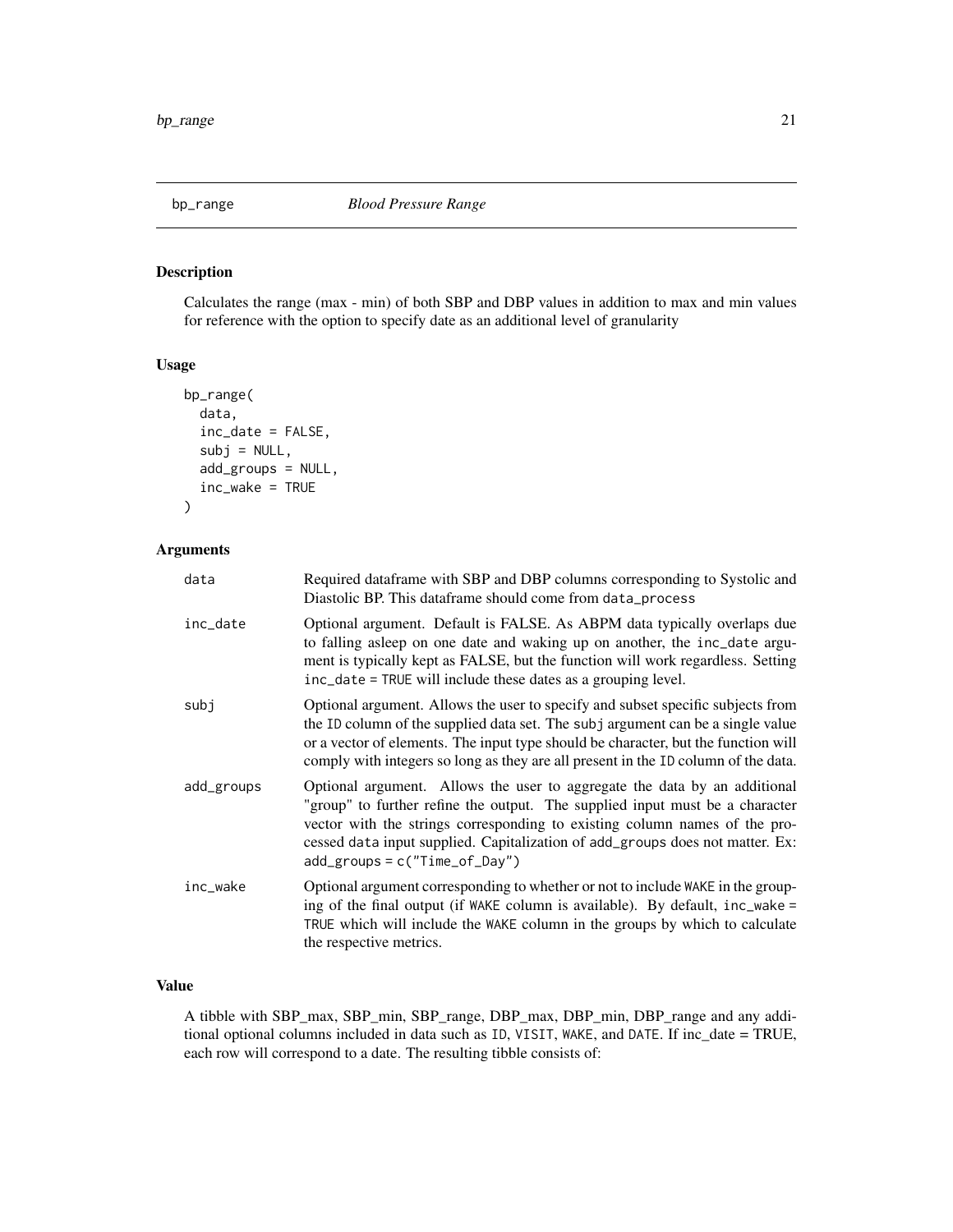## bp_range — *Blood Pressure Range*

### Description

Calculates the range (max - min) of both SBP and DBP values in addition to max and min values for reference with the option to specify date as an additional level of granularity

### Usage

```
bp_range(
  data,
  inc_date = FALSE,
  subj = NULL,
  add_groups = NULL,
  inc_wake = TRUE
)
```

### Arguments

| | |
|---|---|
| data | Required dataframe with SBP and DBP columns corresponding to Systolic and Diastolic BP. This dataframe should come from `data_process` |
| inc_date | Optional argument. Default is FALSE. As ABPM data typically overlaps due to falling asleep on one date and waking up on another, the `inc_date` argument is typically kept as FALSE, but the function will work regardless. Setting `inc_date = TRUE` will include these dates as a grouping level. |
| subj | Optional argument. Allows the user to specify and subset specific subjects from the `ID` column of the supplied data set. The `subj` argument can be a single value or a vector of elements. The input type should be character, but the function will comply with integers so long as they are all present in the `ID` column of the data. |
| add_groups | Optional argument. Allows the user to aggregate the data by an additional "group" to further refine the output. The supplied input must be a character vector with the strings corresponding to existing column names of the processed `data` input supplied. Capitalization of `add_groups` does not matter. Ex: `add_groups = c("Time_of_Day")` |
| inc_wake | Optional argument corresponding to whether or not to include `WAKE` in the grouping of the final output (if `WAKE` column is available). By default, `inc_wake = TRUE` which will include the `WAKE` column in the groups by which to calculate the respective metrics. |

### Value

A tibble with SBP_max, SBP_min, SBP_range, DBP_max, DBP_min, DBP_range and any additional optional columns included in data such as `ID`, `VISIT`, `WAKE`, and `DATE`. If inc_date = TRUE, each row will correspond to a date. The resulting tibble consists of: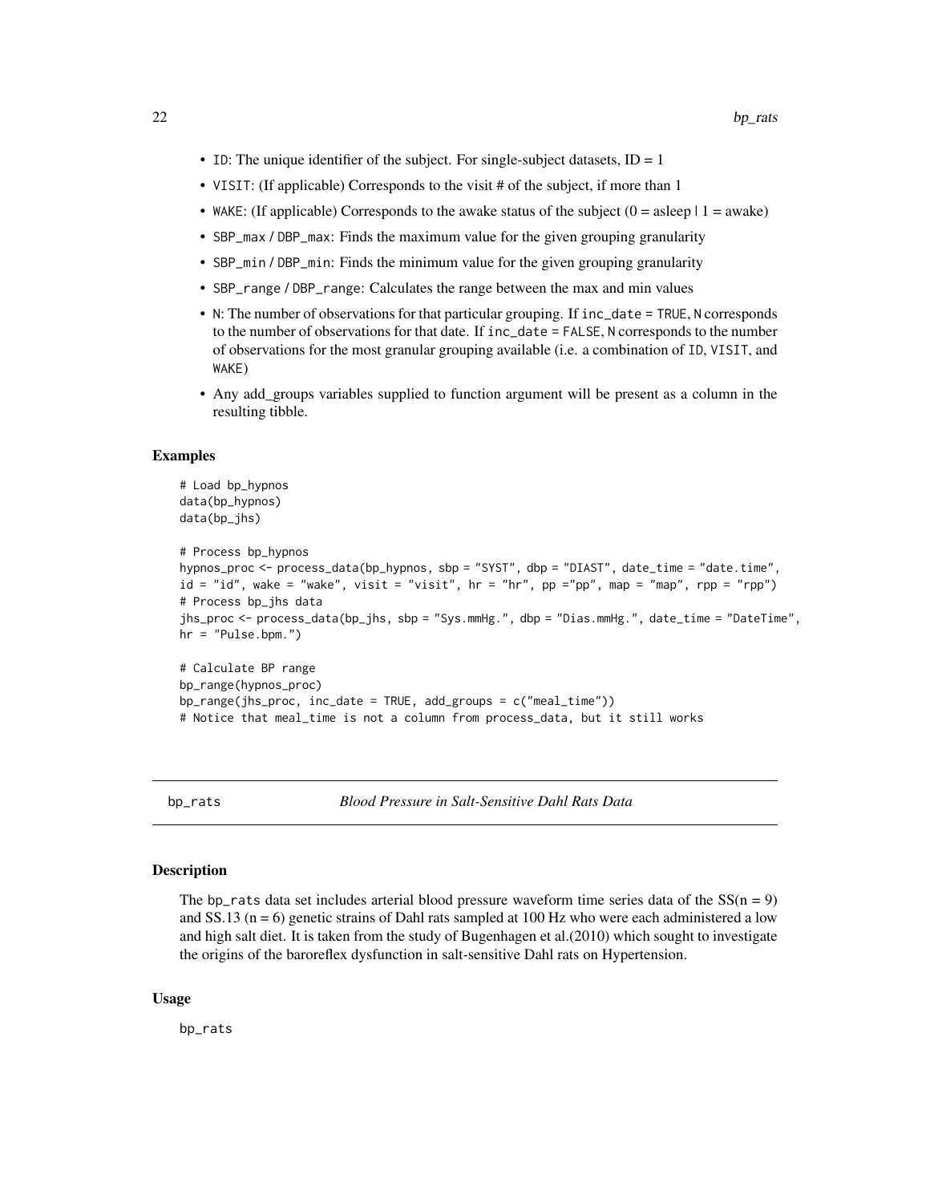- ID: The unique identifier of the subject. For single-subject datasets, ID = 1
- VISIT: (If applicable) Corresponds to the visit # of the subject, if more than 1
- WAKE: (If applicable) Corresponds to the awake status of the subject (0 = asleep | 1 = awake)
- SBP_max / DBP_max: Finds the maximum value for the given grouping granularity
- SBP_min / DBP_min: Finds the minimum value for the given grouping granularity
- SBP_range / DBP_range: Calculates the range between the max and min values
- N: The number of observations for that particular grouping. If inc_date = TRUE, N corresponds to the number of observations for that date. If inc_date = FALSE, N corresponds to the number of observations for the most granular grouping available (i.e. a combination of ID, VISIT, and WAKE)
- Any add_groups variables supplied to function argument will be present as a column in the resulting tibble.

### Examples

```
# Load bp_hypnos
data(bp_hypnos)
data(bp_jhs)

# Process bp_hypnos
hypnos_proc <- process_data(bp_hypnos, sbp = "SYST", dbp = "DIAST", date_time = "date.time",
id = "id", wake = "wake", visit = "visit", hr = "hr", pp ="pp", map = "map", rpp = "rpp")
# Process bp_jhs data
jhs_proc <- process_data(bp_jhs, sbp = "Sys.mmHg.", dbp = "Dias.mmHg.", date_time = "DateTime",
hr = "Pulse.bpm.")

# Calculate BP range
bp_range(hypnos_proc)
bp_range(jhs_proc, inc_date = TRUE, add_groups = c("meal_time"))
# Notice that meal_time is not a column from process_data, but it still works
```

---

## bp_rats — *Blood Pressure in Salt-Sensitive Dahl Rats Data*

### Description

The bp_rats data set includes arterial blood pressure waveform time series data of the SS(n = 9) and SS.13 (n = 6) genetic strains of Dahl rats sampled at 100 Hz who were each administered a low and high salt diet. It is taken from the study of Bugenhagen et al.(2010) which sought to investigate the origins of the baroreflex dysfunction in salt-sensitive Dahl rats on Hypertension.

### Usage

```
bp_rats
```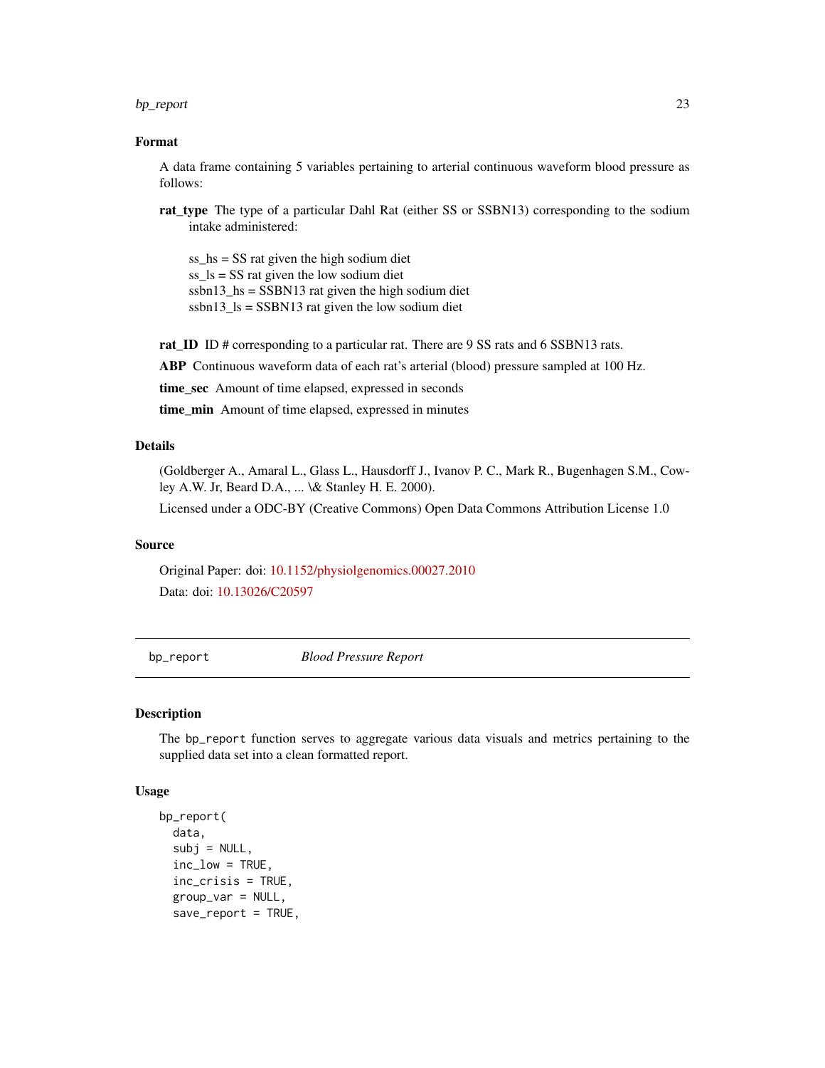### Format

A data frame containing 5 variables pertaining to arterial continuous waveform blood pressure as follows:

**rat_type** The type of a particular Dahl Rat (either SS or SSBN13) corresponding to the sodium intake administered:

ss_hs = SS rat given the high sodium diet
ss_ls = SS rat given the low sodium diet
ssbn13_hs = SSBN13 rat given the high sodium diet
ssbn13_ls = SSBN13 rat given the low sodium diet

**rat_ID** ID # corresponding to a particular rat. There are 9 SS rats and 6 SSBN13 rats.

**ABP** Continuous waveform data of each rat's arterial (blood) pressure sampled at 100 Hz.

**time_sec** Amount of time elapsed, expressed in seconds

**time_min** Amount of time elapsed, expressed in minutes

### Details

(Goldberger A., Amaral L., Glass L., Hausdorff J., Ivanov P. C., Mark R., Bugenhagen S.M., Cowley A.W. Jr, Beard D.A., ... \& Stanley H. E. 2000).

Licensed under a ODC-BY (Creative Commons) Open Data Commons Attribution License 1.0

### Source

Original Paper: doi: 10.1152/physiolgenomics.00027.2010

Data: doi: 10.13026/C20597

---

## bp_report *Blood Pressure Report*

### Description

The bp_report function serves to aggregate various data visuals and metrics pertaining to the supplied data set into a clean formatted report.

### Usage

```
bp_report(
  data,
  subj = NULL,
  inc_low = TRUE,
  inc_crisis = TRUE,
  group_var = NULL,
  save_report = TRUE,
```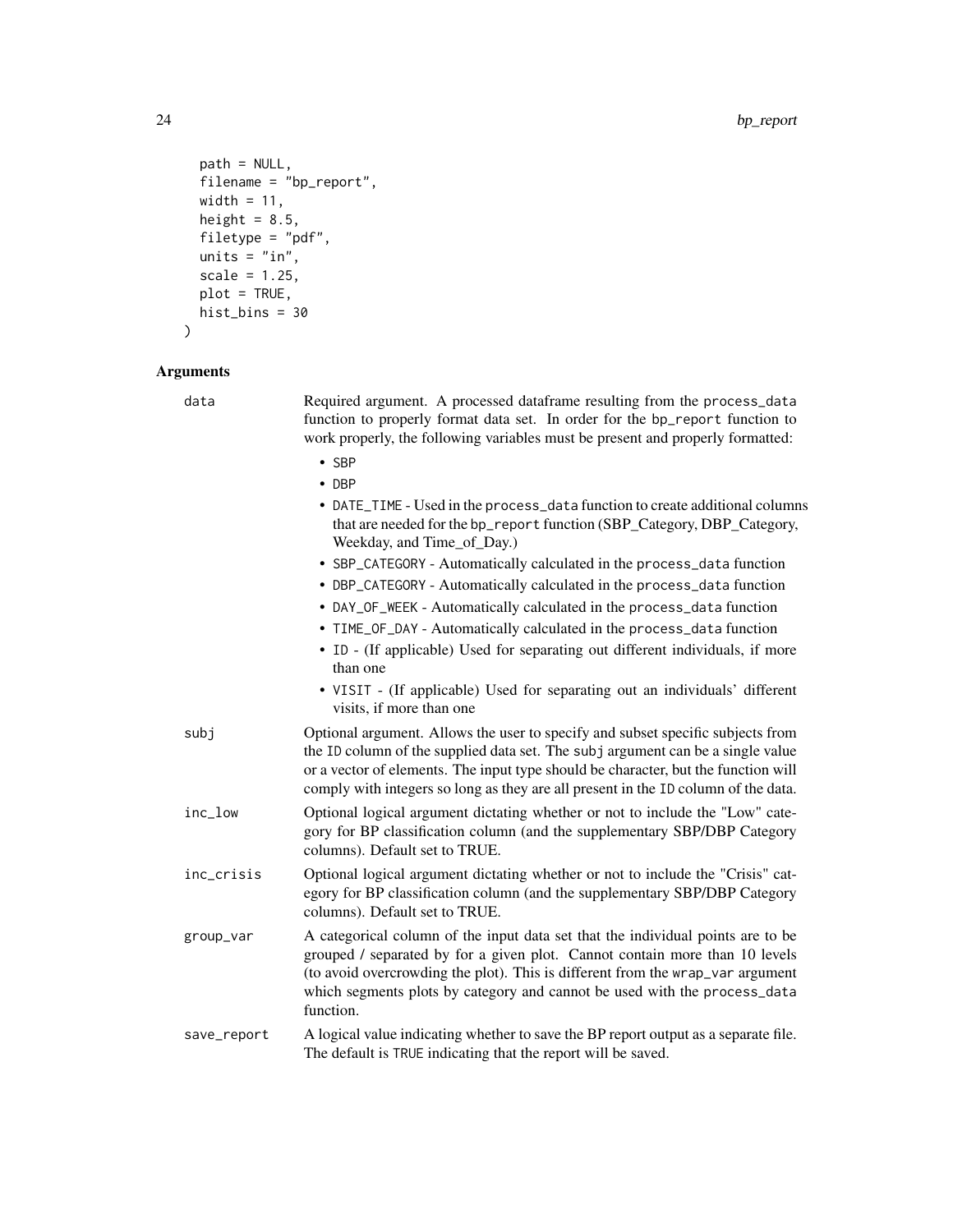```
  path = NULL,
  filename = "bp_report",
  width = 11,
  height = 8.5,
  filetype = "pdf",
  units = "in",
  scale = 1.25,
  plot = TRUE,
  hist_bins = 30
)
```

## Arguments

**data** Required argument. A processed dataframe resulting from the `process_data` function to properly format data set. In order for the `bp_report` function to work properly, the following variables must be present and properly formatted:

- `SBP`
- `DBP`
- `DATE_TIME` - Used in the `process_data` function to create additional columns that are needed for the `bp_report` function (SBP_Category, DBP_Category, Weekday, and Time_of_Day.)
- `SBP_CATEGORY` - Automatically calculated in the `process_data` function
- `DBP_CATEGORY` - Automatically calculated in the `process_data` function
- `DAY_OF_WEEK` - Automatically calculated in the `process_data` function
- `TIME_OF_DAY` - Automatically calculated in the `process_data` function
- `ID` - (If applicable) Used for separating out different individuals, if more than one
- `VISIT` - (If applicable) Used for separating out an individuals' different visits, if more than one

**subj** Optional argument. Allows the user to specify and subset specific subjects from the `ID` column of the supplied data set. The `subj` argument can be a single value or a vector of elements. The input type should be character, but the function will comply with integers so long as they are all present in the `ID` column of the data.

**inc_low** Optional logical argument dictating whether or not to include the "Low" category for BP classification column (and the supplementary SBP/DBP Category columns). Default set to TRUE.

**inc_crisis** Optional logical argument dictating whether or not to include the "Crisis" category for BP classification column (and the supplementary SBP/DBP Category columns). Default set to TRUE.

**group_var** A categorical column of the input data set that the individual points are to be grouped / separated by for a given plot. Cannot contain more than 10 levels (to avoid overcrowding the plot). This is different from the `wrap_var` argument which segments plots by category and cannot be used with the `process_data` function.

**save_report** A logical value indicating whether to save the BP report output as a separate file. The default is `TRUE` indicating that the report will be saved.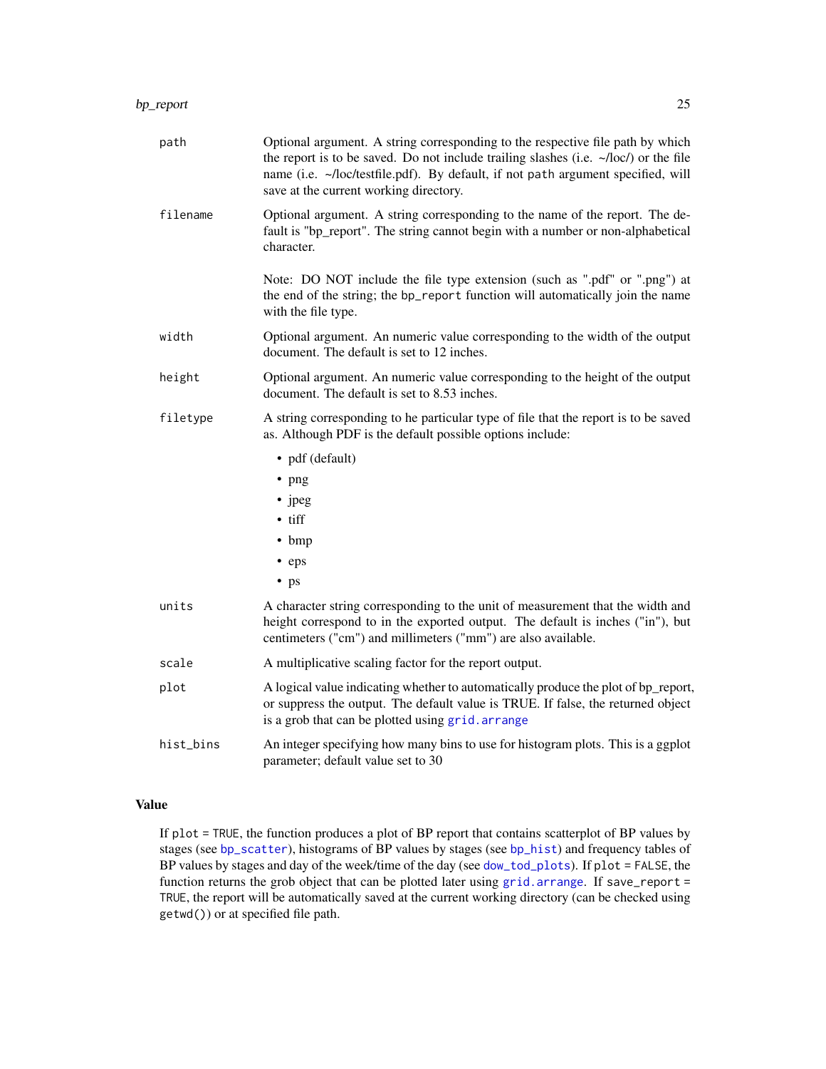| | |
|---|---|
| `path` | Optional argument. A string corresponding to the respective file path by which the report is to be saved. Do not include trailing slashes (i.e. ~/loc/) or the file name (i.e. ~/loc/testfile.pdf). By default, if not `path` argument specified, will save at the current working directory. |
| `filename` | Optional argument. A string corresponding to the name of the report. The default is "bp_report". The string cannot begin with a number or non-alphabetical character. <br><br> Note: DO NOT include the file type extension (such as ".pdf" or ".png") at the end of the string; the `bp_report` function will automatically join the name with the file type. |
| `width` | Optional argument. An numeric value corresponding to the width of the output document. The default is set to 12 inches. |
| `height` | Optional argument. An numeric value corresponding to the height of the output document. The default is set to 8.53 inches. |
| `filetype` | A string corresponding to he particular type of file that the report is to be saved as. Although PDF is the default possible options include: <br> • pdf (default) <br> • png <br> • jpeg <br> • tiff <br> • bmp <br> • eps <br> • ps |
| `units` | A character string corresponding to the unit of measurement that the width and height correspond to in the exported output. The default is inches ("in"), but centimeters ("cm") and millimeters ("mm") are also available. |
| `scale` | A multiplicative scaling factor for the report output. |
| `plot` | A logical value indicating whether to automatically produce the plot of bp_report, or suppress the output. The default value is TRUE. If false, the returned object is a grob that can be plotted using `grid.arrange` |
| `hist_bins` | An integer specifying how many bins to use for histogram plots. This is a ggplot parameter; default value set to 30 |

### Value

If `plot = TRUE`, the function produces a plot of BP report that contains scatterplot of BP values by stages (see `bp_scatter`), histograms of BP values by stages (see `bp_hist`) and frequency tables of BP values by stages and day of the week/time of the day (see `dow_tod_plots`). If `plot = FALSE`, the function returns the grob object that can be plotted later using `grid.arrange`. If `save_report = TRUE`, the report will be automatically saved at the current working directory (can be checked using `getwd()`) or at specified file path.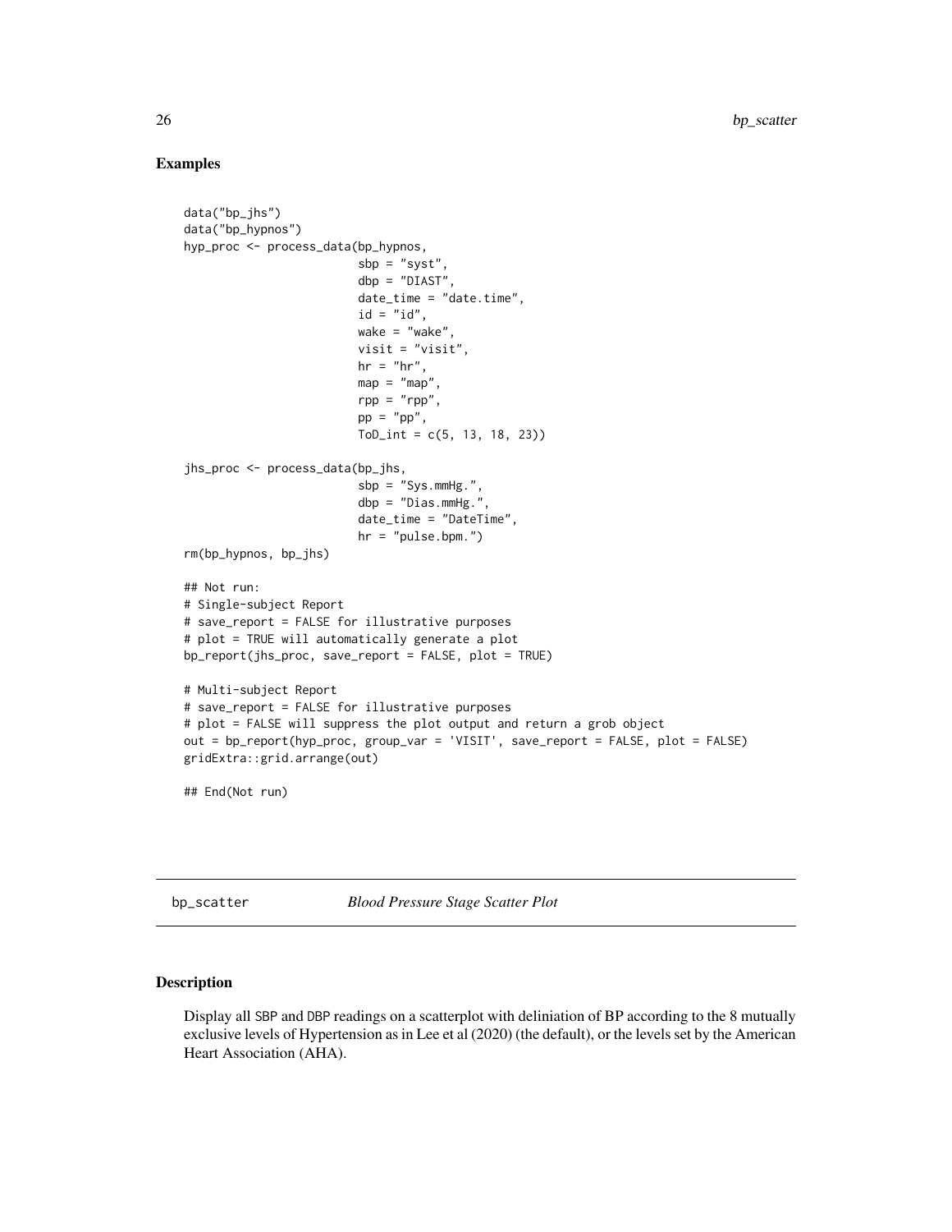### Examples

```
data("bp_jhs")
data("bp_hypnos")
hyp_proc <- process_data(bp_hypnos,
                         sbp = "syst",
                         dbp = "DIAST",
                         date_time = "date.time",
                         id = "id",
                         wake = "wake",
                         visit = "visit",
                         hr = "hr",
                         map = "map",
                         rpp = "rpp",
                         pp = "pp",
                         ToD_int = c(5, 13, 18, 23))

jhs_proc <- process_data(bp_jhs,
                         sbp = "Sys.mmHg.",
                         dbp = "Dias.mmHg.",
                         date_time = "DateTime",
                         hr = "pulse.bpm.")
rm(bp_hypnos, bp_jhs)

## Not run:
# Single-subject Report
# save_report = FALSE for illustrative purposes
# plot = TRUE will automatically generate a plot
bp_report(jhs_proc, save_report = FALSE, plot = TRUE)

# Multi-subject Report
# save_report = FALSE for illustrative purposes
# plot = FALSE will suppress the plot output and return a grob object
out = bp_report(hyp_proc, group_var = 'VISIT', save_report = FALSE, plot = FALSE)
gridExtra::grid.arrange(out)

## End(Not run)
```

## bp_scatter *Blood Pressure Stage Scatter Plot*

### Description

Display all SBP and DBP readings on a scatterplot with deliniation of BP according to the 8 mutually exclusive levels of Hypertension as in Lee et al (2020) (the default), or the levels set by the American Heart Association (AHA).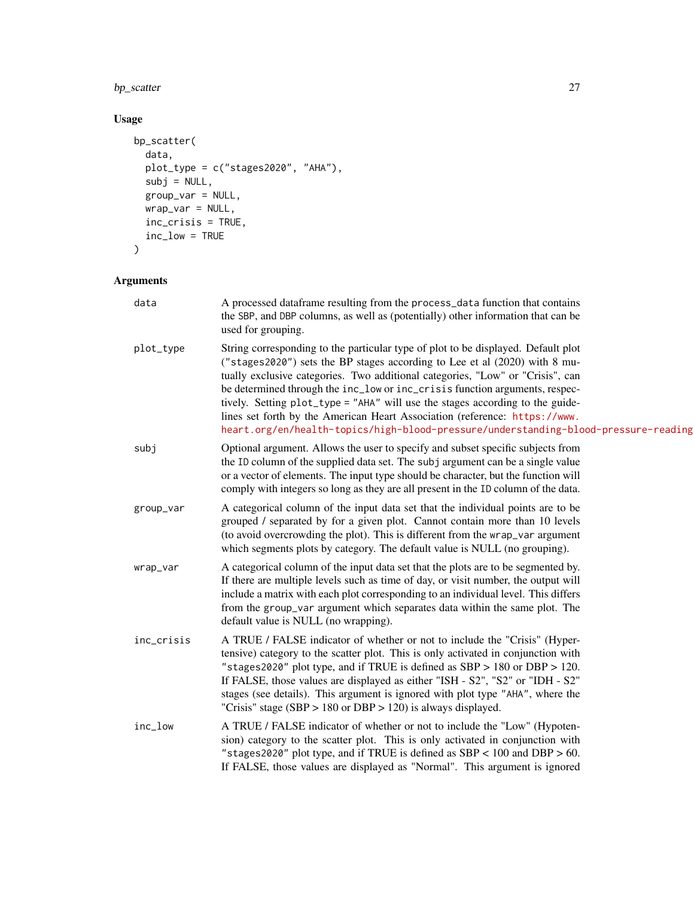## Usage

```
bp_scatter(
  data,
  plot_type = c("stages2020", "AHA"),
  subj = NULL,
  group_var = NULL,
  wrap_var = NULL,
  inc_crisis = TRUE,
  inc_low = TRUE
)
```

## Arguments

- **data**: A processed dataframe resulting from the process_data function that contains the SBP, and DBP columns, as well as (potentially) other information that can be used for grouping.
- **plot_type**: String corresponding to the particular type of plot to be displayed. Default plot ("stages2020") sets the BP stages according to Lee et al (2020) with 8 mutually exclusive categories. Two additional categories, "Low" or "Crisis", can be determined through the inc_low or inc_crisis function arguments, respectively. Setting plot_type = "AHA" will use the stages according to the guidelines set forth by the American Heart Association (reference: https://www.heart.org/en/health-topics/high-blood-pressure/understanding-blood-pressure-reading
- **subj**: Optional argument. Allows the user to specify and subset specific subjects from the ID column of the supplied data set. The subj argument can be a single value or a vector of elements. The input type should be character, but the function will comply with integers so long as they are all present in the ID column of the data.
- **group_var**: A categorical column of the input data set that the individual points are to be grouped / separated by for a given plot. Cannot contain more than 10 levels (to avoid overcrowding the plot). This is different from the wrap_var argument which segments plots by category. The default value is NULL (no grouping).
- **wrap_var**: A categorical column of the input data set that the plots are to be segmented by. If there are multiple levels such as time of day, or visit number, the output will include a matrix with each plot corresponding to an individual level. This differs from the group_var argument which separates data within the same plot. The default value is NULL (no wrapping).
- **inc_crisis**: A TRUE / FALSE indicator of whether or not to include the "Crisis" (Hypertensive) category to the scatter plot. This is only activated in conjunction with "stages2020" plot type, and if TRUE is defined as SBP > 180 or DBP > 120. If FALSE, those values are displayed as either "ISH - S2", "S2" or "IDH - S2" stages (see details). This argument is ignored with plot type "AHA", where the "Crisis" stage (SBP > 180 or DBP > 120) is always displayed.
- **inc_low**: A TRUE / FALSE indicator of whether or not to include the "Low" (Hypotension) category to the scatter plot. This is only activated in conjunction with "stages2020" plot type, and if TRUE is defined as SBP < 100 and DBP > 60. If FALSE, those values are displayed as "Normal". This argument is ignored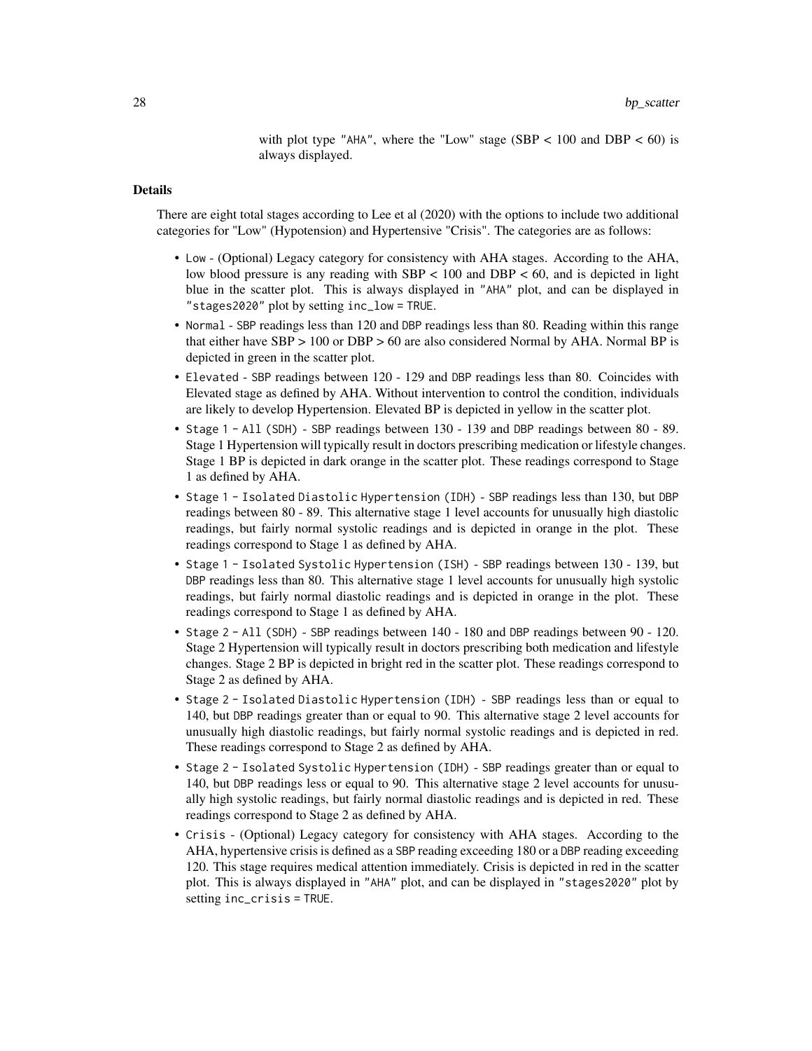with plot type "AHA", where the "Low" stage (SBP < 100 and DBP < 60) is always displayed.

### Details

There are eight total stages according to Lee et al (2020) with the options to include two additional categories for "Low" (Hypotension) and Hypertensive "Crisis". The categories are as follows:

- `Low` - (Optional) Legacy category for consistency with AHA stages. According to the AHA, low blood pressure is any reading with SBP < 100 and DBP < 60, and is depicted in light blue in the scatter plot. This is always displayed in "AHA" plot, and can be displayed in "stages2020" plot by setting `inc_low = TRUE`.
- `Normal` - SBP readings less than 120 and DBP readings less than 80. Reading within this range that either have SBP > 100 or DBP > 60 are also considered Normal by AHA. Normal BP is depicted in green in the scatter plot.
- `Elevated` - SBP readings between 120 - 129 and DBP readings less than 80. Coincides with Elevated stage as defined by AHA. Without intervention to control the condition, individuals are likely to develop Hypertension. Elevated BP is depicted in yellow in the scatter plot.
- `Stage 1 - All (SDH)` - SBP readings between 130 - 139 and DBP readings between 80 - 89. Stage 1 Hypertension will typically result in doctors prescribing medication or lifestyle changes. Stage 1 BP is depicted in dark orange in the scatter plot. These readings correspond to Stage 1 as defined by AHA.
- `Stage 1 - Isolated Diastolic Hypertension (IDH)` - SBP readings less than 130, but DBP readings between 80 - 89. This alternative stage 1 level accounts for unusually high diastolic readings, but fairly normal systolic readings and is depicted in orange in the plot. These readings correspond to Stage 1 as defined by AHA.
- `Stage 1 - Isolated Systolic Hypertension (ISH)` - SBP readings between 130 - 139, but DBP readings less than 80. This alternative stage 1 level accounts for unusually high systolic readings, but fairly normal diastolic readings and is depicted in orange in the plot. These readings correspond to Stage 1 as defined by AHA.
- `Stage 2 - All (SDH)` - SBP readings between 140 - 180 and DBP readings between 90 - 120. Stage 2 Hypertension will typically result in doctors prescribing both medication and lifestyle changes. Stage 2 BP is depicted in bright red in the scatter plot. These readings correspond to Stage 2 as defined by AHA.
- `Stage 2 - Isolated Diastolic Hypertension (IDH)` - SBP readings less than or equal to 140, but DBP readings greater than or equal to 90. This alternative stage 2 level accounts for unusually high diastolic readings, but fairly normal systolic readings and is depicted in red. These readings correspond to Stage 2 as defined by AHA.
- `Stage 2 - Isolated Systolic Hypertension (IDH)` - SBP readings greater than or equal to 140, but DBP readings less or equal to 90. This alternative stage 2 level accounts for unusually high systolic readings, but fairly normal diastolic readings and is depicted in red. These readings correspond to Stage 2 as defined by AHA.
- `Crisis` - (Optional) Legacy category for consistency with AHA stages. According to the AHA, hypertensive crisis is defined as a SBP reading exceeding 180 or a DBP reading exceeding 120. This stage requires medical attention immediately. Crisis is depicted in red in the scatter plot. This is always displayed in "AHA" plot, and can be displayed in "stages2020" plot by setting `inc_crisis = TRUE`.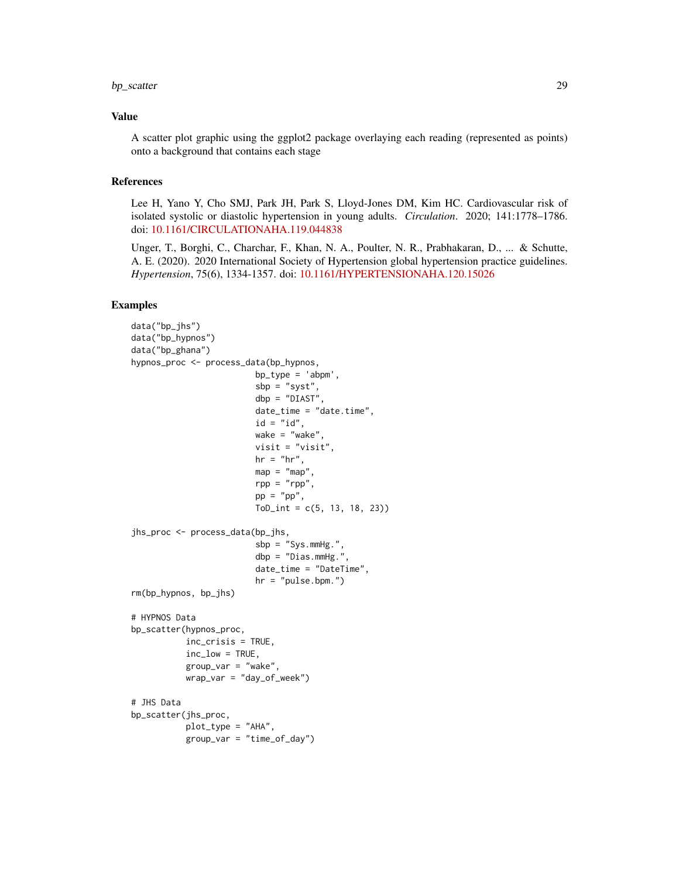## Value

A scatter plot graphic using the ggplot2 package overlaying each reading (represented as points) onto a background that contains each stage

## References

Lee H, Yano Y, Cho SMJ, Park JH, Park S, Lloyd-Jones DM, Kim HC. Cardiovascular risk of isolated systolic or diastolic hypertension in young adults. *Circulation*. 2020; 141:1778–1786. doi: 10.1161/CIRCULATIONAHA.119.044838

Unger, T., Borghi, C., Charchar, F., Khan, N. A., Poulter, N. R., Prabhakaran, D., ... & Schutte, A. E. (2020). 2020 International Society of Hypertension global hypertension practice guidelines. *Hypertension*, 75(6), 1334-1357. doi: 10.1161/HYPERTENSIONAHA.120.15026

## Examples

```
data("bp_jhs")
data("bp_hypnos")
data("bp_ghana")
hypnos_proc <- process_data(bp_hypnos,
                         bp_type = 'abpm',
                         sbp = "syst",
                         dbp = "DIAST",
                         date_time = "date.time",
                         id = "id",
                         wake = "wake",
                         visit = "visit",
                         hr = "hr",
                         map = "map",
                         rpp = "rpp",
                         pp = "pp",
                         ToD_int = c(5, 13, 18, 23))

jhs_proc <- process_data(bp_jhs,
                         sbp = "Sys.mmHg.",
                         dbp = "Dias.mmHg.",
                         date_time = "DateTime",
                         hr = "pulse.bpm.")
rm(bp_hypnos, bp_jhs)

# HYPNOS Data
bp_scatter(hypnos_proc,
           inc_crisis = TRUE,
           inc_low = TRUE,
           group_var = "wake",
           wrap_var = "day_of_week")

# JHS Data
bp_scatter(jhs_proc,
           plot_type = "AHA",
           group_var = "time_of_day")
```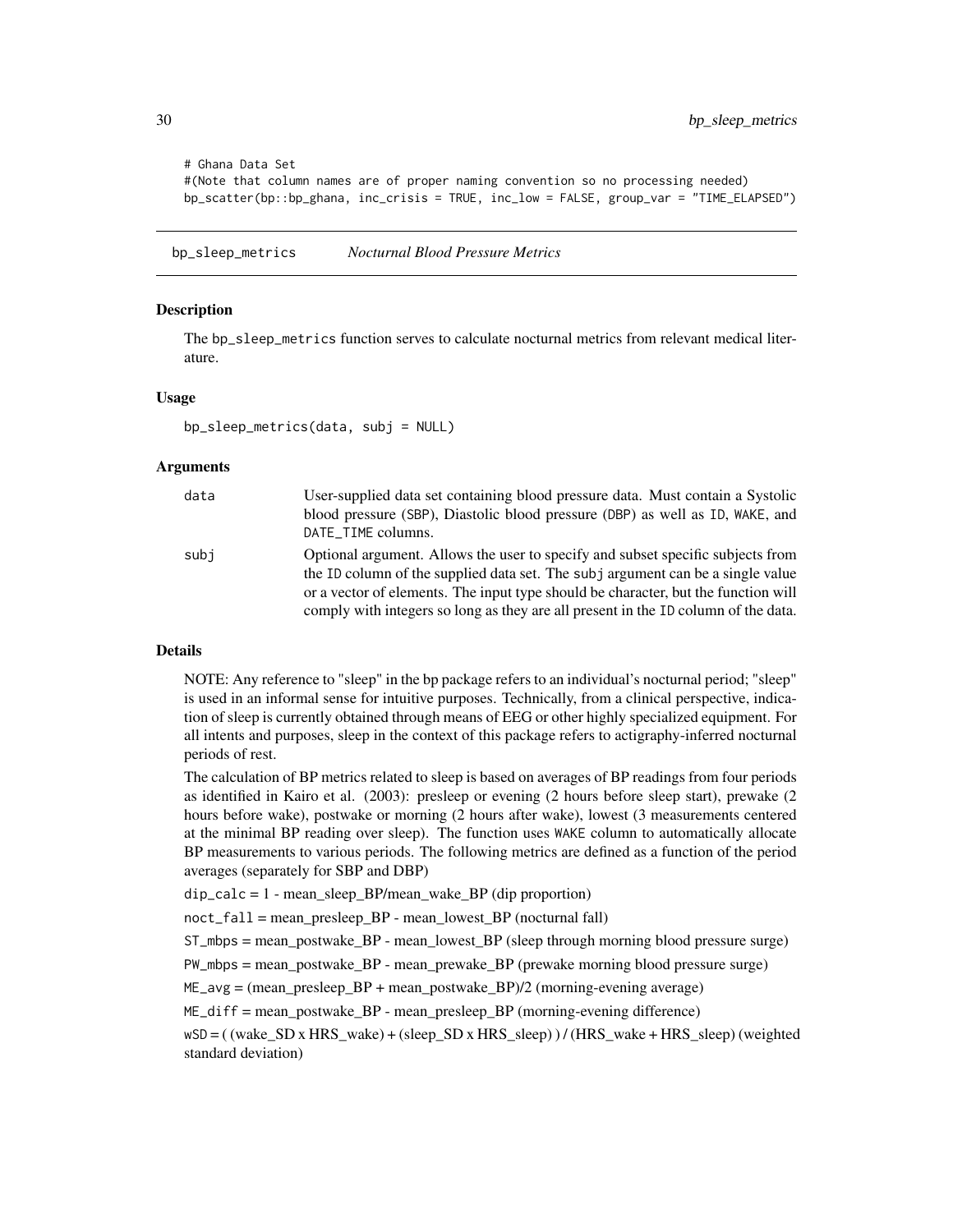```
# Ghana Data Set
#(Note that column names are of proper naming convention so no processing needed)
bp_scatter(bp::bp_ghana, inc_crisis = TRUE, inc_low = FALSE, group_var = "TIME_ELAPSED")
```

## bp_sleep_metrics — *Nocturnal Blood Pressure Metrics*

### Description

The `bp_sleep_metrics` function serves to calculate nocturnal metrics from relevant medical literature.

### Usage

```
bp_sleep_metrics(data, subj = NULL)
```

### Arguments

| | |
|---|---|
| `data` | User-supplied data set containing blood pressure data. Must contain a Systolic blood pressure (`SBP`), Diastolic blood pressure (`DBP`) as well as `ID`, `WAKE`, and `DATE_TIME` columns. |
| `subj` | Optional argument. Allows the user to specify and subset specific subjects from the `ID` column of the supplied data set. The `subj` argument can be a single value or a vector of elements. The input type should be character, but the function will comply with integers so long as they are all present in the `ID` column of the data. |

### Details

NOTE: Any reference to "sleep" in the bp package refers to an individual's nocturnal period; "sleep" is used in an informal sense for intuitive purposes. Technically, from a clinical perspective, indication of sleep is currently obtained through means of EEG or other highly specialized equipment. For all intents and purposes, sleep in the context of this package refers to actigraphy-inferred nocturnal periods of rest.

The calculation of BP metrics related to sleep is based on averages of BP readings from four periods as identified in Kairo et al. (2003): presleep or evening (2 hours before sleep start), prewake (2 hours before wake), postwake or morning (2 hours after wake), lowest (3 measurements centered at the minimal BP reading over sleep). The function uses `WAKE` column to automatically allocate BP measurements to various periods. The following metrics are defined as a function of the period averages (separately for SBP and DBP)

`dip_calc` = 1 - mean_sleep_BP/mean_wake_BP (dip proportion)

`noct_fall` = mean_presleep_BP - mean_lowest_BP (nocturnal fall)

`ST_mbps` = mean_postwake_BP - mean_lowest_BP (sleep through morning blood pressure surge)

`PW_mbps` = mean_postwake_BP - mean_prewake_BP (prewake morning blood pressure surge)

`ME_avg` = (mean_presleep_BP + mean_postwake_BP)/2 (morning-evening average)

`ME_diff` = mean_postwake_BP - mean_presleep_BP (morning-evening difference)

`wSD` = ( (wake_SD x HRS_wake) + (sleep_SD x HRS_sleep) ) / (HRS_wake + HRS_sleep) (weighted standard deviation)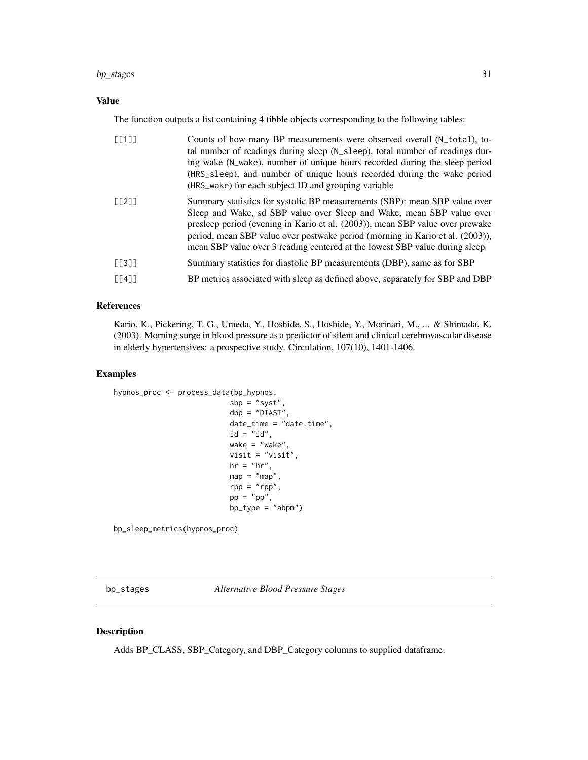### Value

The function outputs a list containing 4 tibble objects corresponding to the following tables:

[[1]] Counts of how many BP measurements were observed overall (N_total), total number of readings during sleep (N_sleep), total number of readings during wake (N_wake), number of unique hours recorded during the sleep period (HRS_sleep), and number of unique hours recorded during the wake period (HRS_wake) for each subject ID and grouping variable

[[2]] Summary statistics for systolic BP measurements (SBP): mean SBP value over Sleep and Wake, sd SBP value over Sleep and Wake, mean SBP value over presleep period (evening in Kario et al. (2003)), mean SBP value over prewake period, mean SBP value over postwake period (morning in Kario et al. (2003)), mean SBP value over 3 reading centered at the lowest SBP value during sleep

[[3]] Summary statistics for diastolic BP measurements (DBP), same as for SBP

[[4]] BP metrics associated with sleep as defined above, separately for SBP and DBP

### References

Kario, K., Pickering, T. G., Umeda, Y., Hoshide, S., Hoshide, Y., Morinari, M., ... & Shimada, K. (2003). Morning surge in blood pressure as a predictor of silent and clinical cerebrovascular disease in elderly hypertensives: a prospective study. Circulation, 107(10), 1401-1406.

### Examples

```
hypnos_proc <- process_data(bp_hypnos,
                            sbp = "syst",
                            dbp = "DIAST",
                            date_time = "date.time",
                            id = "id",
                            wake = "wake",
                            visit = "visit",
                            hr = "hr",
                            map = "map",
                            rpp = "rpp",
                            pp = "pp",
                            bp_type = "abpm")

bp_sleep_metrics(hypnos_proc)
```

---

## bp_stages *Alternative Blood Pressure Stages*

### Description

Adds BP_CLASS, SBP_Category, and DBP_Category columns to supplied dataframe.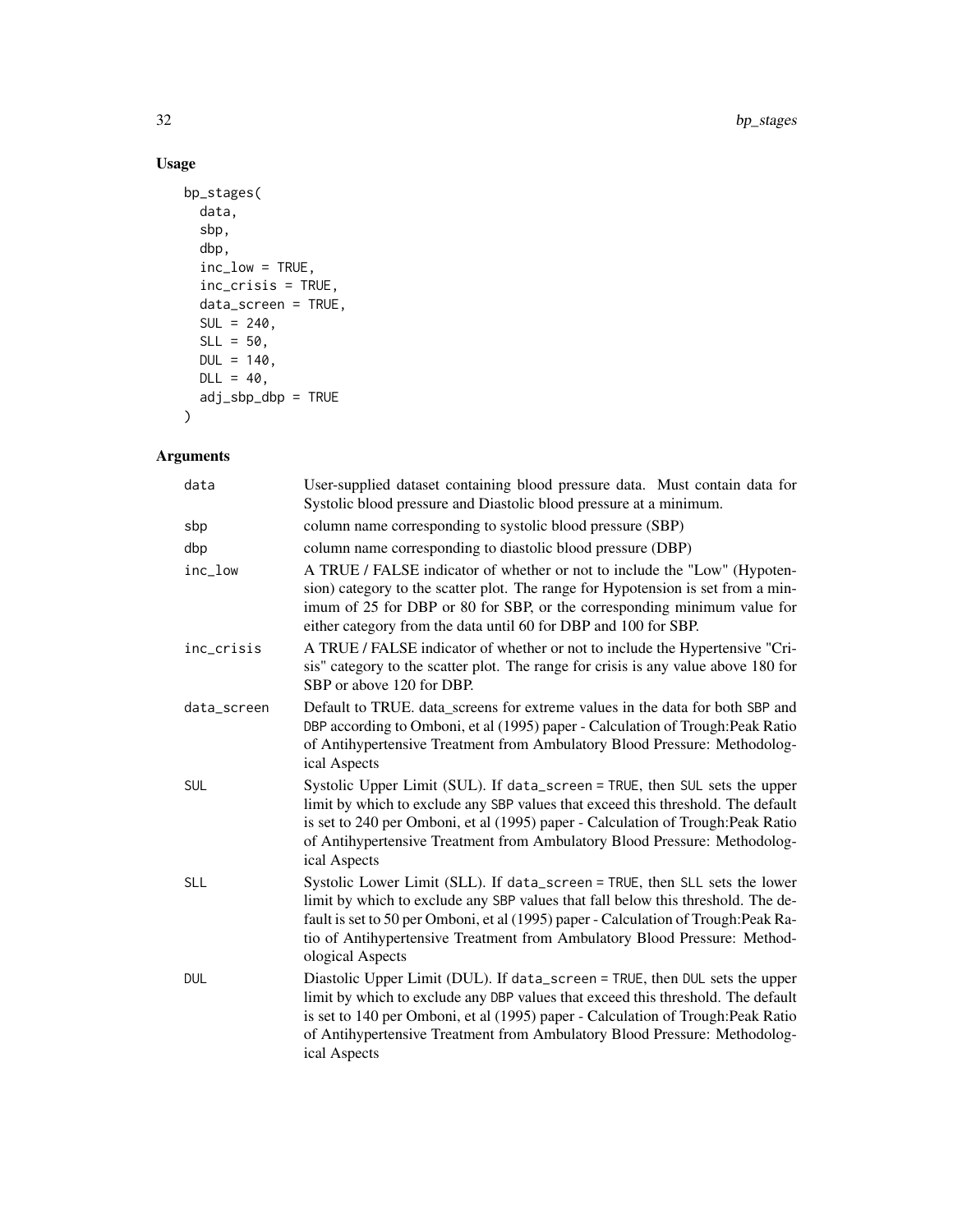## Usage

```
bp_stages(
  data,
  sbp,
  dbp,
  inc_low = TRUE,
  inc_crisis = TRUE,
  data_screen = TRUE,
  SUL = 240,
  SLL = 50,
  DUL = 140,
  DLL = 40,
  adj_sbp_dbp = TRUE
)
```

## Arguments

| | |
|---|---|
| data | User-supplied dataset containing blood pressure data. Must contain data for Systolic blood pressure and Diastolic blood pressure at a minimum. |
| sbp | column name corresponding to systolic blood pressure (SBP) |
| dbp | column name corresponding to diastolic blood pressure (DBP) |
| inc_low | A TRUE / FALSE indicator of whether or not to include the "Low" (Hypotension) category to the scatter plot. The range for Hypotension is set from a minimum of 25 for DBP or 80 for SBP, or the corresponding minimum value for either category from the data until 60 for DBP and 100 for SBP. |
| inc_crisis | A TRUE / FALSE indicator of whether or not to include the Hypertensive "Crisis" category to the scatter plot. The range for crisis is any value above 180 for SBP or above 120 for DBP. |
| data_screen | Default to TRUE. data_screens for extreme values in the data for both SBP and DBP according to Omboni, et al (1995) paper - Calculation of Trough:Peak Ratio of Antihypertensive Treatment from Ambulatory Blood Pressure: Methodological Aspects |
| SUL | Systolic Upper Limit (SUL). If data_screen = TRUE, then SUL sets the upper limit by which to exclude any SBP values that exceed this threshold. The default is set to 240 per Omboni, et al (1995) paper - Calculation of Trough:Peak Ratio of Antihypertensive Treatment from Ambulatory Blood Pressure: Methodological Aspects |
| SLL | Systolic Lower Limit (SLL). If data_screen = TRUE, then SLL sets the lower limit by which to exclude any SBP values that fall below this threshold. The default is set to 50 per Omboni, et al (1995) paper - Calculation of Trough:Peak Ratio of Antihypertensive Treatment from Ambulatory Blood Pressure: Methodological Aspects |
| DUL | Diastolic Upper Limit (DUL). If data_screen = TRUE, then DUL sets the upper limit by which to exclude any DBP values that exceed this threshold. The default is set to 140 per Omboni, et al (1995) paper - Calculation of Trough:Peak Ratio of Antihypertensive Treatment from Ambulatory Blood Pressure: Methodological Aspects |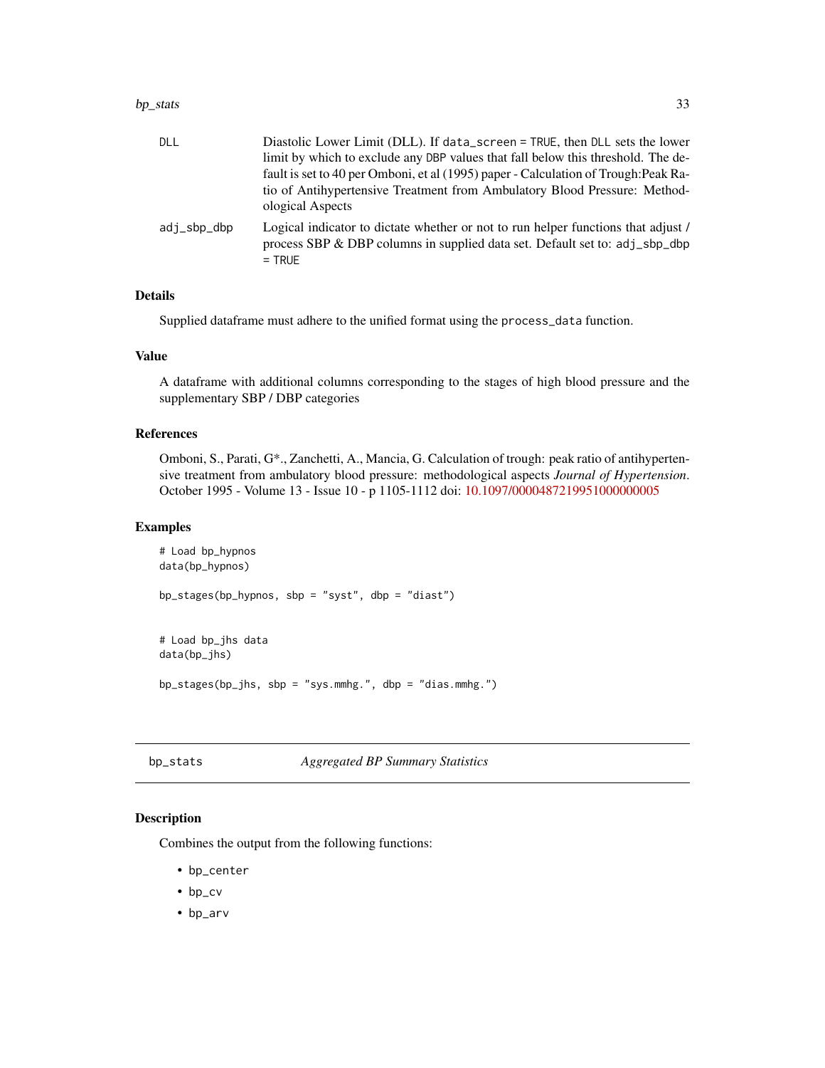| | |
|---|---|
| DLL | Diastolic Lower Limit (DLL). If data_screen = TRUE, then DLL sets the lower limit by which to exclude any DBP values that fall below this threshold. The default is set to 40 per Omboni, et al (1995) paper - Calculation of Trough:Peak Ratio of Antihypertensive Treatment from Ambulatory Blood Pressure: Methodological Aspects |
| adj_sbp_dbp | Logical indicator to dictate whether or not to run helper functions that adjust / process SBP & DBP columns in supplied data set. Default set to: adj_sbp_dbp = TRUE |

### Details

Supplied dataframe must adhere to the unified format using the process_data function.

### Value

A dataframe with additional columns corresponding to the stages of high blood pressure and the supplementary SBP / DBP categories

### References

Omboni, S., Parati, G*., Zanchetti, A., Mancia, G. Calculation of trough: peak ratio of antihypertensive treatment from ambulatory blood pressure: methodological aspects *Journal of Hypertension*. October 1995 - Volume 13 - Issue 10 - p 1105-1112 doi: 10.1097/00004872199510000000005

### Examples

```
# Load bp_hypnos
data(bp_hypnos)

bp_stages(bp_hypnos, sbp = "syst", dbp = "diast")


# Load bp_jhs data
data(bp_jhs)

bp_stages(bp_jhs, sbp = "sys.mmhg.", dbp = "dias.mmhg.")
```

---

## bp_stats — *Aggregated BP Summary Statistics*

### Description

Combines the output from the following functions:

- bp_center
- bp_cv
- bp_arv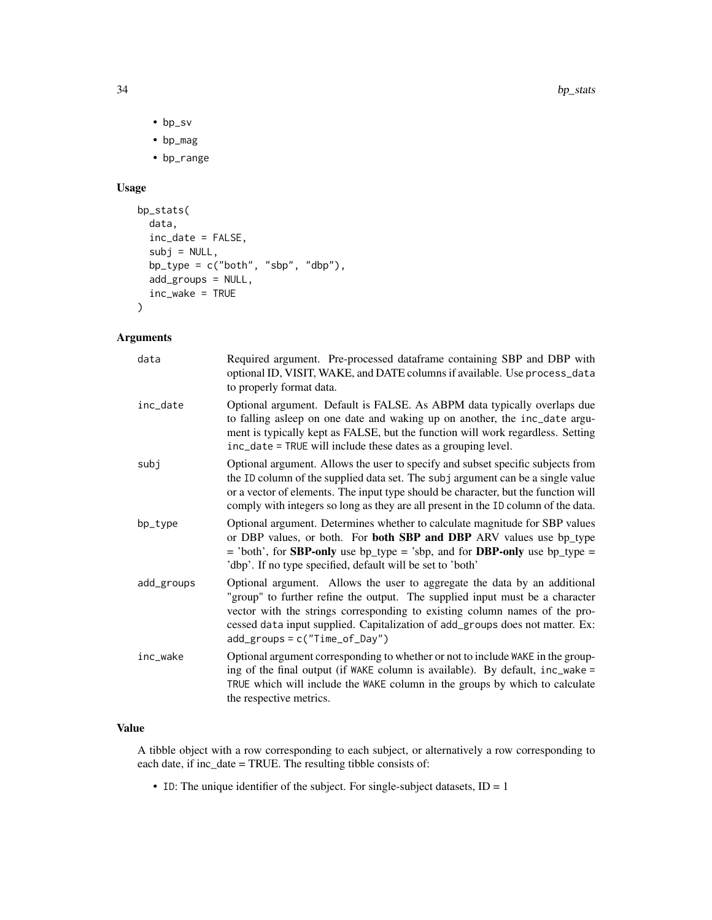- bp_sv
- bp_mag
- bp_range

### Usage

```
bp_stats(
  data,
  inc_date = FALSE,
  subj = NULL,
  bp_type = c("both", "sbp", "dbp"),
  add_groups = NULL,
  inc_wake = TRUE
)
```

### Arguments

| | |
|---|---|
| data | Required argument. Pre-processed dataframe containing SBP and DBP with optional ID, VISIT, WAKE, and DATE columns if available. Use process_data to properly format data. |
| inc_date | Optional argument. Default is FALSE. As ABPM data typically overlaps due to falling asleep on one date and waking up on another, the inc_date argument is typically kept as FALSE, but the function will work regardless. Setting inc_date = TRUE will include these dates as a grouping level. |
| subj | Optional argument. Allows the user to specify and subset specific subjects from the ID column of the supplied data set. The subj argument can be a single value or a vector of elements. The input type should be character, but the function will comply with integers so long as they are all present in the ID column of the data. |
| bp_type | Optional argument. Determines whether to calculate magnitude for SBP values or DBP values, or both. For **both SBP and DBP** ARV values use bp_type = 'both', for **SBP-only** use bp_type = 'sbp, and for **DBP-only** use bp_type = 'dbp'. If no type specified, default will be set to 'both' |
| add_groups | Optional argument. Allows the user to aggregate the data by an additional "group" to further refine the output. The supplied input must be a character vector with the strings corresponding to existing column names of the processed data input supplied. Capitalization of add_groups does not matter. Ex: add_groups = c("Time_of_Day") |
| inc_wake | Optional argument corresponding to whether or not to include WAKE in the grouping of the final output (if WAKE column is available). By default, inc_wake = TRUE which will include the WAKE column in the groups by which to calculate the respective metrics. |

### Value

A tibble object with a row corresponding to each subject, or alternatively a row corresponding to each date, if inc_date = TRUE. The resulting tibble consists of:

- ID: The unique identifier of the subject. For single-subject datasets, ID = 1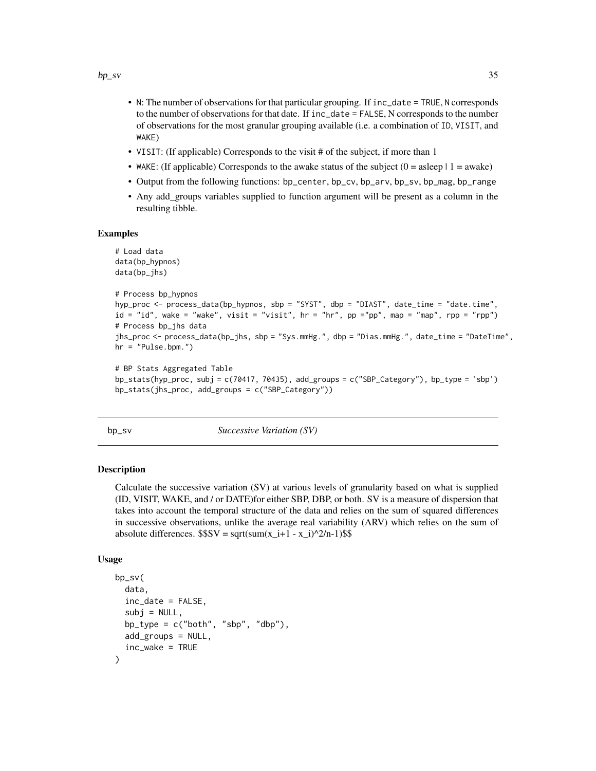- N: The number of observations for that particular grouping. If inc_date = TRUE, N corresponds to the number of observations for that date. If inc_date = FALSE, N corresponds to the number of observations for the most granular grouping available (i.e. a combination of ID, VISIT, and WAKE)
- VISIT: (If applicable) Corresponds to the visit # of the subject, if more than 1
- WAKE: (If applicable) Corresponds to the awake status of the subject (0 = asleep | 1 = awake)
- Output from the following functions: bp_center, bp_cv, bp_arv, bp_sv, bp_mag, bp_range
- Any add_groups variables supplied to function argument will be present as a column in the resulting tibble.

### Examples

```
# Load data
data(bp_hypnos)
data(bp_jhs)

# Process bp_hypnos
hyp_proc <- process_data(bp_hypnos, sbp = "SYST", dbp = "DIAST", date_time = "date.time",
id = "id", wake = "wake", visit = "visit", hr = "hr", pp ="pp", map = "map", rpp = "rpp")
# Process bp_jhs data
jhs_proc <- process_data(bp_jhs, sbp = "Sys.mmHg.", dbp = "Dias.mmHg.", date_time = "DateTime",
hr = "Pulse.bpm.")

# BP Stats Aggregated Table
bp_stats(hyp_proc, subj = c(70417, 70435), add_groups = c("SBP_Category"), bp_type = 'sbp')
bp_stats(jhs_proc, add_groups = c("SBP_Category"))
```

## bp_sv *Successive Variation (SV)*

### Description

Calculate the successive variation (SV) at various levels of granularity based on what is supplied (ID, VISIT, WAKE, and / or DATE)for either SBP, DBP, or both. SV is a measure of dispersion that takes into account the temporal structure of the data and relies on the sum of squared differences in successive observations, unlike the average real variability (ARV) which relies on the sum of absolute differences. $$SV = sqrt(sum(x_i+1 - x_i)^2/n-1)$$

### Usage

```
bp_sv(
  data,
  inc_date = FALSE,
  subj = NULL,
  bp_type = c("both", "sbp", "dbp"),
  add_groups = NULL,
  inc_wake = TRUE
)
```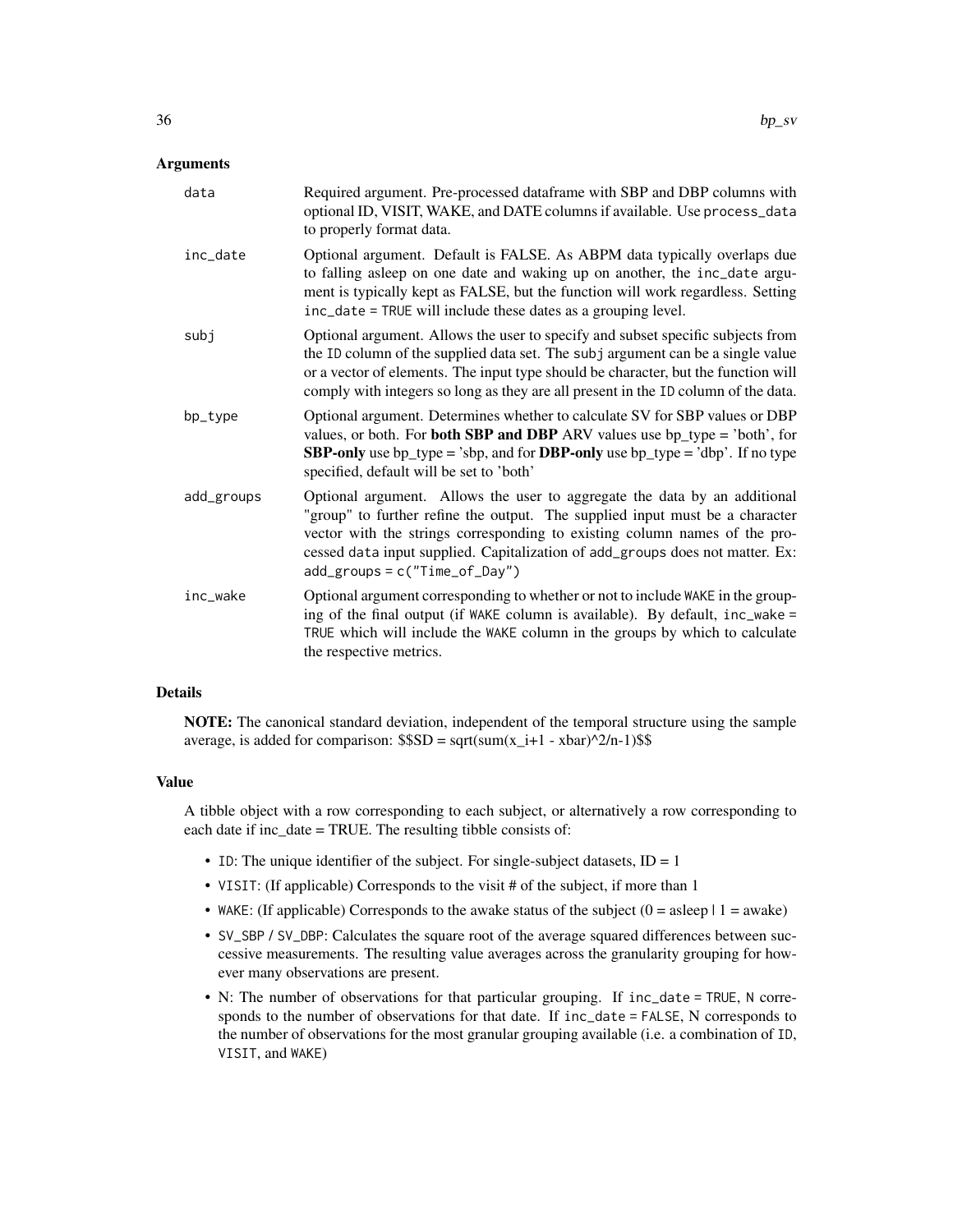## Arguments

**data** Required argument. Pre-processed dataframe with SBP and DBP columns with optional ID, VISIT, WAKE, and DATE columns if available. Use `process_data` to properly format data.

**inc_date** Optional argument. Default is FALSE. As ABPM data typically overlaps due to falling asleep on one date and waking up on another, the `inc_date` argument is typically kept as FALSE, but the function will work regardless. Setting `inc_date = TRUE` will include these dates as a grouping level.

**subj** Optional argument. Allows the user to specify and subset specific subjects from the `ID` column of the supplied data set. The `subj` argument can be a single value or a vector of elements. The input type should be character, but the function will comply with integers so long as they are all present in the `ID` column of the data.

**bp_type** Optional argument. Determines whether to calculate SV for SBP values or DBP values, or both. For **both SBP and DBP** ARV values use bp_type = 'both', for **SBP-only** use bp_type = 'sbp, and for **DBP-only** use bp_type = 'dbp'. If no type specified, default will be set to 'both'

**add_groups** Optional argument. Allows the user to aggregate the data by an additional "group" to further refine the output. The supplied input must be a character vector with the strings corresponding to existing column names of the processed `data` input supplied. Capitalization of `add_groups` does not matter. Ex: `add_groups = c("Time_of_Day")`

**inc_wake** Optional argument corresponding to whether or not to include `WAKE` in the grouping of the final output (if `WAKE` column is available). By default, `inc_wake = TRUE` which will include the `WAKE` column in the groups by which to calculate the respective metrics.

## Details

**NOTE:** The canonical standard deviation, independent of the temporal structure using the sample average, is added for comparison: $$SD = sqrt(sum(x_i+1 - xbar)^2/n-1)$$

## Value

A tibble object with a row corresponding to each subject, or alternatively a row corresponding to each date if inc_date = TRUE. The resulting tibble consists of:

- `ID`: The unique identifier of the subject. For single-subject datasets, ID = 1
- `VISIT`: (If applicable) Corresponds to the visit # of the subject, if more than 1
- `WAKE`: (If applicable) Corresponds to the awake status of the subject (0 = asleep | 1 = awake)
- `SV_SBP` / `SV_DBP`: Calculates the square root of the average squared differences between successive measurements. The resulting value averages across the granularity grouping for however many observations are present.
- N: The number of observations for that particular grouping. If `inc_date = TRUE`, `N` corresponds to the number of observations for that date. If `inc_date = FALSE`, N corresponds to the number of observations for the most granular grouping available (i.e. a combination of `ID`, `VISIT`, and `WAKE`)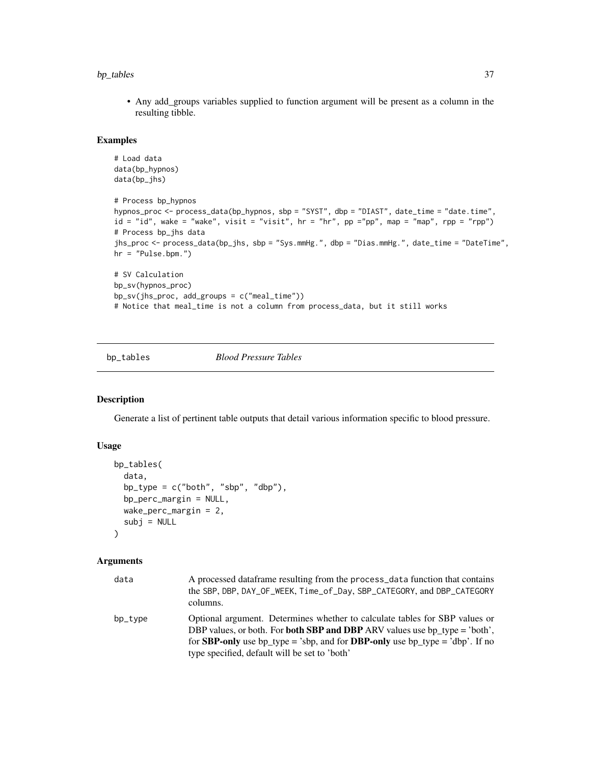- Any add_groups variables supplied to function argument will be present as a column in the resulting tibble.

### Examples

```
# Load data
data(bp_hypnos)
data(bp_jhs)

# Process bp_hypnos
hypnos_proc <- process_data(bp_hypnos, sbp = "SYST", dbp = "DIAST", date_time = "date.time",
id = "id", wake = "wake", visit = "visit", hr = "hr", pp ="pp", map = "map", rpp = "rpp")
# Process bp_jhs data
jhs_proc <- process_data(bp_jhs, sbp = "Sys.mmHg.", dbp = "Dias.mmHg.", date_time = "DateTime",
hr = "Pulse.bpm.")

# SV Calculation
bp_sv(hypnos_proc)
bp_sv(jhs_proc, add_groups = c("meal_time"))
# Notice that meal_time is not a column from process_data, but it still works
```

---

## bp_tables *Blood Pressure Tables*

### Description

Generate a list of pertinent table outputs that detail various information specific to blood pressure.

### Usage

```
bp_tables(
  data,
  bp_type = c("both", "sbp", "dbp"),
  bp_perc_margin = NULL,
  wake_perc_margin = 2,
  subj = NULL
)
```

### Arguments

| | |
|---|---|
| data | A processed dataframe resulting from the process_data function that contains the SBP, DBP, DAY_OF_WEEK, Time_of_Day, SBP_CATEGORY, and DBP_CATEGORY columns. |
| bp_type | Optional argument. Determines whether to calculate tables for SBP values or DBP values, or both. For **both SBP and DBP** ARV values use bp_type = 'both', for **SBP-only** use bp_type = 'sbp, and for **DBP-only** use bp_type = 'dbp'. If no type specified, default will be set to 'both' |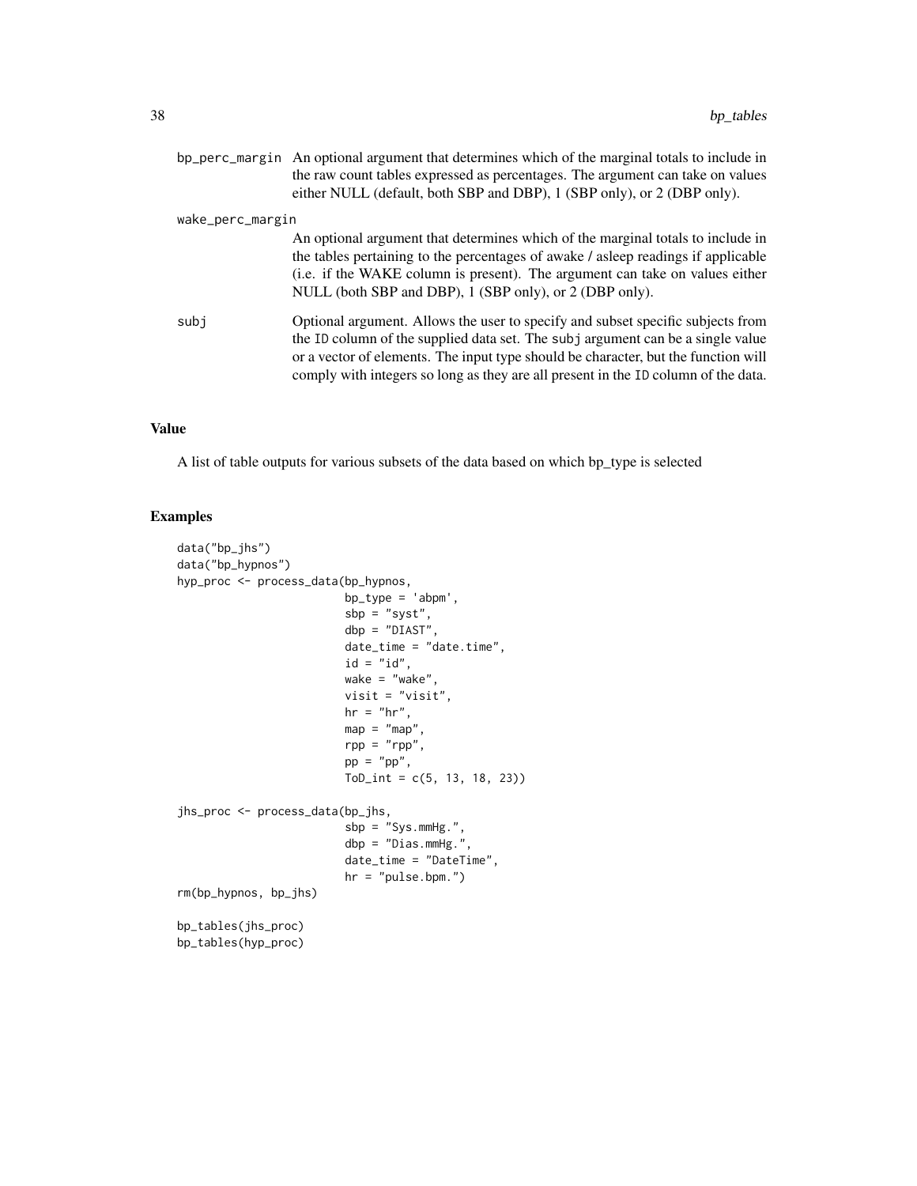bp_perc_margin
: An optional argument that determines which of the marginal totals to include in the raw count tables expressed as percentages. The argument can take on values either NULL (default, both SBP and DBP), 1 (SBP only), or 2 (DBP only).

wake_perc_margin
: An optional argument that determines which of the marginal totals to include in the tables pertaining to the percentages of awake / asleep readings if applicable (i.e. if the WAKE column is present). The argument can take on values either NULL (both SBP and DBP), 1 (SBP only), or 2 (DBP only).

subj
: Optional argument. Allows the user to specify and subset specific subjects from the `ID` column of the supplied data set. The `subj` argument can be a single value or a vector of elements. The input type should be character, but the function will comply with integers so long as they are all present in the `ID` column of the data.

## Value

A list of table outputs for various subsets of the data based on which bp_type is selected

## Examples

```
data("bp_jhs")
data("bp_hypnos")
hyp_proc <- process_data(bp_hypnos,
                         bp_type = 'abpm',
                         sbp = "syst",
                         dbp = "DIAST",
                         date_time = "date.time",
                         id = "id",
                         wake = "wake",
                         visit = "visit",
                         hr = "hr",
                         map = "map",
                         rpp = "rpp",
                         pp = "pp",
                         ToD_int = c(5, 13, 18, 23))

jhs_proc <- process_data(bp_jhs,
                         sbp = "Sys.mmHg.",
                         dbp = "Dias.mmHg.",
                         date_time = "DateTime",
                         hr = "pulse.bpm.")
rm(bp_hypnos, bp_jhs)

bp_tables(jhs_proc)
bp_tables(hyp_proc)
```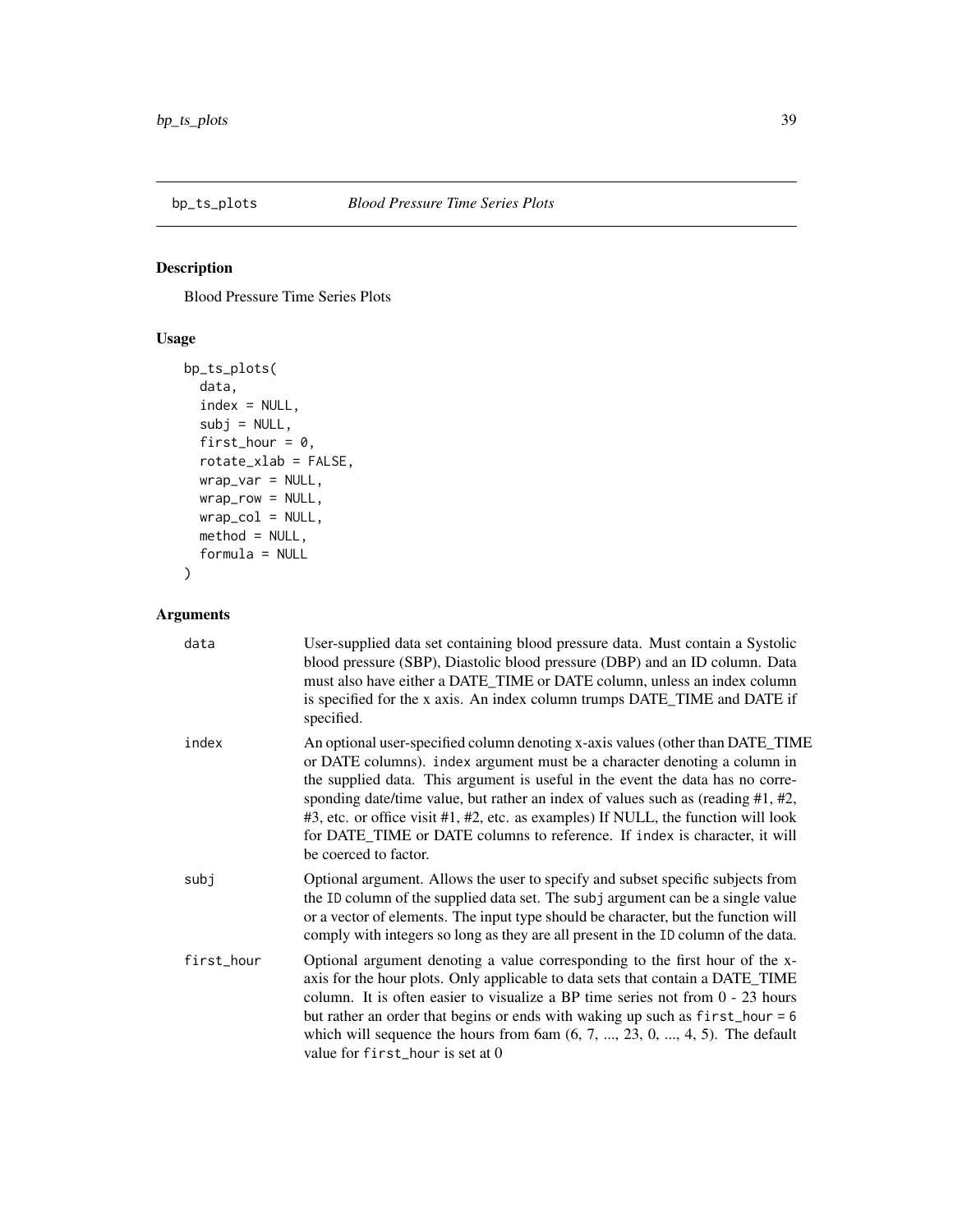## bp_ts_plots — *Blood Pressure Time Series Plots*

### Description

Blood Pressure Time Series Plots

### Usage

```
bp_ts_plots(
  data,
  index = NULL,
  subj = NULL,
  first_hour = 0,
  rotate_xlab = FALSE,
  wrap_var = NULL,
  wrap_row = NULL,
  wrap_col = NULL,
  method = NULL,
  formula = NULL
)
```

### Arguments

| Argument | Description |
| --- | --- |
| data | User-supplied data set containing blood pressure data. Must contain a Systolic blood pressure (SBP), Diastolic blood pressure (DBP) and an ID column. Data must also have either a DATE_TIME or DATE column, unless an index column is specified for the x axis. An index column trumps DATE_TIME and DATE if specified. |
| index | An optional user-specified column denoting x-axis values (other than DATE_TIME or DATE columns). `index` argument must be a character denoting a column in the supplied data. This argument is useful in the event the data has no corresponding date/time value, but rather an index of values such as (reading #1, #2, #3, etc. or office visit #1, #2, etc. as examples) If NULL, the function will look for DATE_TIME or DATE columns to reference. If `index` is character, it will be coerced to factor. |
| subj | Optional argument. Allows the user to specify and subset specific subjects from the `ID` column of the supplied data set. The `subj` argument can be a single value or a vector of elements. The input type should be character, but the function will comply with integers so long as they are all present in the `ID` column of the data. |
| first_hour | Optional argument denoting a value corresponding to the first hour of the x-axis for the hour plots. Only applicable to data sets that contain a DATE_TIME column. It is often easier to visualize a BP time series not from 0 - 23 hours but rather an order that begins or ends with waking up such as `first_hour = 6` which will sequence the hours from 6am (6, 7, ..., 23, 0, ..., 4, 5). The default value for `first_hour` is set at 0 |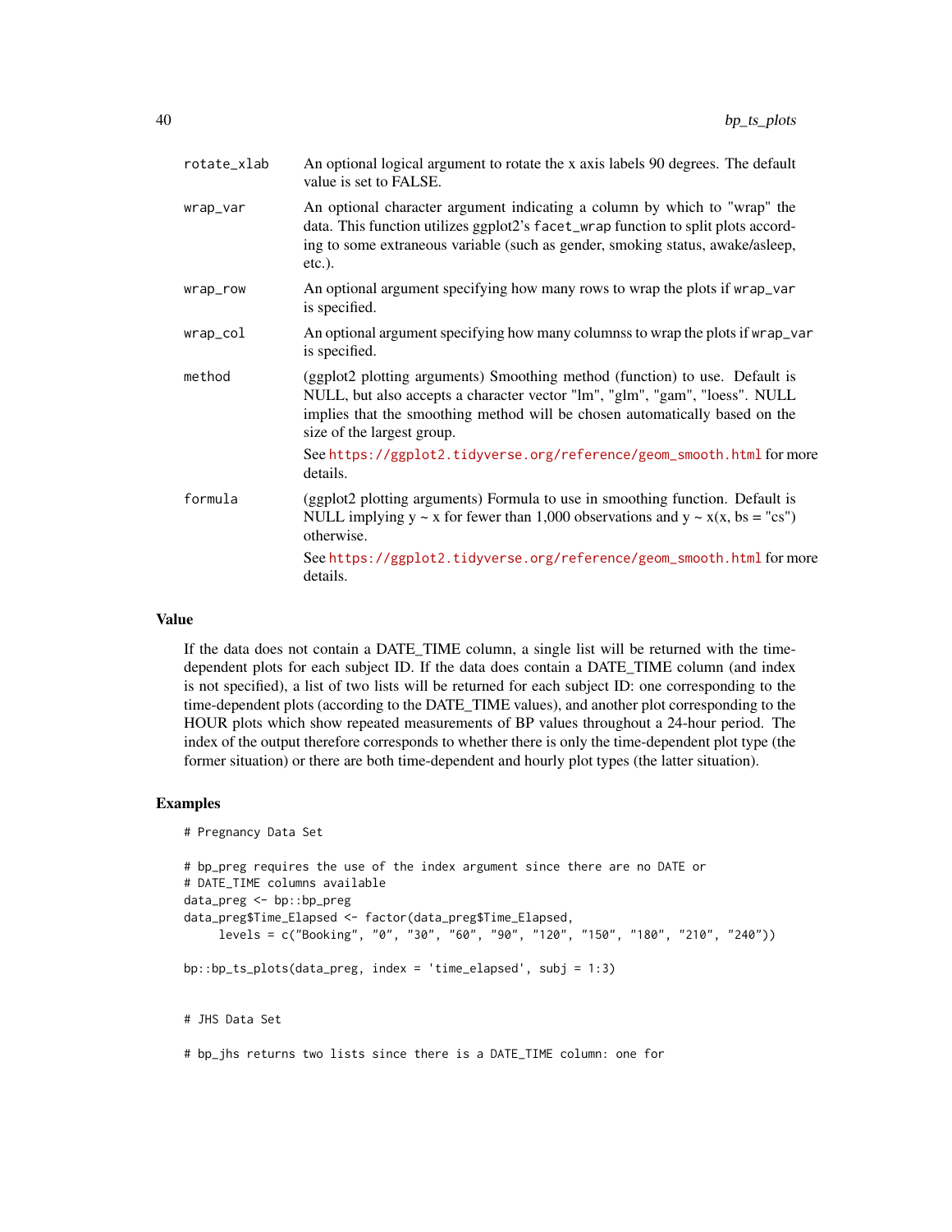| | |
|---|---|
| rotate_xlab | An optional logical argument to rotate the x axis labels 90 degrees. The default value is set to FALSE. |
| wrap_var | An optional character argument indicating a column by which to "wrap" the data. This function utilizes ggplot2's facet_wrap function to split plots according to some extraneous variable (such as gender, smoking status, awake/asleep, etc.). |
| wrap_row | An optional argument specifying how many rows to wrap the plots if wrap_var is specified. |
| wrap_col | An optional argument specifying how many columnss to wrap the plots if wrap_var is specified. |
| method | (ggplot2 plotting arguments) Smoothing method (function) to use. Default is NULL, but also accepts a character vector "lm", "glm", "gam", "loess". NULL implies that the smoothing method will be chosen automatically based on the size of the largest group. See https://ggplot2.tidyverse.org/reference/geom_smooth.html for more details. |
| formula | (ggplot2 plotting arguments) Formula to use in smoothing function. Default is NULL implying y ~ x for fewer than 1,000 observations and y ~ x(x, bs = "cs") otherwise. See https://ggplot2.tidyverse.org/reference/geom_smooth.html for more details. |

## Value

If the data does not contain a DATE_TIME column, a single list will be returned with the time-dependent plots for each subject ID. If the data does contain a DATE_TIME column (and index is not specified), a list of two lists will be returned for each subject ID: one corresponding to the time-dependent plots (according to the DATE_TIME values), and another plot corresponding to the HOUR plots which show repeated measurements of BP values throughout a 24-hour period. The index of the output therefore corresponds to whether there is only the time-dependent plot type (the former situation) or there are both time-dependent and hourly plot types (the latter situation).

## Examples

```
# Pregnancy Data Set

# bp_preg requires the use of the index argument since there are no DATE or
# DATE_TIME columns available
data_preg <- bp::bp_preg
data_preg$Time_Elapsed <- factor(data_preg$Time_Elapsed,
     levels = c("Booking", "0", "30", "60", "90", "120", "150", "180", "210", "240"))

bp::bp_ts_plots(data_preg, index = 'time_elapsed', subj = 1:3)


# JHS Data Set

# bp_jhs returns two lists since there is a DATE_TIME column: one for
```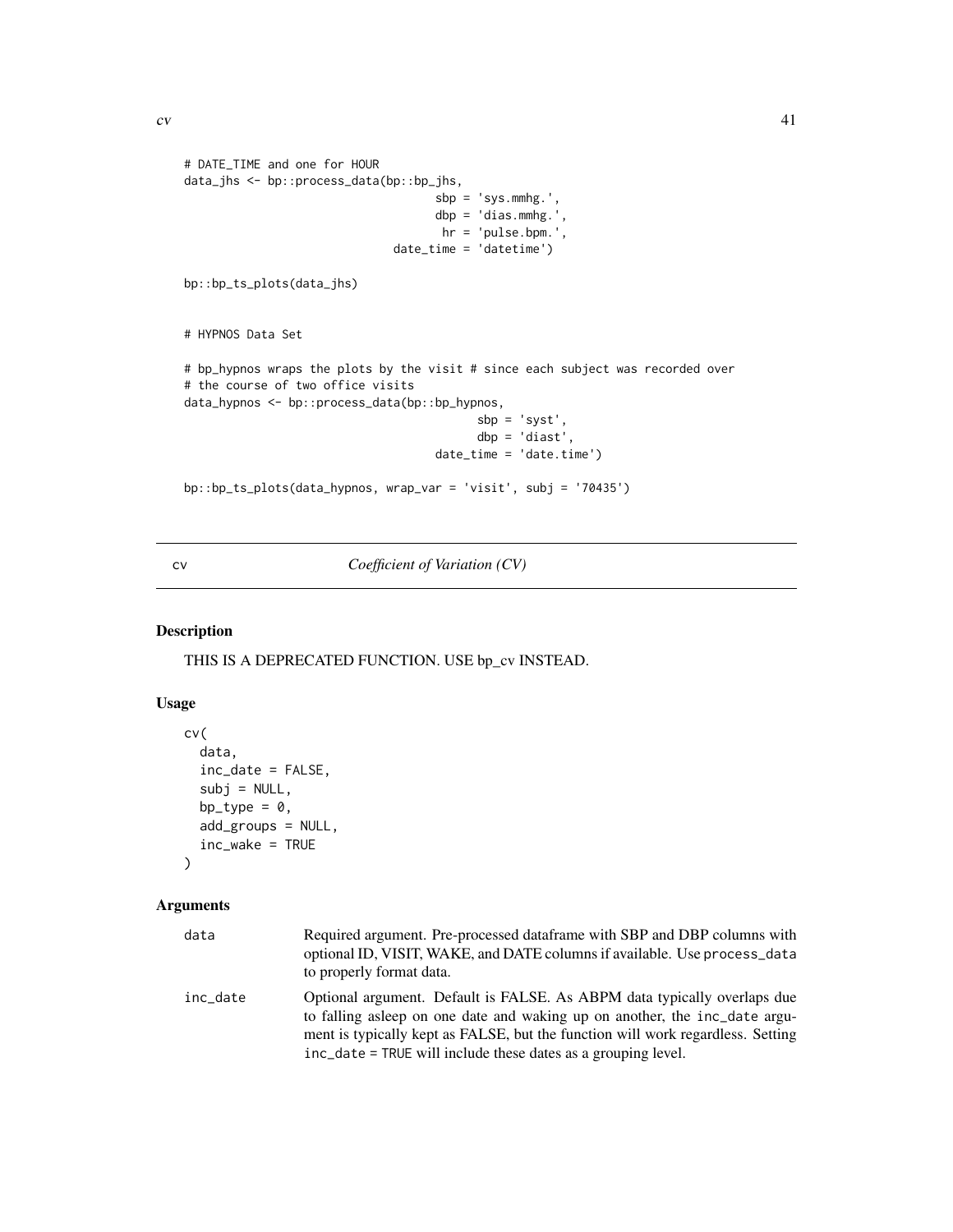```
# DATE_TIME and one for HOUR
data_jhs <- bp::process_data(bp::bp_jhs,
                                    sbp = 'sys.mmhg.',
                                    dbp = 'dias.mmhg.',
                                     hr = 'pulse.bpm.',
                              date_time = 'datetime')

bp::bp_ts_plots(data_jhs)


# HYPNOS Data Set

# bp_hypnos wraps the plots by the visit # since each subject was recorded over
# the course of two office visits
data_hypnos <- bp::process_data(bp::bp_hypnos,
                                         sbp = 'syst',
                                         dbp = 'diast',
                                   date_time = 'date.time')

bp::bp_ts_plots(data_hypnos, wrap_var = 'visit', subj = '70435')
```

## cv — *Coefficient of Variation (CV)*

### Description

THIS IS A DEPRECATED FUNCTION. USE bp_cv INSTEAD.

### Usage

```
cv(
  data,
  inc_date = FALSE,
  subj = NULL,
  bp_type = 0,
  add_groups = NULL,
  inc_wake = TRUE
)
```

### Arguments

| | |
|---|---|
| data | Required argument. Pre-processed dataframe with SBP and DBP columns with optional ID, VISIT, WAKE, and DATE columns if available. Use `process_data` to properly format data. |
| inc_date | Optional argument. Default is FALSE. As ABPM data typically overlaps due to falling asleep on one date and waking up on another, the `inc_date` argument is typically kept as FALSE, but the function will work regardless. Setting `inc_date = TRUE` will include these dates as a grouping level. |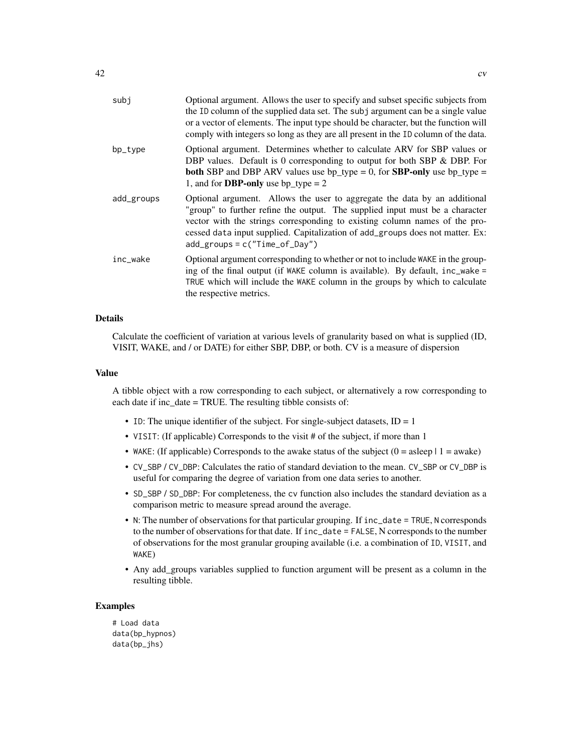| | |
|---|---|
| subj | Optional argument. Allows the user to specify and subset specific subjects from the ID column of the supplied data set. The subj argument can be a single value or a vector of elements. The input type should be character, but the function will comply with integers so long as they are all present in the ID column of the data. |
| bp_type | Optional argument. Determines whether to calculate ARV for SBP values or DBP values. Default is 0 corresponding to output for both SBP & DBP. For **both** SBP and DBP ARV values use bp_type = 0, for **SBP-only** use bp_type = 1, and for **DBP-only** use bp_type = 2 |
| add_groups | Optional argument. Allows the user to aggregate the data by an additional "group" to further refine the output. The supplied input must be a character vector with the strings corresponding to existing column names of the processed data input supplied. Capitalization of add_groups does not matter. Ex: add_groups = c("Time_of_Day") |
| inc_wake | Optional argument corresponding to whether or not to include WAKE in the grouping of the final output (if WAKE column is available). By default, inc_wake = TRUE which will include the WAKE column in the groups by which to calculate the respective metrics. |

## Details

Calculate the coefficient of variation at various levels of granularity based on what is supplied (ID, VISIT, WAKE, and / or DATE) for either SBP, DBP, or both. CV is a measure of dispersion

## Value

A tibble object with a row corresponding to each subject, or alternatively a row corresponding to each date if inc_date = TRUE. The resulting tibble consists of:

- ID: The unique identifier of the subject. For single-subject datasets, ID = 1
- VISIT: (If applicable) Corresponds to the visit # of the subject, if more than 1
- WAKE: (If applicable) Corresponds to the awake status of the subject (0 = asleep | 1 = awake)
- CV_SBP / CV_DBP: Calculates the ratio of standard deviation to the mean. CV_SBP or CV_DBP is useful for comparing the degree of variation from one data series to another.
- SD_SBP / SD_DBP: For completeness, the cv function also includes the standard deviation as a comparison metric to measure spread around the average.
- N: The number of observations for that particular grouping. If inc_date = TRUE, N corresponds to the number of observations for that date. If inc_date = FALSE, N corresponds to the number of observations for the most granular grouping available (i.e. a combination of ID, VISIT, and WAKE)
- Any add_groups variables supplied to function argument will be present as a column in the resulting tibble.

## Examples

```
# Load data
data(bp_hypnos)
data(bp_jhs)
```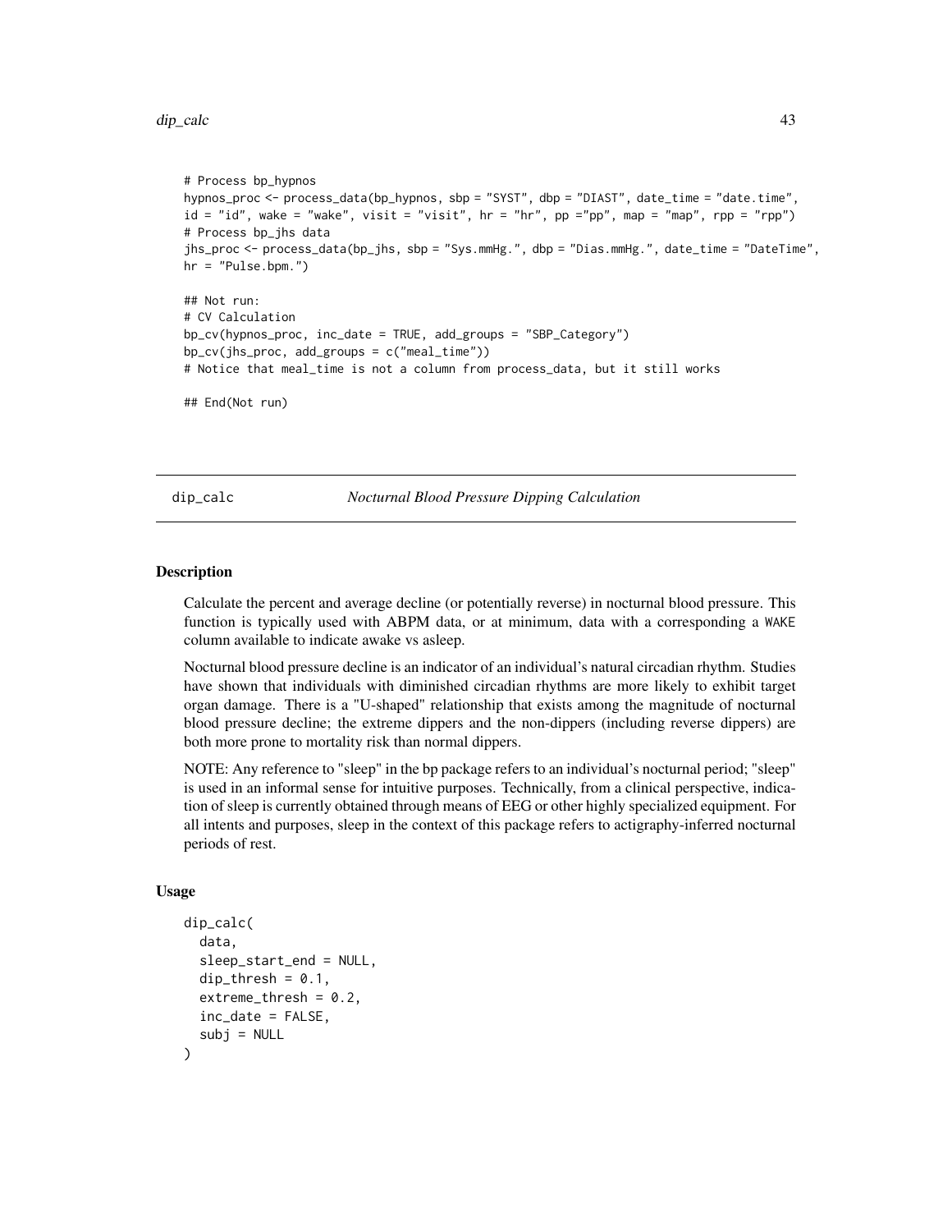```
# Process bp_hypnos
hypnos_proc <- process_data(bp_hypnos, sbp = "SYST", dbp = "DIAST", date_time = "date.time",
id = "id", wake = "wake", visit = "visit", hr = "hr", pp ="pp", map = "map", rpp = "rpp")
# Process bp_jhs data
jhs_proc <- process_data(bp_jhs, sbp = "Sys.mmHg.", dbp = "Dias.mmHg.", date_time = "DateTime",
hr = "Pulse.bpm.")

## Not run:
# CV Calculation
bp_cv(hypnos_proc, inc_date = TRUE, add_groups = "SBP_Category")
bp_cv(jhs_proc, add_groups = c("meal_time"))
# Notice that meal_time is not a column from process_data, but it still works

## End(Not run)
```

---

## dip_calc — *Nocturnal Blood Pressure Dipping Calculation*

### Description

Calculate the percent and average decline (or potentially reverse) in nocturnal blood pressure. This function is typically used with ABPM data, or at minimum, data with a corresponding a `WAKE` column available to indicate awake vs asleep.

Nocturnal blood pressure decline is an indicator of an individual's natural circadian rhythm. Studies have shown that individuals with diminished circadian rhythms are more likely to exhibit target organ damage. There is a "U-shaped" relationship that exists among the magnitude of nocturnal blood pressure decline; the extreme dippers and the non-dippers (including reverse dippers) are both more prone to mortality risk than normal dippers.

NOTE: Any reference to "sleep" in the bp package refers to an individual's nocturnal period; "sleep" is used in an informal sense for intuitive purposes. Technically, from a clinical perspective, indication of sleep is currently obtained through means of EEG or other highly specialized equipment. For all intents and purposes, sleep in the context of this package refers to actigraphy-inferred nocturnal periods of rest.

### Usage

```
dip_calc(
  data,
  sleep_start_end = NULL,
  dip_thresh = 0.1,
  extreme_thresh = 0.2,
  inc_date = FALSE,
  subj = NULL
)
```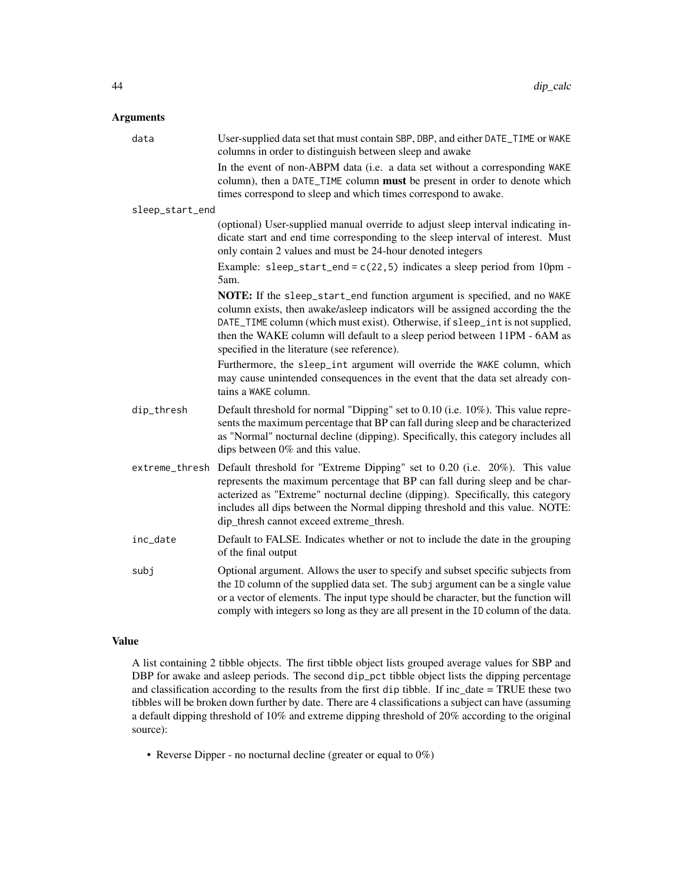## Arguments

**data**
: User-supplied data set that must contain SBP, DBP, and either DATE_TIME or WAKE columns in order to distinguish between sleep and awake

  In the event of non-ABPM data (i.e. a data set without a corresponding WAKE column), then a DATE_TIME column **must** be present in order to denote which times correspond to sleep and which times correspond to awake.

**sleep_start_end**
: (optional) User-supplied manual override to adjust sleep interval indicating indicate start and end time corresponding to the sleep interval of interest. Must only contain 2 values and must be 24-hour denoted integers

  Example: `sleep_start_end = c(22,5)` indicates a sleep period from 10pm - 5am.

  **NOTE:** If the `sleep_start_end` function argument is specified, and no WAKE column exists, then awake/asleep indicators will be assigned according the the DATE_TIME column (which must exist). Otherwise, if `sleep_int` is not supplied, then the WAKE column will default to a sleep period between 11PM - 6AM as specified in the literature (see reference).

  Furthermore, the `sleep_int` argument will override the WAKE column, which may cause unintended consequences in the event that the data set already contains a WAKE column.

**dip_thresh**
: Default threshold for normal "Dipping" set to 0.10 (i.e. 10%). This value represents the maximum percentage that BP can fall during sleep and be characterized as "Normal" nocturnal decline (dipping). Specifically, this category includes all dips between 0% and this value.

**extreme_thresh**
: Default threshold for "Extreme Dipping" set to 0.20 (i.e. 20%). This value represents the maximum percentage that BP can fall during sleep and be characterized as "Extreme" nocturnal decline (dipping). Specifically, this category includes all dips between the Normal dipping threshold and this value. NOTE: dip_thresh cannot exceed extreme_thresh.

**inc_date**
: Default to FALSE. Indicates whether or not to include the date in the grouping of the final output

**subj**
: Optional argument. Allows the user to specify and subset specific subjects from the ID column of the supplied data set. The `subj` argument can be a single value or a vector of elements. The input type should be character, but the function will comply with integers so long as they are all present in the ID column of the data.

## Value

A list containing 2 tibble objects. The first tibble object lists grouped average values for SBP and DBP for awake and asleep periods. The second `dip_pct` tibble object lists the dipping percentage and classification according to the results from the first `dip` tibble. If inc_date = TRUE these two tibbles will be broken down further by date. There are 4 classifications a subject can have (assuming a default dipping threshold of 10% and extreme dipping threshold of 20% according to the original source):

- Reverse Dipper - no nocturnal decline (greater or equal to 0%)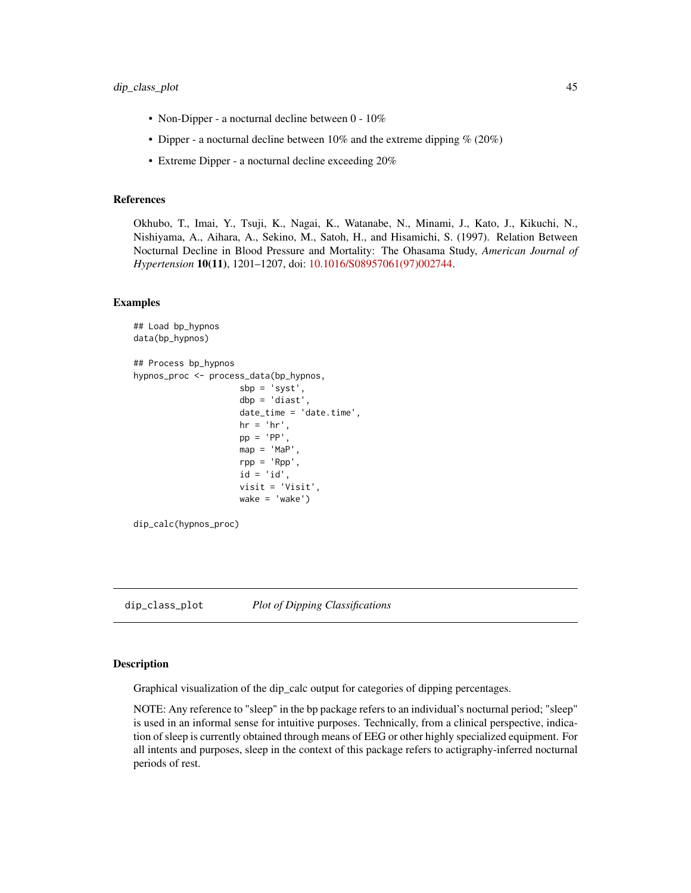- Non-Dipper - a nocturnal decline between 0 - 10%
- Dipper - a nocturnal decline between 10% and the extreme dipping % (20%)
- Extreme Dipper - a nocturnal decline exceeding 20%

### References

Okhubo, T., Imai, Y., Tsuji, K., Nagai, K., Watanabe, N., Minami, J., Kato, J., Kikuchi, N., Nishiyama, A., Aihara, A., Sekino, M., Satoh, H., and Hisamichi, S. (1997). Relation Between Nocturnal Decline in Blood Pressure and Mortality: The Ohasama Study, *American Journal of Hypertension* **10(11)**, 1201–1207, doi: 10.1016/S08957061(97)002744.

### Examples

```
## Load bp_hypnos
data(bp_hypnos)

## Process bp_hypnos
hypnos_proc <- process_data(bp_hypnos,
                     sbp = 'syst',
                     dbp = 'diast',
                     date_time = 'date.time',
                     hr = 'hr',
                     pp = 'PP',
                     map = 'MaP',
                     rpp = 'Rpp',
                     id = 'id',
                     visit = 'Visit',
                     wake = 'wake')

dip_calc(hypnos_proc)
```

---

## dip_class_plot &nbsp;&nbsp;&nbsp; *Plot of Dipping Classifications*

---

### Description

Graphical visualization of the dip_calc output for categories of dipping percentages.

NOTE: Any reference to "sleep" in the bp package refers to an individual's nocturnal period; "sleep" is used in an informal sense for intuitive purposes. Technically, from a clinical perspective, indication of sleep is currently obtained through means of EEG or other highly specialized equipment. For all intents and purposes, sleep in the context of this package refers to actigraphy-inferred nocturnal periods of rest.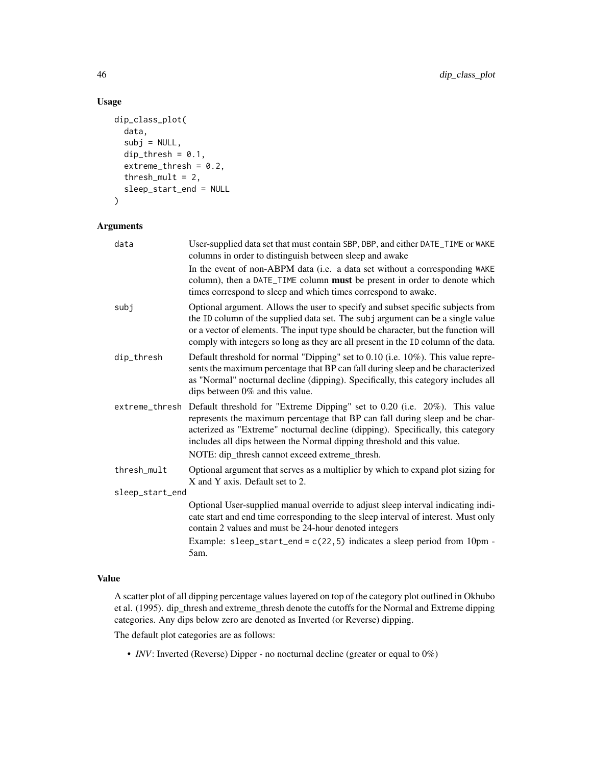### Usage

```
dip_class_plot(
  data,
  subj = NULL,
  dip_thresh = 0.1,
  extreme_thresh = 0.2,
  thresh_mult = 2,
  sleep_start_end = NULL
)
```

### Arguments

| Argument | Description |
| --- | --- |
| data | User-supplied data set that must contain SBP, DBP, and either DATE_TIME or WAKE columns in order to distinguish between sleep and awake<br><br>In the event of non-ABPM data (i.e. a data set without a corresponding WAKE column), then a DATE_TIME column **must** be present in order to denote which times correspond to sleep and which times correspond to awake. |
| subj | Optional argument. Allows the user to specify and subset specific subjects from the ID column of the supplied data set. The subj argument can be a single value or a vector of elements. The input type should be character, but the function will comply with integers so long as they are all present in the ID column of the data. |
| dip_thresh | Default threshold for normal "Dipping" set to 0.10 (i.e. 10%). This value represents the maximum percentage that BP can fall during sleep and be characterized as "Normal" nocturnal decline (dipping). Specifically, this category includes all dips between 0% and this value. |
| extreme_thresh | Default threshold for "Extreme Dipping" set to 0.20 (i.e. 20%). This value represents the maximum percentage that BP can fall during sleep and be characterized as "Extreme" nocturnal decline (dipping). Specifically, this category includes all dips between the Normal dipping threshold and this value.<br><br>NOTE: dip_thresh cannot exceed extreme_thresh. |
| thresh_mult | Optional argument that serves as a multiplier by which to expand plot sizing for X and Y axis. Default set to 2. |
| sleep_start_end | Optional User-supplied manual override to adjust sleep interval indicating indicate start and end time corresponding to the sleep interval of interest. Must only contain 2 values and must be 24-hour denoted integers<br><br>Example: `sleep_start_end = c(22,5)` indicates a sleep period from 10pm - 5am. |

### Value

A scatter plot of all dipping percentage values layered on top of the category plot outlined in Okhubo et al. (1995). dip_thresh and extreme_thresh denote the cutoffs for the Normal and Extreme dipping categories. Any dips below zero are denoted as Inverted (or Reverse) dipping.

The default plot categories are as follows:

- *INV*: Inverted (Reverse) Dipper - no nocturnal decline (greater or equal to 0%)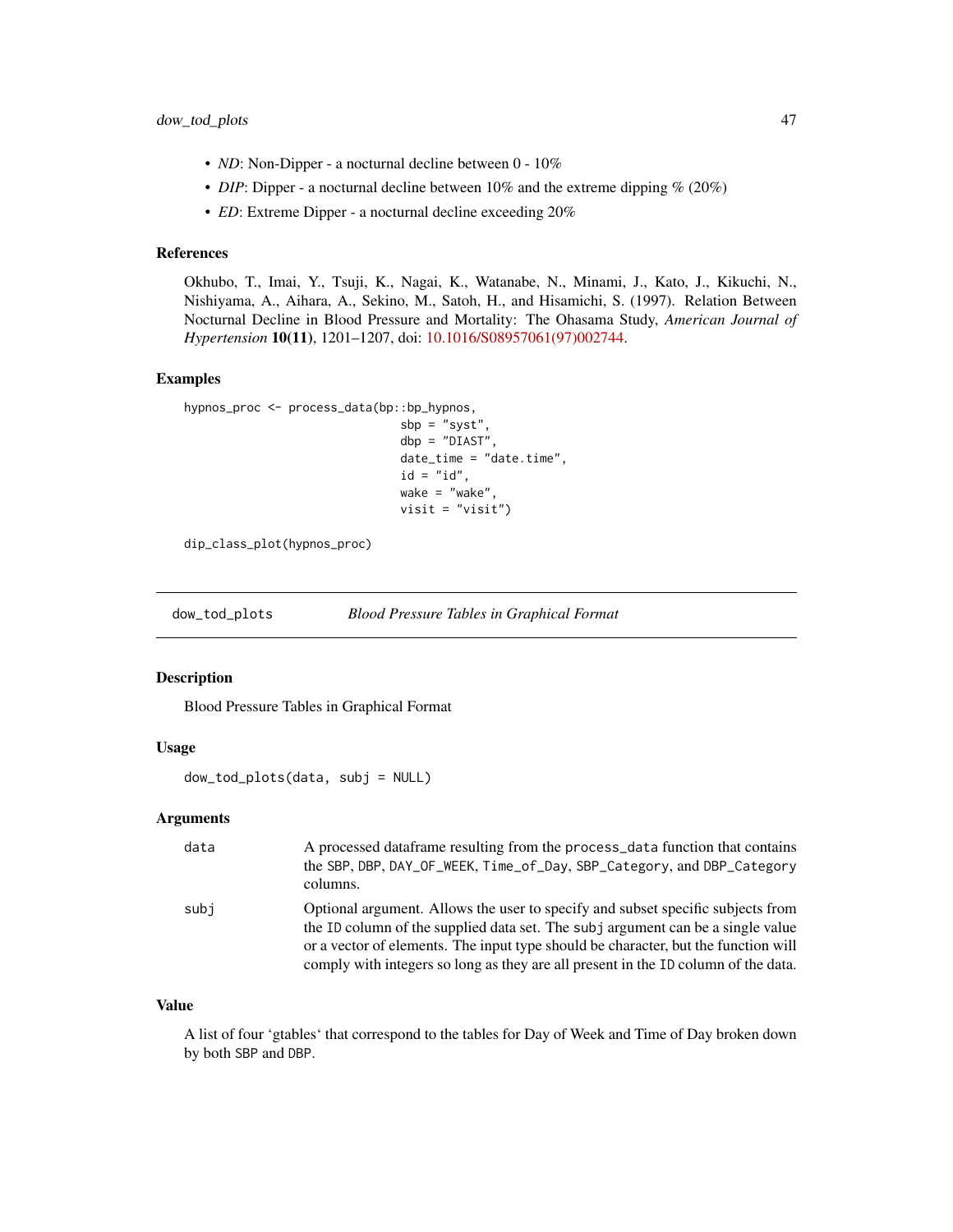- *ND*: Non-Dipper - a nocturnal decline between 0 - 10%
- *DIP*: Dipper - a nocturnal decline between 10% and the extreme dipping % (20%)
- *ED*: Extreme Dipper - a nocturnal decline exceeding 20%

### References

Okhubo, T., Imai, Y., Tsuji, K., Nagai, K., Watanabe, N., Minami, J., Kato, J., Kikuchi, N., Nishiyama, A., Aihara, A., Sekino, M., Satoh, H., and Hisamichi, S. (1997). Relation Between Nocturnal Decline in Blood Pressure and Mortality: The Ohasama Study, *American Journal of Hypertension* **10(11)**, 1201–1207, doi: 10.1016/S08957061(97)002744.

### Examples

```
hypnos_proc <- process_data(bp::bp_hypnos,
                                 sbp = "syst",
                                 dbp = "DIAST",
                                 date_time = "date.time",
                                 id = "id",
                                 wake = "wake",
                                 visit = "visit")

dip_class_plot(hypnos_proc)
```

---

## dow_tod_plots — *Blood Pressure Tables in Graphical Format*

### Description

Blood Pressure Tables in Graphical Format

### Usage

```
dow_tod_plots(data, subj = NULL)
```

### Arguments

| | |
|---|---|
| data | A processed dataframe resulting from the `process_data` function that contains the `SBP`, `DBP`, `DAY_OF_WEEK`, `Time_of_Day`, `SBP_Category`, and `DBP_Category` columns. |
| subj | Optional argument. Allows the user to specify and subset specific subjects from the `ID` column of the supplied data set. The `subj` argument can be a single value or a vector of elements. The input type should be character, but the function will comply with integers so long as they are all present in the `ID` column of the data. |

### Value

A list of four 'gtables' that correspond to the tables for Day of Week and Time of Day broken down by both `SBP` and `DBP`.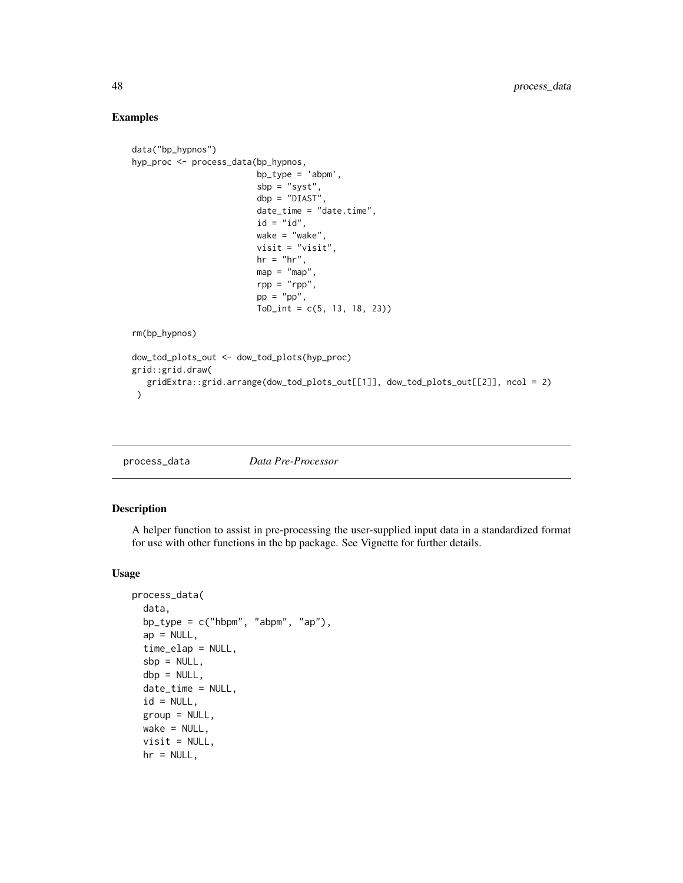## Examples

```
data("bp_hypnos")
hyp_proc <- process_data(bp_hypnos,
                         bp_type = 'abpm',
                         sbp = "syst",
                         dbp = "DIAST",
                         date_time = "date.time",
                         id = "id",
                         wake = "wake",
                         visit = "visit",
                         hr = "hr",
                         map = "map",
                         rpp = "rpp",
                         pp = "pp",
                         ToD_int = c(5, 13, 18, 23))

rm(bp_hypnos)

dow_tod_plots_out <- dow_tod_plots(hyp_proc)
grid::grid.draw(
   gridExtra::grid.arrange(dow_tod_plots_out[[1]], dow_tod_plots_out[[2]], ncol = 2)
 )
```

---

process_data *Data Pre-Processor*

---

## Description

A helper function to assist in pre-processing the user-supplied input data in a standardized format for use with other functions in the bp package. See Vignette for further details.

## Usage

```
process_data(
  data,
  bp_type = c("hbpm", "abpm", "ap"),
  ap = NULL,
  time_elap = NULL,
  sbp = NULL,
  dbp = NULL,
  date_time = NULL,
  id = NULL,
  group = NULL,
  wake = NULL,
  visit = NULL,
  hr = NULL,
```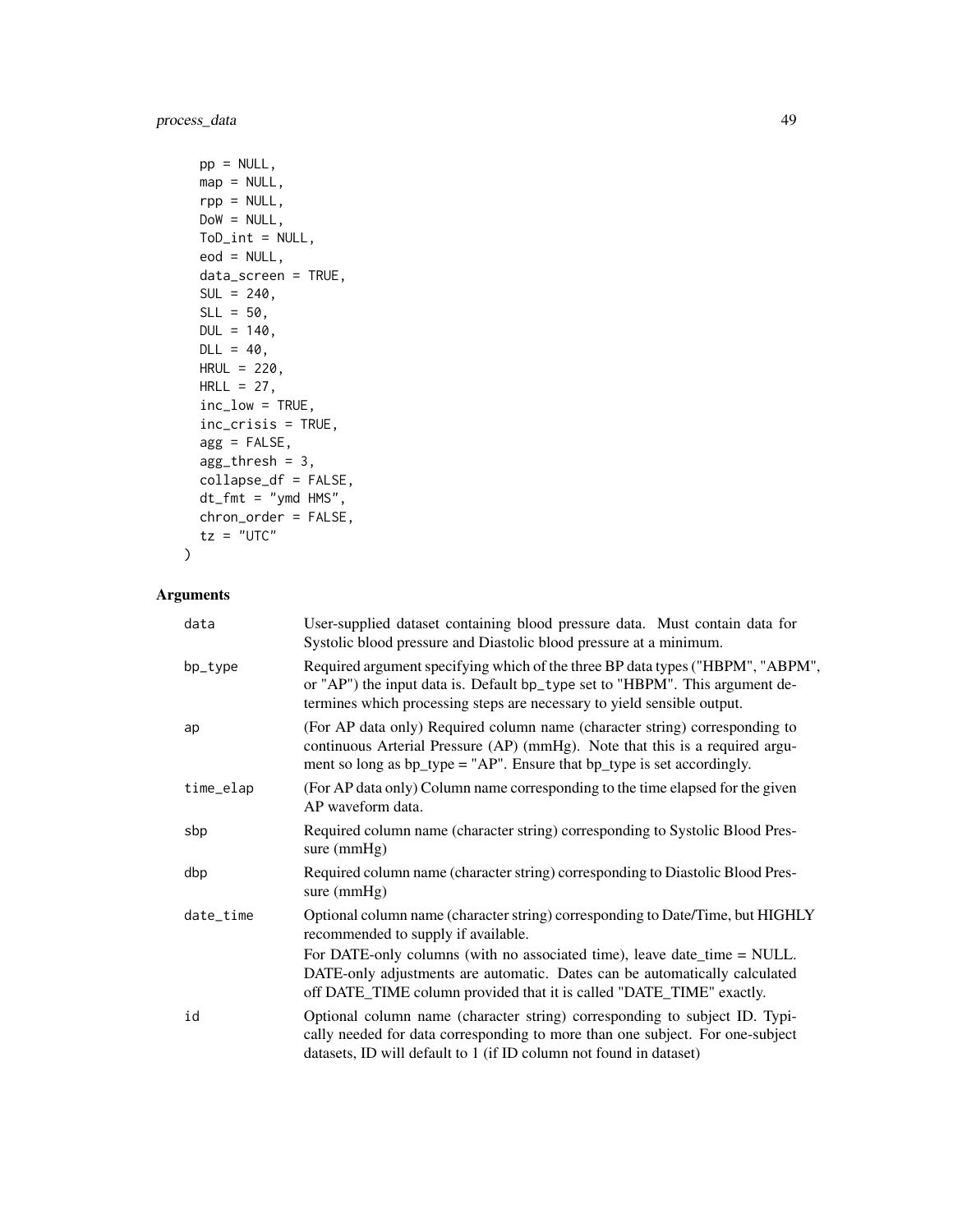```
  pp = NULL,
  map = NULL,
  rpp = NULL,
  DoW = NULL,
  ToD_int = NULL,
  eod = NULL,
  data_screen = TRUE,
  SUL = 240,
  SLL = 50,
  DUL = 140,
  DLL = 40,
  HRUL = 220,
  HRLL = 27,
  inc_low = TRUE,
  inc_crisis = TRUE,
  agg = FALSE,
  agg_thresh = 3,
  collapse_df = FALSE,
  dt_fmt = "ymd HMS",
  chron_order = FALSE,
  tz = "UTC"
)
```

## Arguments

| | |
|---|---|
| data | User-supplied dataset containing blood pressure data. Must contain data for Systolic blood pressure and Diastolic blood pressure at a minimum. |
| bp_type | Required argument specifying which of the three BP data types ("HBPM", "ABPM", or "AP") the input data is. Default bp_type set to "HBPM". This argument determines which processing steps are necessary to yield sensible output. |
| ap | (For AP data only) Required column name (character string) corresponding to continuous Arterial Pressure (AP) (mmHg). Note that this is a required argument so long as bp_type = "AP". Ensure that bp_type is set accordingly. |
| time_elap | (For AP data only) Column name corresponding to the time elapsed for the given AP waveform data. |
| sbp | Required column name (character string) corresponding to Systolic Blood Pressure (mmHg) |
| dbp | Required column name (character string) corresponding to Diastolic Blood Pressure (mmHg) |
| date_time | Optional column name (character string) corresponding to Date/Time, but HIGHLY recommended to supply if available. For DATE-only columns (with no associated time), leave date_time = NULL. DATE-only adjustments are automatic. Dates can be automatically calculated off DATE_TIME column provided that it is called "DATE_TIME" exactly. |
| id | Optional column name (character string) corresponding to subject ID. Typically needed for data corresponding to more than one subject. For one-subject datasets, ID will default to 1 (if ID column not found in dataset) |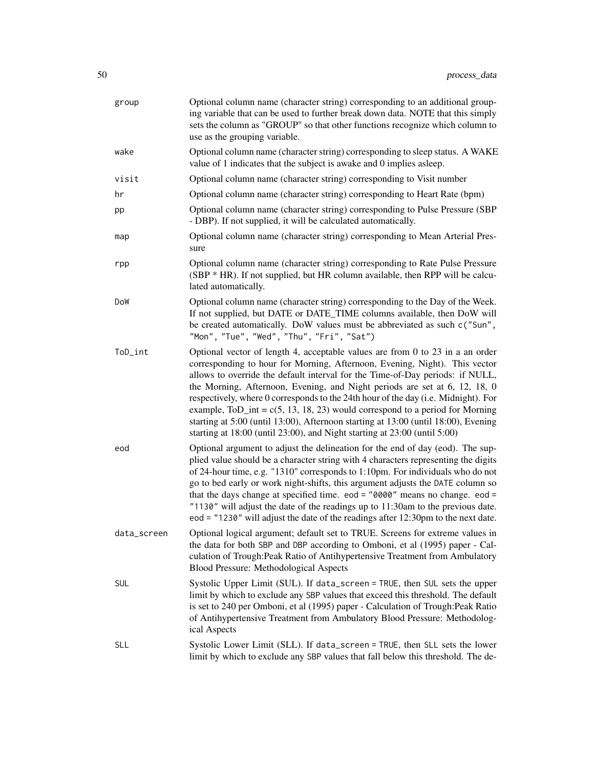| | |
|---|---|
| `group` | Optional column name (character string) corresponding to an additional grouping variable that can be used to further break down data. NOTE that this simply sets the column as "GROUP" so that other functions recognize which column to use as the grouping variable. |
| `wake` | Optional column name (character string) corresponding to sleep status. A WAKE value of 1 indicates that the subject is awake and 0 implies asleep. |
| `visit` | Optional column name (character string) corresponding to Visit number |
| `hr` | Optional column name (character string) corresponding to Heart Rate (bpm) |
| `pp` | Optional column name (character string) corresponding to Pulse Pressure (SBP - DBP). If not supplied, it will be calculated automatically. |
| `map` | Optional column name (character string) corresponding to Mean Arterial Pressure |
| `rpp` | Optional column name (character string) corresponding to Rate Pulse Pressure (SBP * HR). If not supplied, but HR column available, then RPP will be calculated automatically. |
| `DoW` | Optional column name (character string) corresponding to the Day of the Week. If not supplied, but DATE or DATE_TIME columns available, then DoW will be created automatically. DoW values must be abbreviated as such `c("Sun", "Mon", "Tue", "Wed", "Thu", "Fri", "Sat")` |
| `ToD_int` | Optional vector of length 4, acceptable values are from 0 to 23 in a an order corresponding to hour for Morning, Afternoon, Evening, Night). This vector allows to override the default interval for the Time-of-Day periods: if NULL, the Morning, Afternoon, Evening, and Night periods are set at 6, 12, 18, 0 respectively, where 0 corresponds to the 24th hour of the day (i.e. Midnight). For example, ToD_int = c(5, 13, 18, 23) would correspond to a period for Morning starting at 5:00 (until 13:00), Afternoon starting at 13:00 (until 18:00), Evening starting at 18:00 (until 23:00), and Night starting at 23:00 (until 5:00) |
| `eod` | Optional argument to adjust the delineation for the end of day (eod). The supplied value should be a character string with 4 characters representing the digits of 24-hour time, e.g. "1310" corresponds to 1:10pm. For individuals who do not go to bed early or work night-shifts, this argument adjusts the `DATE` column so that the days change at specified time. `eod = "0000"` means no change. `eod = "1130"` will adjust the date of the readings up to 11:30am to the previous date. `eod = "1230"` will adjust the date of the readings after 12:30pm to the next date. |
| `data_screen` | Optional logical argument; default set to TRUE. Screens for extreme values in the data for both `SBP` and `DBP` according to Omboni, et al (1995) paper - Calculation of Trough:Peak Ratio of Antihypertensive Treatment from Ambulatory Blood Pressure: Methodological Aspects |
| `SUL` | Systolic Upper Limit (SUL). If `data_screen = TRUE`, then `SUL` sets the upper limit by which to exclude any `SBP` values that exceed this threshold. The default is set to 240 per Omboni, et al (1995) paper - Calculation of Trough:Peak Ratio of Antihypertensive Treatment from Ambulatory Blood Pressure: Methodological Aspects |
| `SLL` | Systolic Lower Limit (SLL). If `data_screen = TRUE`, then `SLL` sets the lower limit by which to exclude any `SBP` values that fall below this threshold. The de- |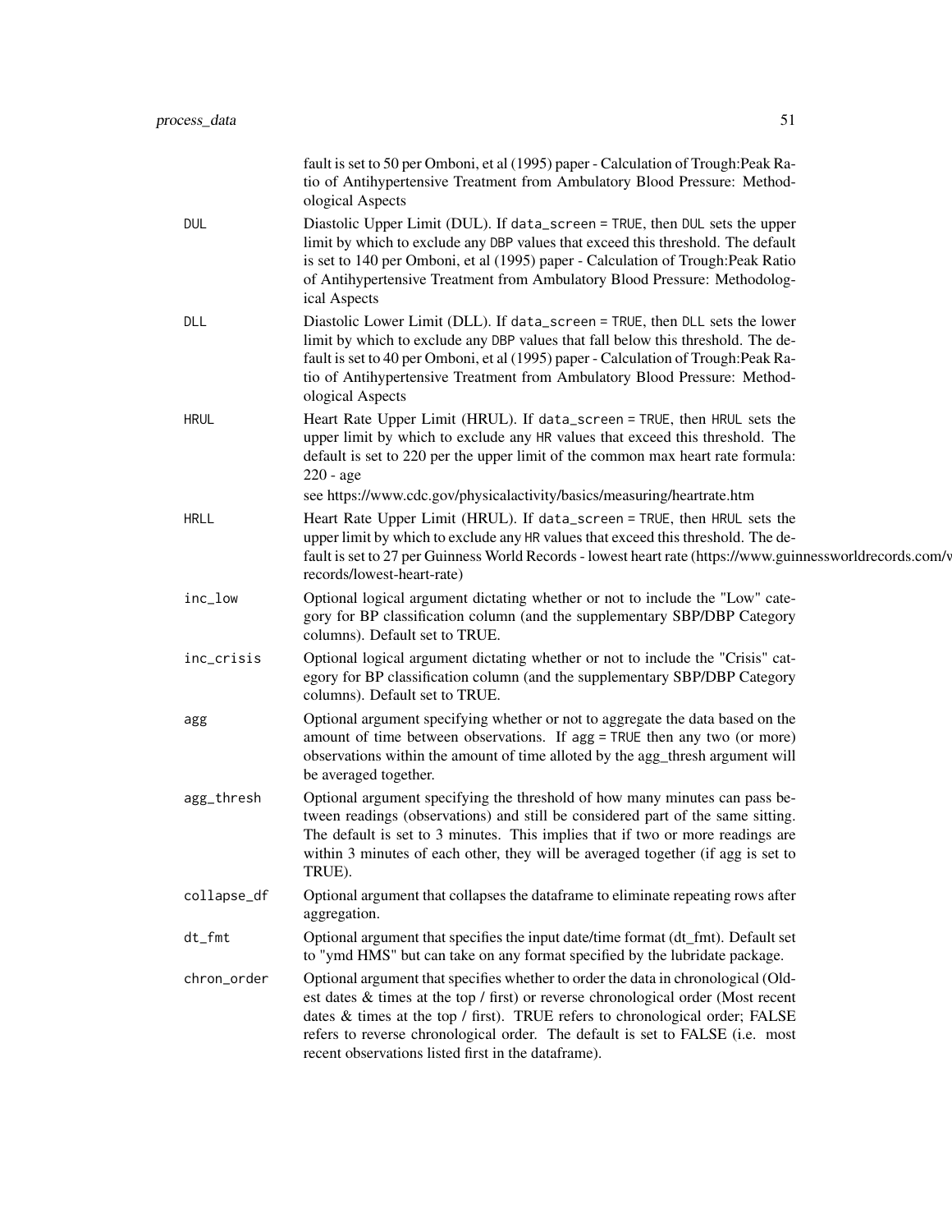fault is set to 50 per Omboni, et al (1995) paper - Calculation of Trough:Peak Ratio of Antihypertensive Treatment from Ambulatory Blood Pressure: Methodological Aspects

`DUL`
: Diastolic Upper Limit (DUL). If `data_screen = TRUE`, then `DUL` sets the upper limit by which to exclude any `DBP` values that exceed this threshold. The default is set to 140 per Omboni, et al (1995) paper - Calculation of Trough:Peak Ratio of Antihypertensive Treatment from Ambulatory Blood Pressure: Methodological Aspects

`DLL`
: Diastolic Lower Limit (DLL). If `data_screen = TRUE`, then `DLL` sets the lower limit by which to exclude any `DBP` values that fall below this threshold. The default is set to 40 per Omboni, et al (1995) paper - Calculation of Trough:Peak Ratio of Antihypertensive Treatment from Ambulatory Blood Pressure: Methodological Aspects

`HRUL`
: Heart Rate Upper Limit (HRUL). If `data_screen = TRUE`, then `HRUL` sets the upper limit by which to exclude any `HR` values that exceed this threshold. The default is set to 220 per the upper limit of the common max heart rate formula: 220 - age
see https://www.cdc.gov/physicalactivity/basics/measuring/heartrate.htm

`HRLL`
: Heart Rate Upper Limit (HRUL). If `data_screen = TRUE`, then `HRUL` sets the upper limit by which to exclude any `HR` values that exceed this threshold. The default is set to 27 per Guinness World Records - lowest heart rate (https://www.guinnessworldrecords.com/v records/lowest-heart-rate)

`inc_low`
: Optional logical argument dictating whether or not to include the "Low" category for BP classification column (and the supplementary SBP/DBP Category columns). Default set to TRUE.

`inc_crisis`
: Optional logical argument dictating whether or not to include the "Crisis" category for BP classification column (and the supplementary SBP/DBP Category columns). Default set to TRUE.

`agg`
: Optional argument specifying whether or not to aggregate the data based on the amount of time between observations. If `agg = TRUE` then any two (or more) observations within the amount of time alloted by the agg_thresh argument will be averaged together.

`agg_thresh`
: Optional argument specifying the threshold of how many minutes can pass between readings (observations) and still be considered part of the same sitting. The default is set to 3 minutes. This implies that if two or more readings are within 3 minutes of each other, they will be averaged together (if agg is set to TRUE).

`collapse_df`
: Optional argument that collapses the dataframe to eliminate repeating rows after aggregation.

`dt_fmt`
: Optional argument that specifies the input date/time format (dt_fmt). Default set to "ymd HMS" but can take on any format specified by the lubridate package.

`chron_order`
: Optional argument that specifies whether to order the data in chronological (Oldest dates & times at the top / first) or reverse chronological order (Most recent dates & times at the top / first). TRUE refers to chronological order; FALSE refers to reverse chronological order. The default is set to FALSE (i.e. most recent observations listed first in the dataframe).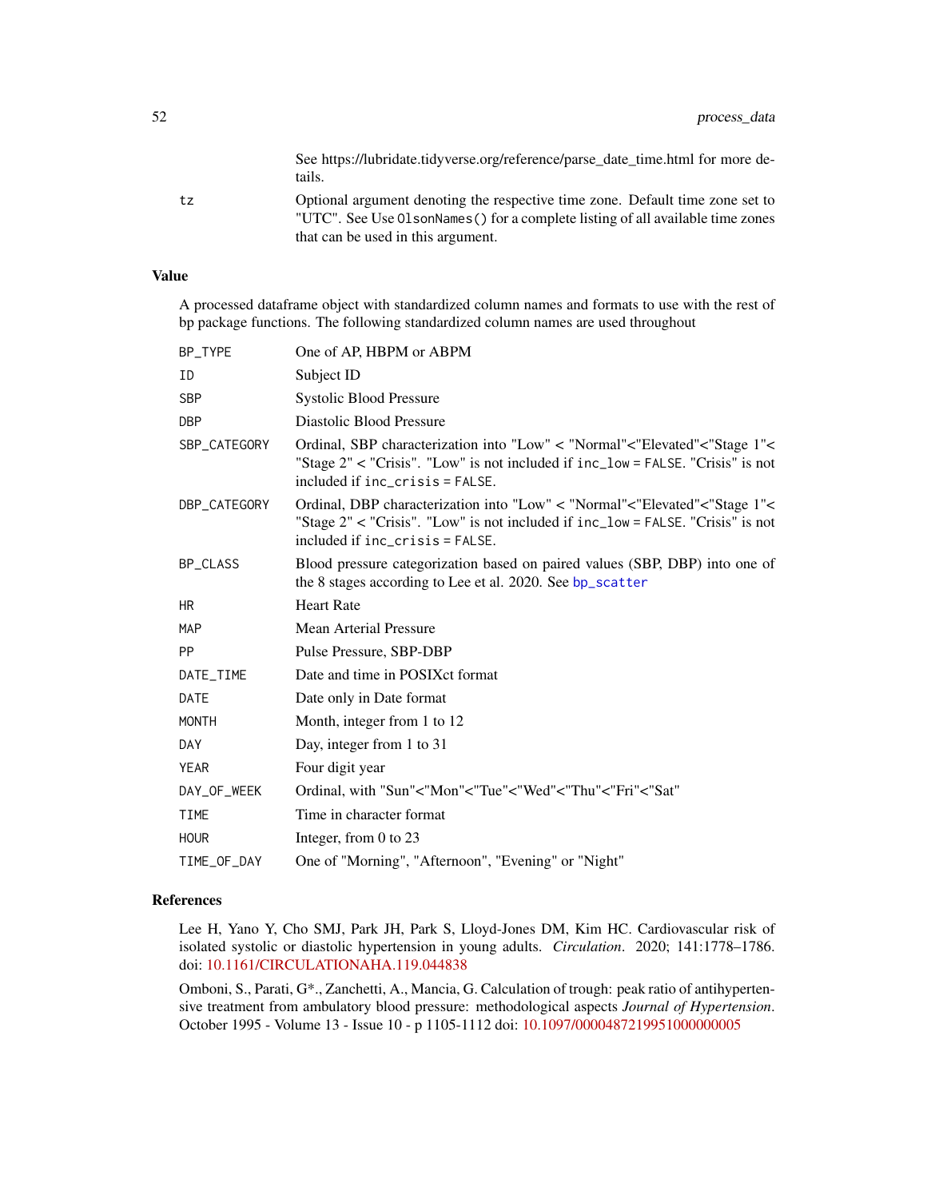See https://lubridate.tidyverse.org/reference/parse_date_time.html for more details.

| | |
|---|---|
| tz | Optional argument denoting the respective time zone. Default time zone set to "UTC". See Use `OlsonNames()` for a complete listing of all available time zones that can be used in this argument. |

## Value

A processed dataframe object with standardized column names and formats to use with the rest of bp package functions. The following standardized column names are used throughout

| | |
|---|---|
| BP_TYPE | One of AP, HBPM or ABPM |
| ID | Subject ID |
| SBP | Systolic Blood Pressure |
| DBP | Diastolic Blood Pressure |
| SBP_CATEGORY | Ordinal, SBP characterization into "Low" < "Normal"<"Elevated"<"Stage 1"< "Stage 2" < "Crisis". "Low" is not included if `inc_low = FALSE`. "Crisis" is not included if `inc_crisis = FALSE`. |
| DBP_CATEGORY | Ordinal, DBP characterization into "Low" < "Normal"<"Elevated"<"Stage 1"< "Stage 2" < "Crisis". "Low" is not included if `inc_low = FALSE`. "Crisis" is not included if `inc_crisis = FALSE`. |
| BP_CLASS | Blood pressure categorization based on paired values (SBP, DBP) into one of the 8 stages according to Lee et al. 2020. See `bp_scatter` |
| HR | Heart Rate |
| MAP | Mean Arterial Pressure |
| PP | Pulse Pressure, SBP-DBP |
| DATE_TIME | Date and time in POSIXct format |
| DATE | Date only in Date format |
| MONTH | Month, integer from 1 to 12 |
| DAY | Day, integer from 1 to 31 |
| YEAR | Four digit year |
| DAY_OF_WEEK | Ordinal, with "Sun"<"Mon"<"Tue"<"Wed"<"Thu"<"Fri"<"Sat" |
| TIME | Time in character format |
| HOUR | Integer, from 0 to 23 |
| TIME_OF_DAY | One of "Morning", "Afternoon", "Evening" or "Night" |

## References

Lee H, Yano Y, Cho SMJ, Park JH, Park S, Lloyd-Jones DM, Kim HC. Cardiovascular risk of isolated systolic or diastolic hypertension in young adults. *Circulation*. 2020; 141:1778–1786. doi: 10.1161/CIRCULATIONAHA.119.044838

Omboni, S., Parati, G*., Zanchetti, A., Mancia, G. Calculation of trough: peak ratio of antihypertensive treatment from ambulatory blood pressure: methodological aspects *Journal of Hypertension*. October 1995 - Volume 13 - Issue 10 - p 1105-1112 doi: 10.1097/00004872199510000000005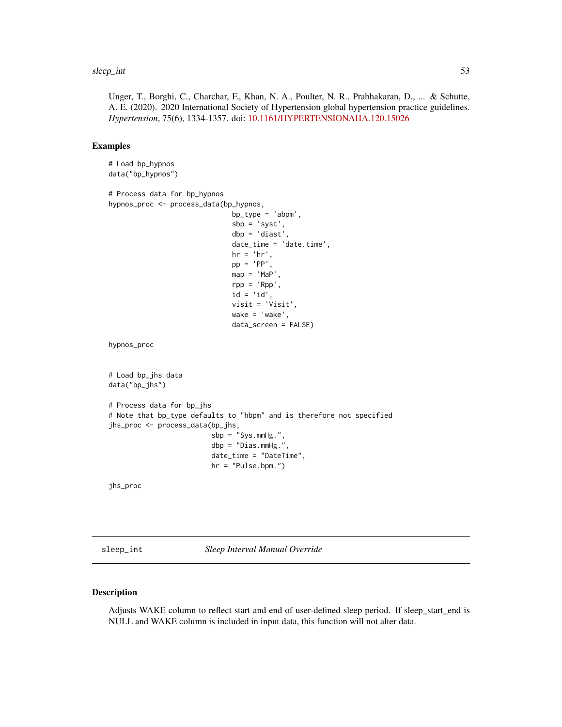Unger, T., Borghi, C., Charchar, F., Khan, N. A., Poulter, N. R., Prabhakaran, D., ... & Schutte, A. E. (2020). 2020 International Society of Hypertension global hypertension practice guidelines. *Hypertension*, 75(6), 1334-1357. doi: 10.1161/HYPERTENSIONAHA.120.15026

## Examples

```
# Load bp_hypnos
data("bp_hypnos")

# Process data for bp_hypnos
hypnos_proc <- process_data(bp_hypnos,
                              bp_type = 'abpm',
                              sbp = 'syst',
                              dbp = 'diast',
                              date_time = 'date.time',
                              hr = 'hr',
                              pp = 'PP',
                              map = 'MaP',
                              rpp = 'Rpp',
                              id = 'id',
                              visit = 'Visit',
                              wake = 'wake',
                              data_screen = FALSE)

hypnos_proc


# Load bp_jhs data
data("bp_jhs")

# Process data for bp_jhs
# Note that bp_type defaults to "hbpm" and is therefore not specified
jhs_proc <- process_data(bp_jhs,
                         sbp = "Sys.mmHg.",
                         dbp = "Dias.mmHg.",
                         date_time = "DateTime",
                         hr = "Pulse.bpm.")

jhs_proc
```

---

`sleep_int` *Sleep Interval Manual Override*

---

## Description

Adjusts WAKE column to reflect start and end of user-defined sleep period. If sleep_start_end is NULL and WAKE column is included in input data, this function will not alter data.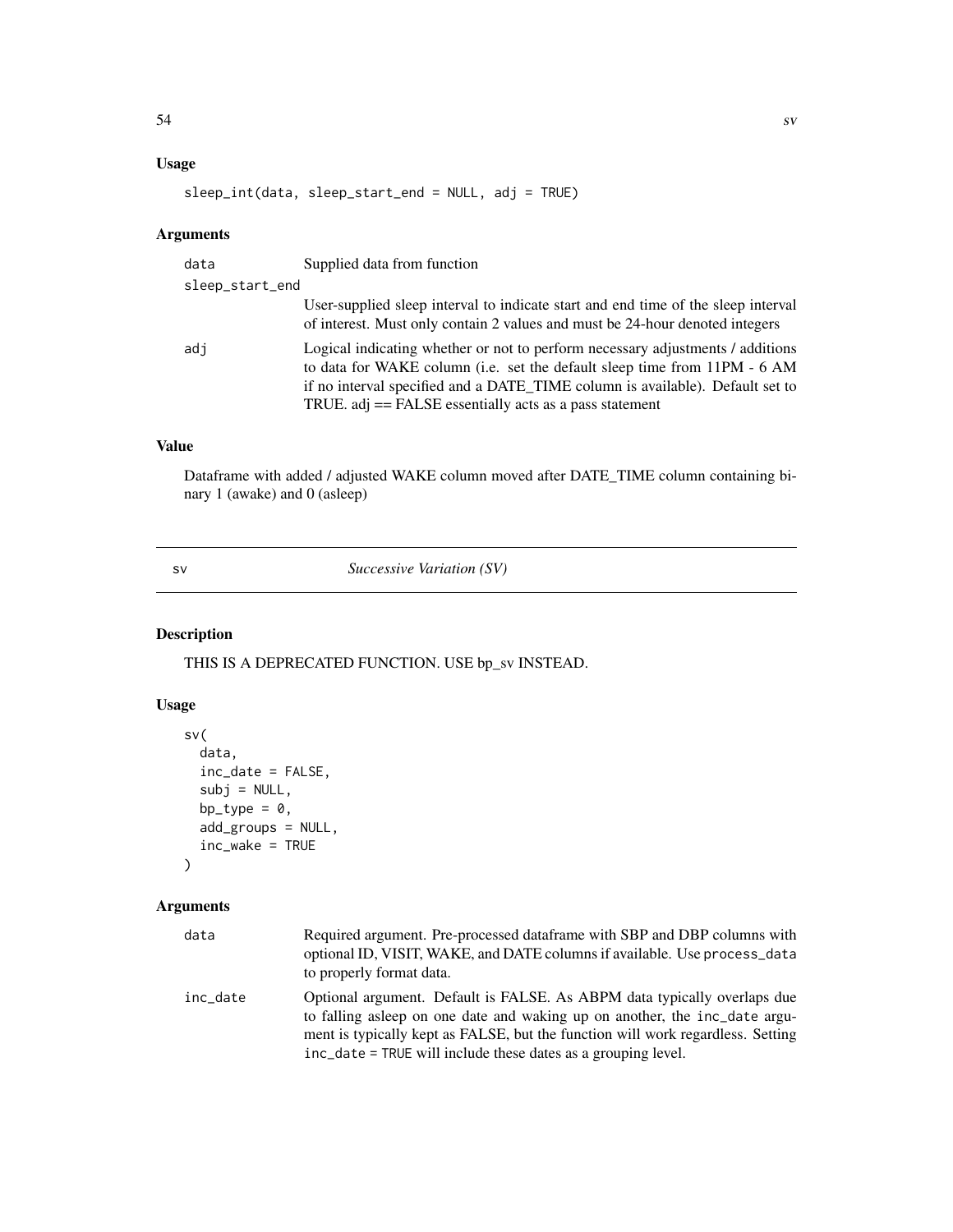### Usage

```
sleep_int(data, sleep_start_end = NULL, adj = TRUE)
```

### Arguments

| | |
|---|---|
| data | Supplied data from function |
| sleep_start_end | User-supplied sleep interval to indicate start and end time of the sleep interval of interest. Must only contain 2 values and must be 24-hour denoted integers |
| adj | Logical indicating whether or not to perform necessary adjustments / additions to data for WAKE column (i.e. set the default sleep time from 11PM - 6 AM if no interval specified and a DATE_TIME column is available). Default set to TRUE. adj == FALSE essentially acts as a pass statement |

### Value

Dataframe with added / adjusted WAKE column moved after DATE_TIME column containing binary 1 (awake) and 0 (asleep)

## sv *Successive Variation (SV)*

### Description

THIS IS A DEPRECATED FUNCTION. USE bp_sv INSTEAD.

### Usage

```
sv(
  data,
  inc_date = FALSE,
  subj = NULL,
  bp_type = 0,
  add_groups = NULL,
  inc_wake = TRUE
)
```

### Arguments

| | |
|---|---|
| data | Required argument. Pre-processed dataframe with SBP and DBP columns with optional ID, VISIT, WAKE, and DATE columns if available. Use `process_data` to properly format data. |
| inc_date | Optional argument. Default is FALSE. As ABPM data typically overlaps due to falling asleep on one date and waking up on another, the `inc_date` argument is typically kept as FALSE, but the function will work regardless. Setting `inc_date = TRUE` will include these dates as a grouping level. |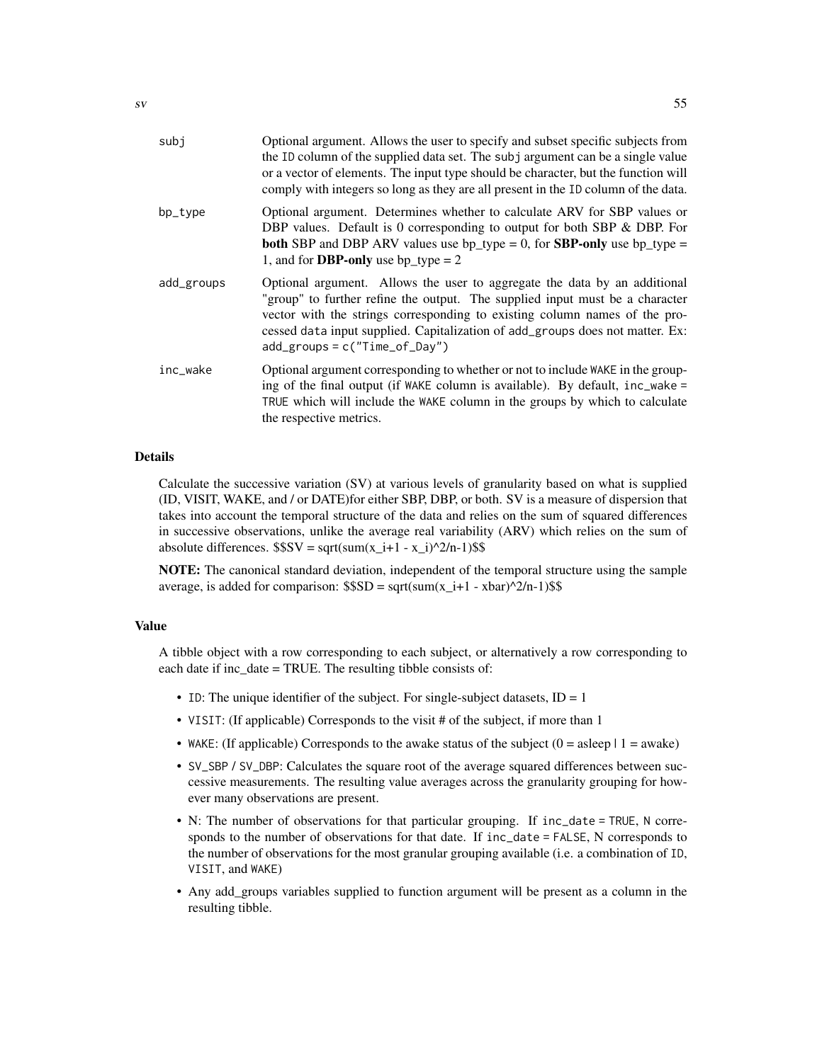| | |
|---|---|
| subj | Optional argument. Allows the user to specify and subset specific subjects from the ID column of the supplied data set. The subj argument can be a single value or a vector of elements. The input type should be character, but the function will comply with integers so long as they are all present in the ID column of the data. |
| bp_type | Optional argument. Determines whether to calculate ARV for SBP values or DBP values. Default is 0 corresponding to output for both SBP & DBP. For **both** SBP and DBP ARV values use bp_type = 0, for **SBP-only** use bp_type = 1, and for **DBP-only** use bp_type = 2 |
| add_groups | Optional argument. Allows the user to aggregate the data by an additional "group" to further refine the output. The supplied input must be a character vector with the strings corresponding to existing column names of the processed data input supplied. Capitalization of add_groups does not matter. Ex: add_groups = c("Time_of_Day") |
| inc_wake | Optional argument corresponding to whether or not to include WAKE in the grouping of the final output (if WAKE column is available). By default, inc_wake = TRUE which will include the WAKE column in the groups by which to calculate the respective metrics. |

### Details

Calculate the successive variation (SV) at various levels of granularity based on what is supplied (ID, VISIT, WAKE, and / or DATE)for either SBP, DBP, or both. SV is a measure of dispersion that takes into account the temporal structure of the data and relies on the sum of squared differences in successive observations, unlike the average real variability (ARV) which relies on the sum of absolute differences. $$SV = sqrt(sum(x_i+1 - x_i)^2/n-1)$$

**NOTE:** The canonical standard deviation, independent of the temporal structure using the sample average, is added for comparison: $$SD = sqrt(sum(x_i+1 - xbar)^2/n-1)$$

### Value

A tibble object with a row corresponding to each subject, or alternatively a row corresponding to each date if inc_date = TRUE. The resulting tibble consists of:

- ID: The unique identifier of the subject. For single-subject datasets, ID = 1
- VISIT: (If applicable) Corresponds to the visit # of the subject, if more than 1
- WAKE: (If applicable) Corresponds to the awake status of the subject (0 = asleep | 1 = awake)
- SV_SBP / SV_DBP: Calculates the square root of the average squared differences between successive measurements. The resulting value averages across the granularity grouping for however many observations are present.
- N: The number of observations for that particular grouping. If inc_date = TRUE, N corresponds to the number of observations for that date. If inc_date = FALSE, N corresponds to the number of observations for the most granular grouping available (i.e. a combination of ID, VISIT, and WAKE)
- Any add_groups variables supplied to function argument will be present as a column in the resulting tibble.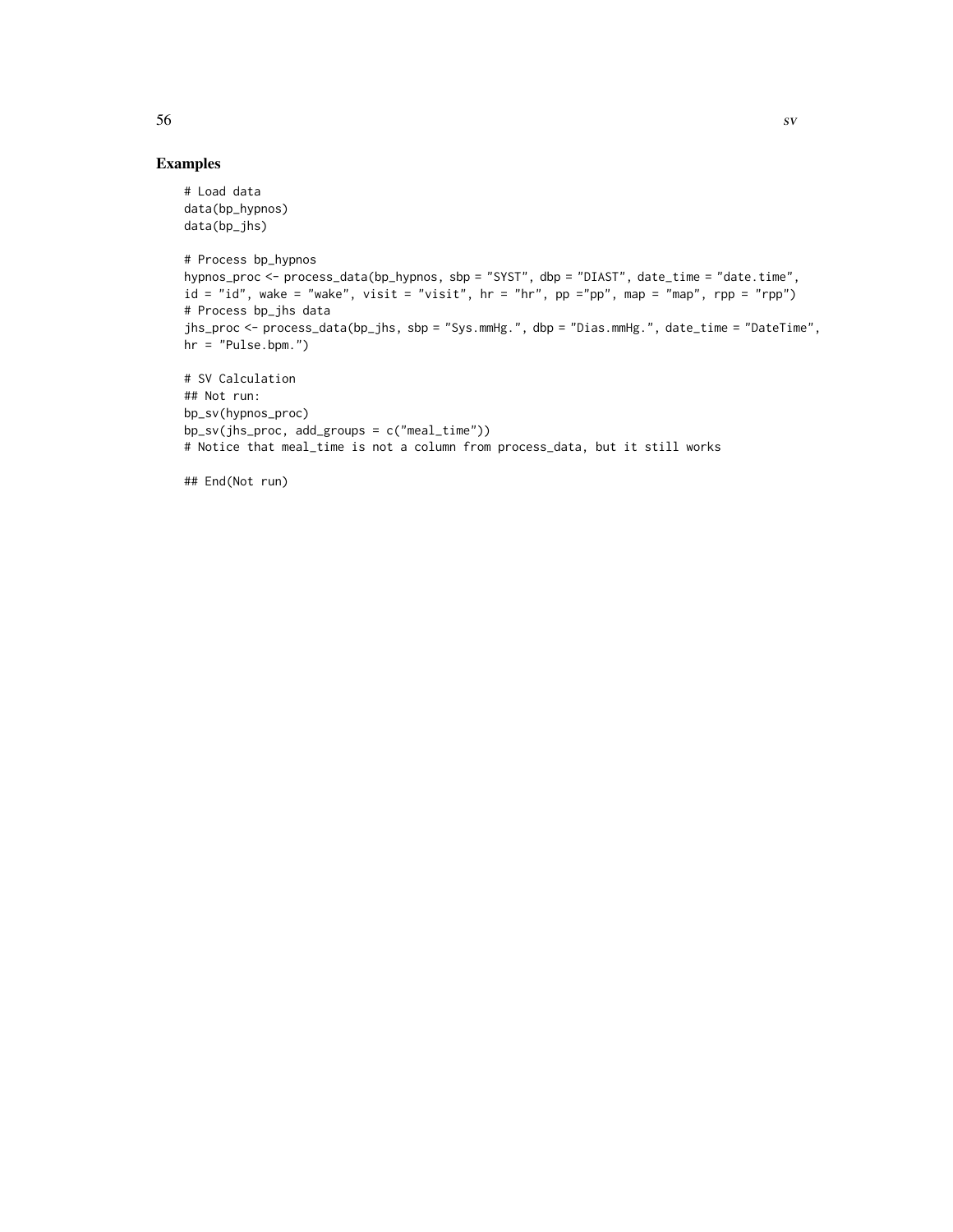## Examples

```
# Load data
data(bp_hypnos)
data(bp_jhs)

# Process bp_hypnos
hypnos_proc <- process_data(bp_hypnos, sbp = "SYST", dbp = "DIAST", date_time = "date.time",
id = "id", wake = "wake", visit = "visit", hr = "hr", pp ="pp", map = "map", rpp = "rpp")
# Process bp_jhs data
jhs_proc <- process_data(bp_jhs, sbp = "Sys.mmHg.", dbp = "Dias.mmHg.", date_time = "DateTime",
hr = "Pulse.bpm.")

# SV Calculation
## Not run:
bp_sv(hypnos_proc)
bp_sv(jhs_proc, add_groups = c("meal_time"))
# Notice that meal_time is not a column from process_data, but it still works

## End(Not run)
```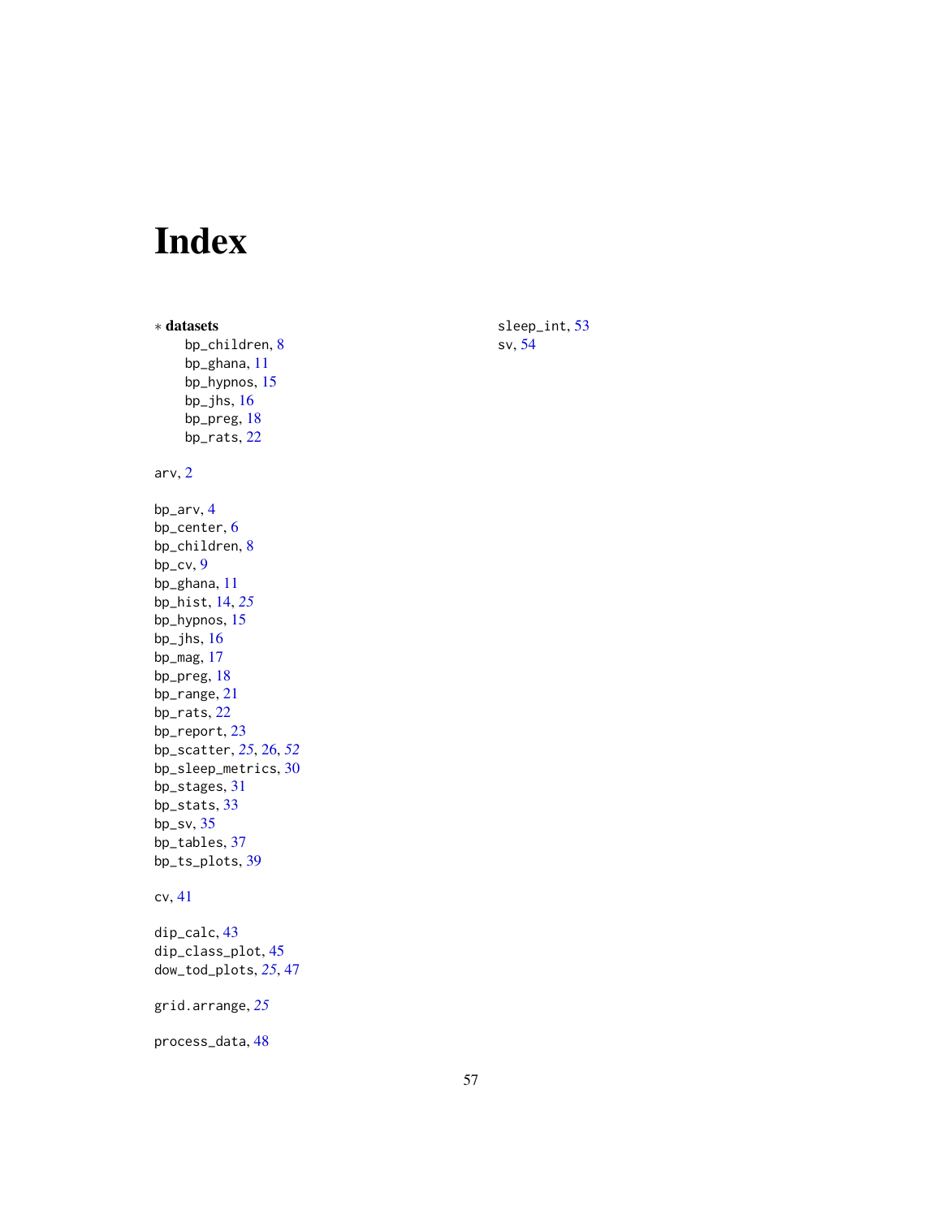# Index

∗ **datasets**
- bp_children, 8
- bp_ghana, 11
- bp_hypnos, 15
- bp_jhs, 16
- bp_preg, 18
- bp_rats, 22

arv, 2

bp_arv, 4
bp_center, 6
bp_children, 8
bp_cv, 9
bp_ghana, 11
bp_hist, 14, *25*
bp_hypnos, 15
bp_jhs, 16
bp_mag, 17
bp_preg, 18
bp_range, 21
bp_rats, 22
bp_report, 23
bp_scatter, *25*, 26, *52*
bp_sleep_metrics, 30
bp_stages, 31
bp_stats, 33
bp_sv, 35
bp_tables, 37
bp_ts_plots, 39

cv, 41

dip_calc, 43
dip_class_plot, 45
dow_tod_plots, *25*, 47

grid.arrange, *25*

process_data, 48

sleep_int, 53
sv, 54